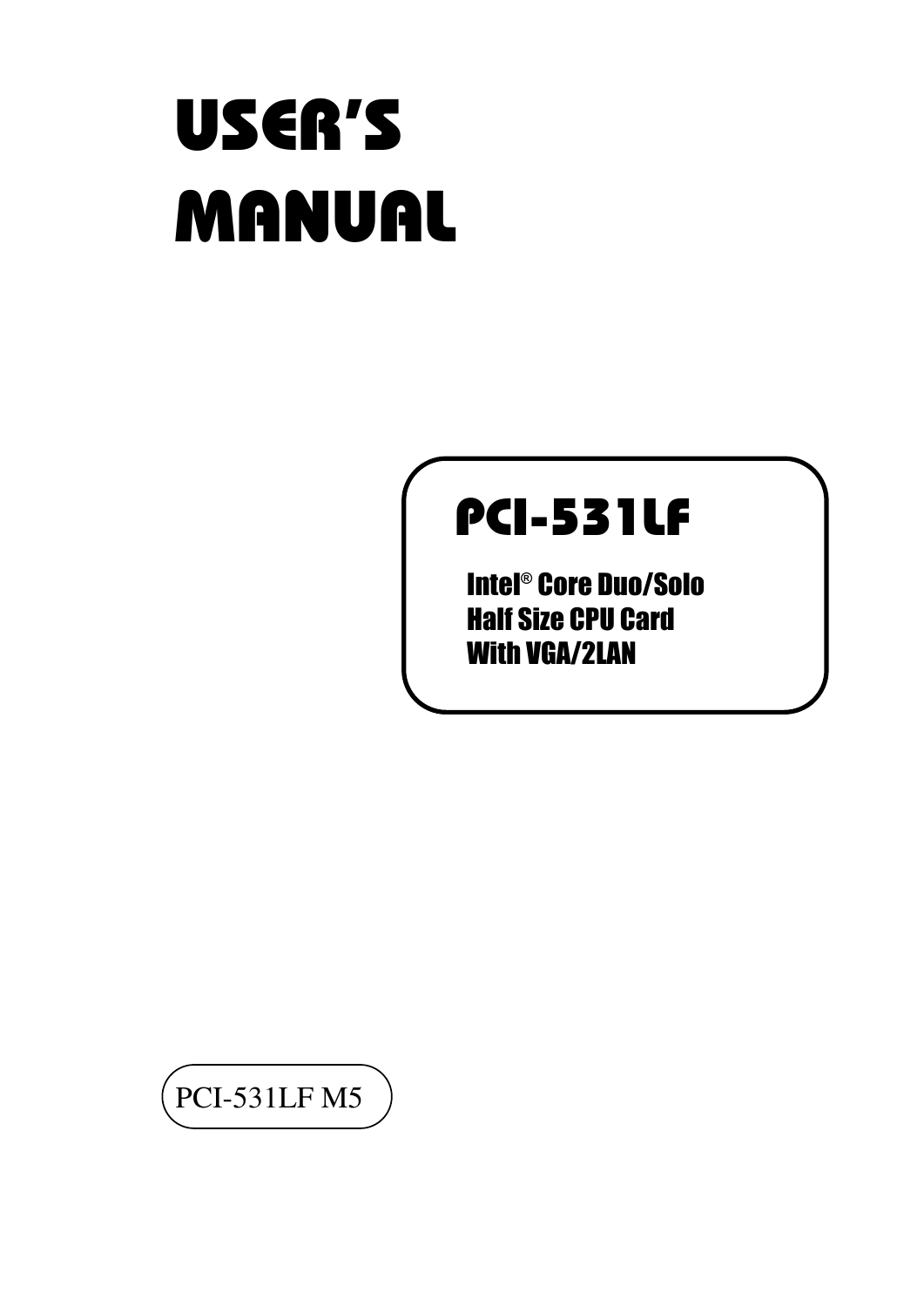# USER'S MANUAL

## PCI-531LF

**Intel® Core Duo/Solo**
**Half Size CPU Card**
**With VGA/2LAN**

PCI-531LF M5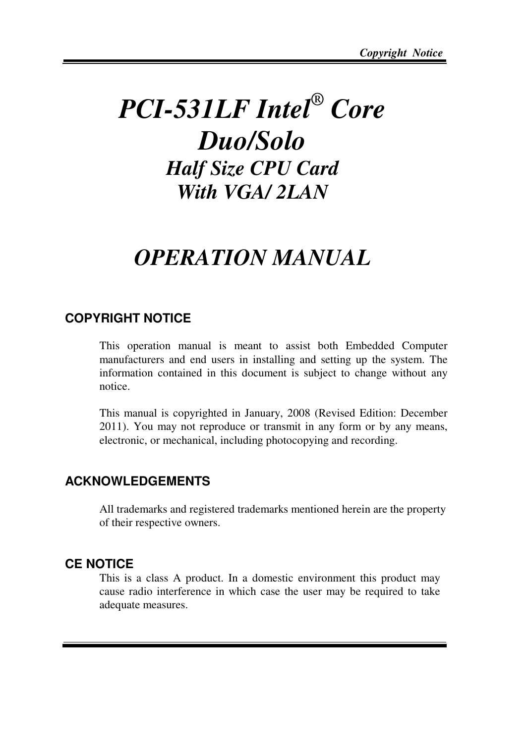# *PCI-531LF Intel® Core Duo/Solo*

## *Half Size CPU Card With VGA/ 2LAN*

# *OPERATION MANUAL*

## COPYRIGHT NOTICE

This operation manual is meant to assist both Embedded Computer manufacturers and end users in installing and setting up the system. The information contained in this document is subject to change without any notice.

This manual is copyrighted in January, 2008 (Revised Edition: December 2011). You may not reproduce or transmit in any form or by any means, electronic, or mechanical, including photocopying and recording.

## ACKNOWLEDGEMENTS

All trademarks and registered trademarks mentioned herein are the property of their respective owners.

## CE NOTICE

This is a class A product. In a domestic environment this product may cause radio interference in which case the user may be required to take adequate measures.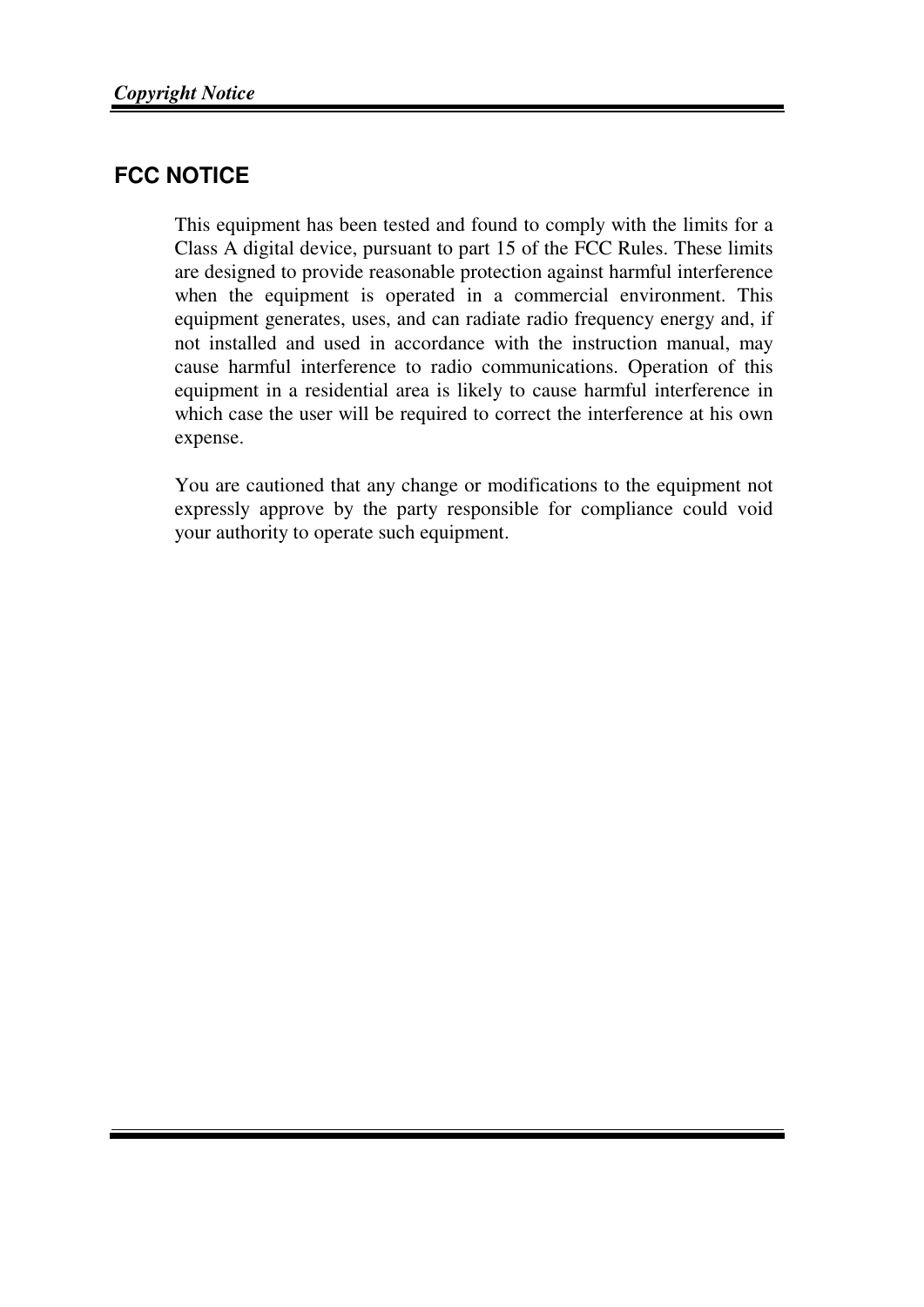## FCC NOTICE

This equipment has been tested and found to comply with the limits for a Class A digital device, pursuant to part 15 of the FCC Rules. These limits are designed to provide reasonable protection against harmful interference when the equipment is operated in a commercial environment. This equipment generates, uses, and can radiate radio frequency energy and, if not installed and used in accordance with the instruction manual, may cause harmful interference to radio communications. Operation of this equipment in a residential area is likely to cause harmful interference in which case the user will be required to correct the interference at his own expense.

You are cautioned that any change or modifications to the equipment not expressly approve by the party responsible for compliance could void your authority to operate such equipment.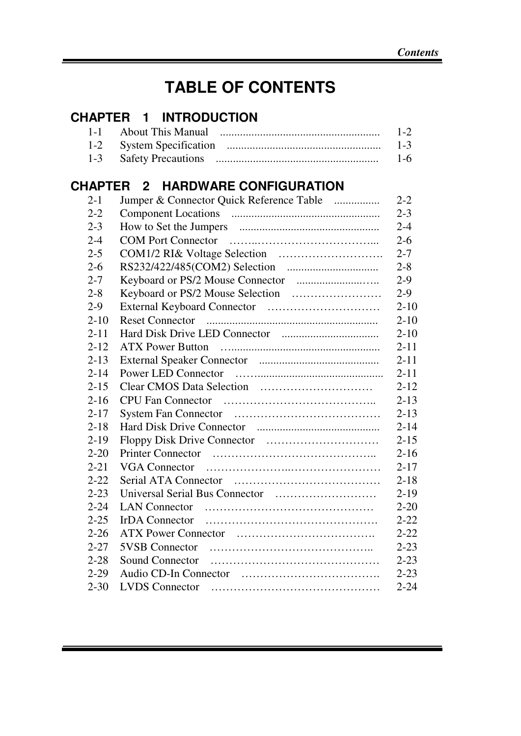# TABLE OF CONTENTS

## CHAPTER 1 INTRODUCTION

| | | |
|---|---|---|
| 1-1 | About This Manual | 1-2 |
| 1-2 | System Specification | 1-3 |
| 1-3 | Safety Precautions | 1-6 |

## CHAPTER 2 HARDWARE CONFIGURATION

| | | |
|---|---|---|
| 2-1 | Jumper & Connector Quick Reference Table | 2-2 |
| 2-2 | Component Locations | 2-3 |
| 2-3 | How to Set the Jumpers | 2-4 |
| 2-4 | COM Port Connector | 2-6 |
| 2-5 | COM1/2 RI& Voltage Selection | 2-7 |
| 2-6 | RS232/422/485(COM2) Selection | 2-8 |
| 2-7 | Keyboard or PS/2 Mouse Connector | 2-9 |
| 2-8 | Keyboard or PS/2 Mouse Selection | 2-9 |
| 2-9 | External Keyboard Connector | 2-10 |
| 2-10 | Reset Connector | 2-10 |
| 2-11 | Hard Disk Drive LED Connector | 2-10 |
| 2-12 | ATX Power Button | 2-11 |
| 2-13 | External Speaker Connector | 2-11 |
| 2-14 | Power LED Connector | 2-11 |
| 2-15 | Clear CMOS Data Selection | 2-12 |
| 2-16 | CPU Fan Connector | 2-13 |
| 2-17 | System Fan Connector | 2-13 |
| 2-18 | Hard Disk Drive Connector | 2-14 |
| 2-19 | Floppy Disk Drive Connector | 2-15 |
| 2-20 | Printer Connector | 2-16 |
| 2-21 | VGA Connector | 2-17 |
| 2-22 | Serial ATA Connector | 2-18 |
| 2-23 | Universal Serial Bus Connector | 2-19 |
| 2-24 | LAN Connector | 2-20 |
| 2-25 | IrDA Connector | 2-22 |
| 2-26 | ATX Power Connector | 2-22 |
| 2-27 | 5VSB Connector | 2-23 |
| 2-28 | Sound Connector | 2-23 |
| 2-29 | Audio CD-In Connector | 2-23 |
| 2-30 | LVDS Connector | 2-24 |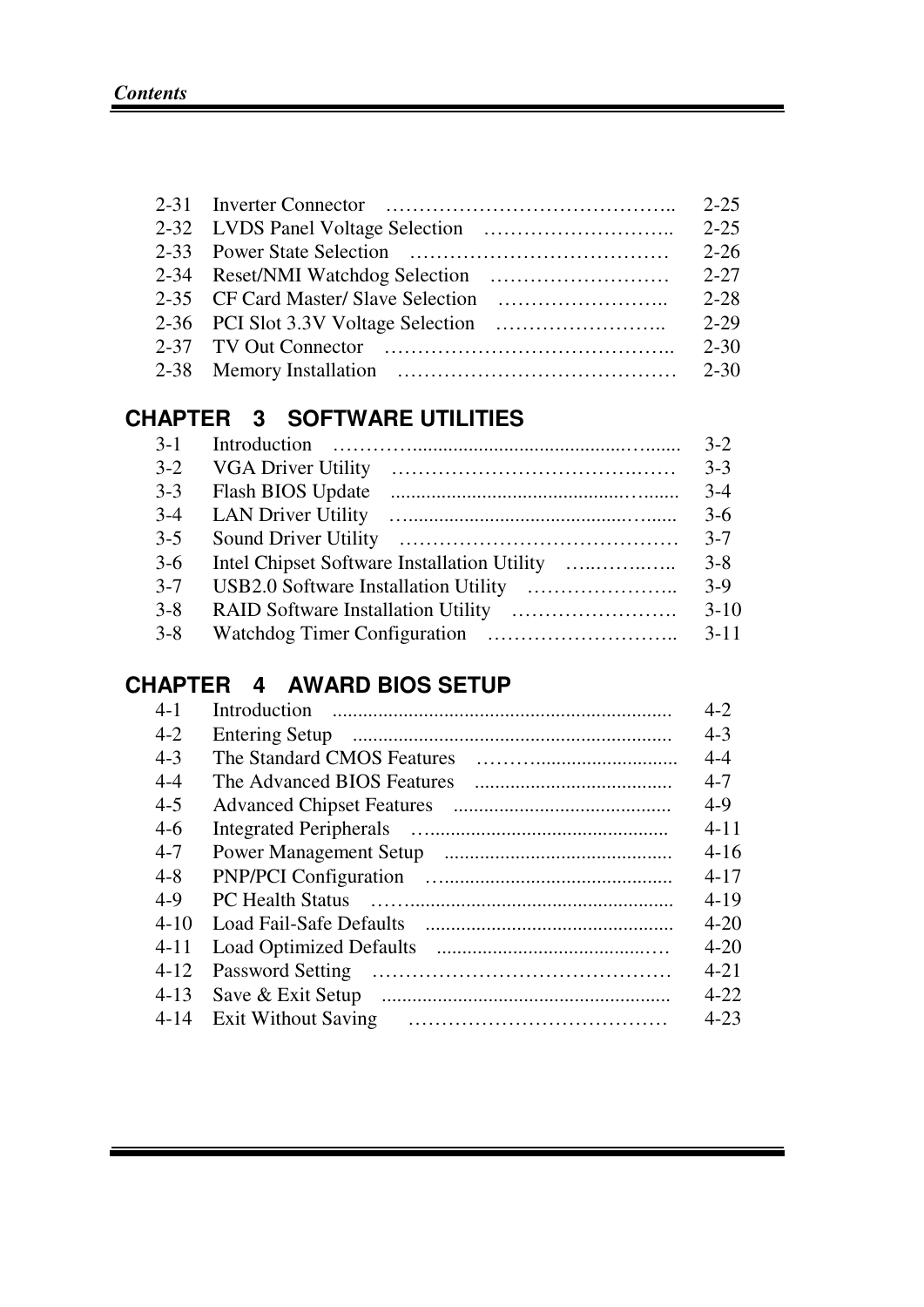| | | |
|---|---|---|
| 2-31 | Inverter Connector | 2-25 |
| 2-32 | LVDS Panel Voltage Selection | 2-25 |
| 2-33 | Power State Selection | 2-26 |
| 2-34 | Reset/NMI Watchdog Selection | 2-27 |
| 2-35 | CF Card Master/ Slave Selection | 2-28 |
| 2-36 | PCI Slot 3.3V Voltage Selection | 2-29 |
| 2-37 | TV Out Connector | 2-30 |
| 2-38 | Memory Installation | 2-30 |

## CHAPTER 3 SOFTWARE UTILITIES

| | | |
|---|---|---|
| 3-1 | Introduction | 3-2 |
| 3-2 | VGA Driver Utility | 3-3 |
| 3-3 | Flash BIOS Update | 3-4 |
| 3-4 | LAN Driver Utility | 3-6 |
| 3-5 | Sound Driver Utility | 3-7 |
| 3-6 | Intel Chipset Software Installation Utility | 3-8 |
| 3-7 | USB2.0 Software Installation Utility | 3-9 |
| 3-8 | RAID Software Installation Utility | 3-10 |
| 3-8 | Watchdog Timer Configuration | 3-11 |

## CHAPTER 4 AWARD BIOS SETUP

| | | |
|---|---|---|
| 4-1 | Introduction | 4-2 |
| 4-2 | Entering Setup | 4-3 |
| 4-3 | The Standard CMOS Features | 4-4 |
| 4-4 | The Advanced BIOS Features | 4-7 |
| 4-5 | Advanced Chipset Features | 4-9 |
| 4-6 | Integrated Peripherals | 4-11 |
| 4-7 | Power Management Setup | 4-16 |
| 4-8 | PNP/PCI Configuration | 4-17 |
| 4-9 | PC Health Status | 4-19 |
| 4-10 | Load Fail-Safe Defaults | 4-20 |
| 4-11 | Load Optimized Defaults | 4-20 |
| 4-12 | Password Setting | 4-21 |
| 4-13 | Save & Exit Setup | 4-22 |
| 4-14 | Exit Without Saving | 4-23 |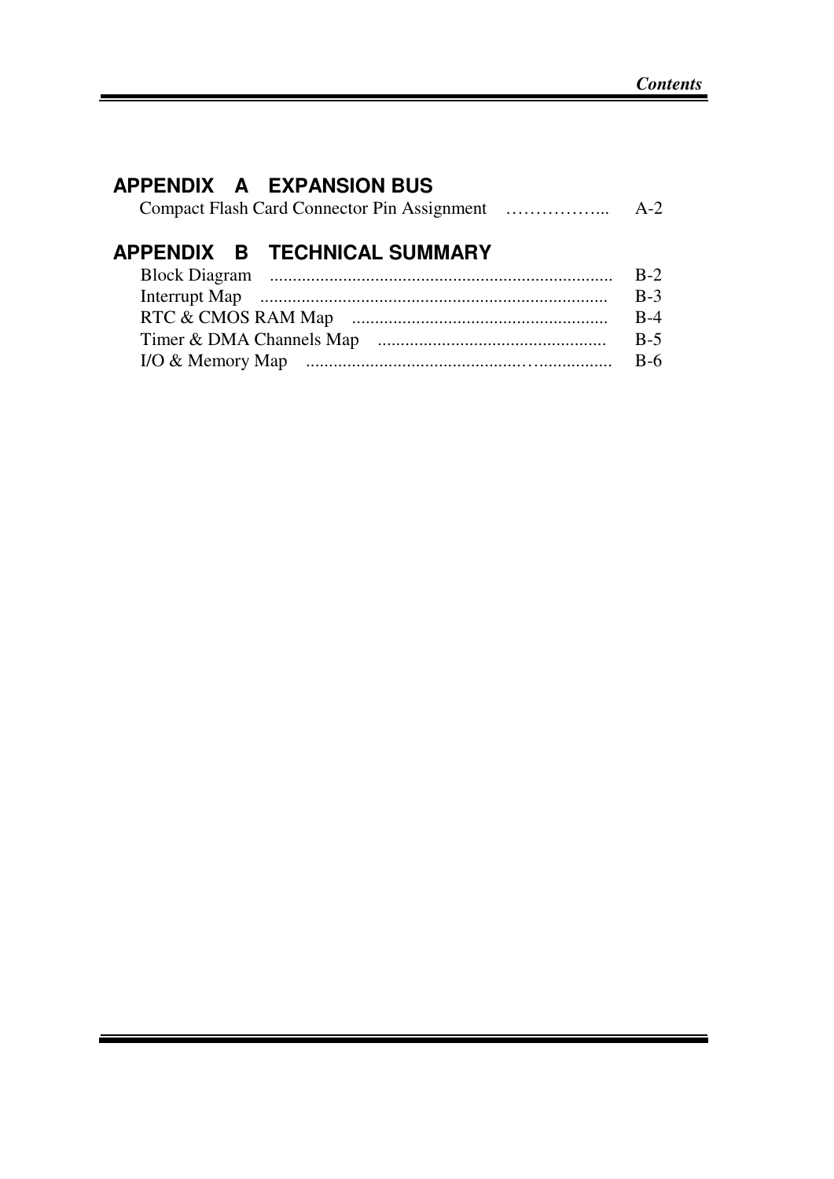## APPENDIX A EXPANSION BUS

Compact Flash Card Connector Pin Assignment …………….. A-2

## APPENDIX B TECHNICAL SUMMARY

Block Diagram .......................................................................... B-2
Interrupt Map ........................................................................... B-3
RTC & CMOS RAM Map ....................................................... B-4
Timer & DMA Channels Map ................................................. B-5
I/O & Memory Map ................................................................. B-6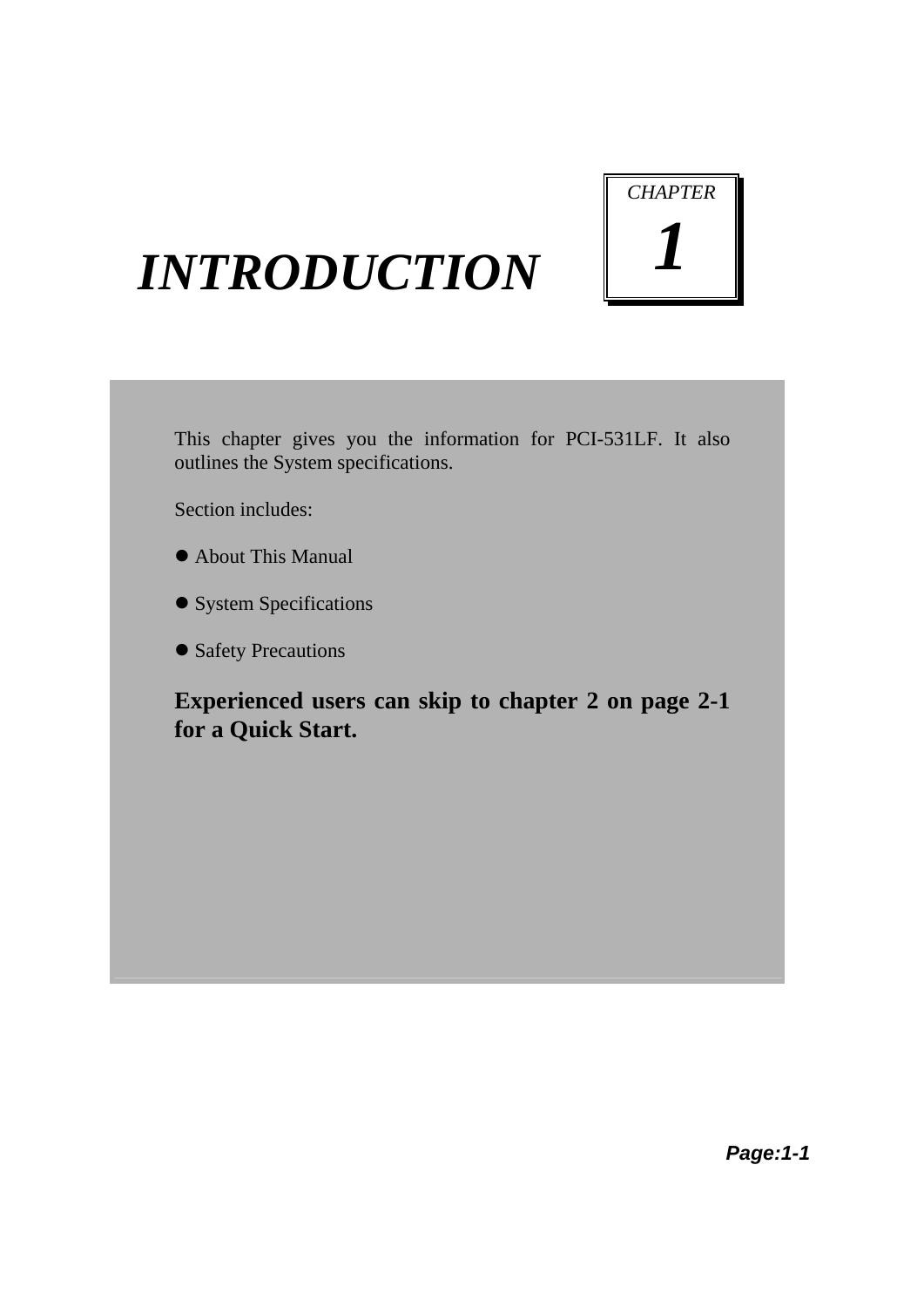# *INTRODUCTION*

*CHAPTER*

***1***

This chapter gives you the information for PCI-531LF. It also outlines the System specifications.

Section includes:

- About This Manual
- System Specifications
- Safety Precautions

**Experienced users can skip to chapter 2 on page 2-1 for a Quick Start.**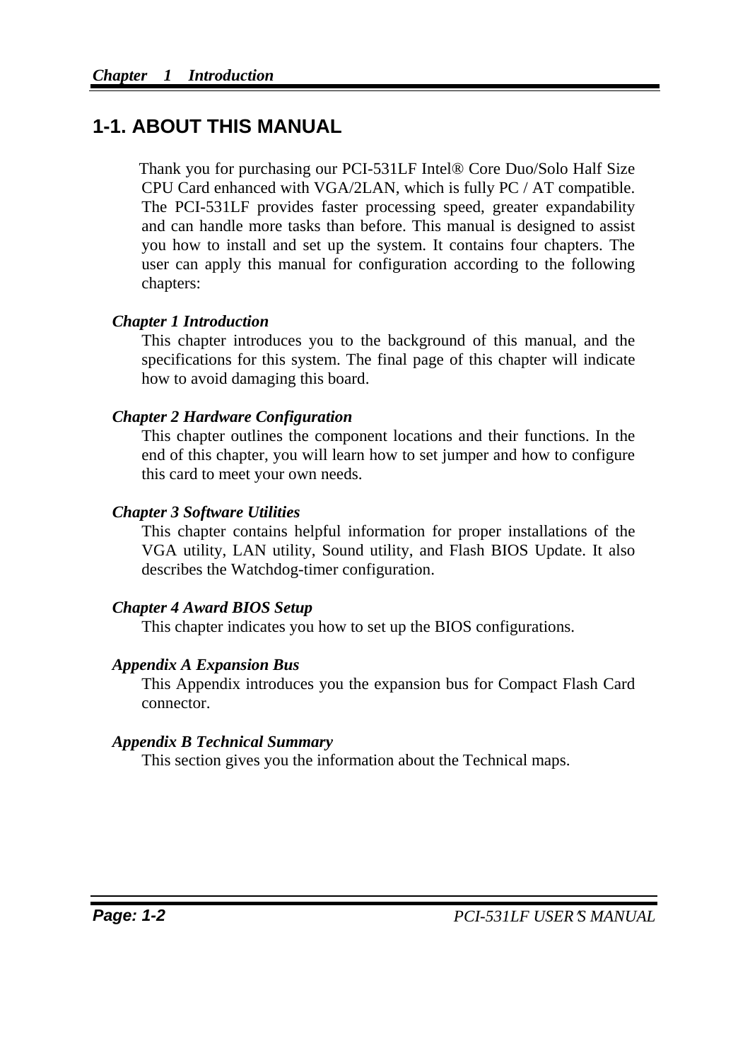## 1-1. ABOUT THIS MANUAL

Thank you for purchasing our PCI-531LF Intel® Core Duo/Solo Half Size CPU Card enhanced with VGA/2LAN, which is fully PC / AT compatible. The PCI-531LF provides faster processing speed, greater expandability and can handle more tasks than before. This manual is designed to assist you how to install and set up the system. It contains four chapters. The user can apply this manual for configuration according to the following chapters:

***Chapter 1 Introduction***
This chapter introduces you to the background of this manual, and the specifications for this system. The final page of this chapter will indicate how to avoid damaging this board.

***Chapter 2 Hardware Configuration***
This chapter outlines the component locations and their functions. In the end of this chapter, you will learn how to set jumper and how to configure this card to meet your own needs.

***Chapter 3 Software Utilities***
This chapter contains helpful information for proper installations of the VGA utility, LAN utility, Sound utility, and Flash BIOS Update. It also describes the Watchdog-timer configuration.

***Chapter 4 Award BIOS Setup***
This chapter indicates you how to set up the BIOS configurations.

***Appendix A Expansion Bus***
This Appendix introduces you the expansion bus for Compact Flash Card connector.

***Appendix B Technical Summary***
This section gives you the information about the Technical maps.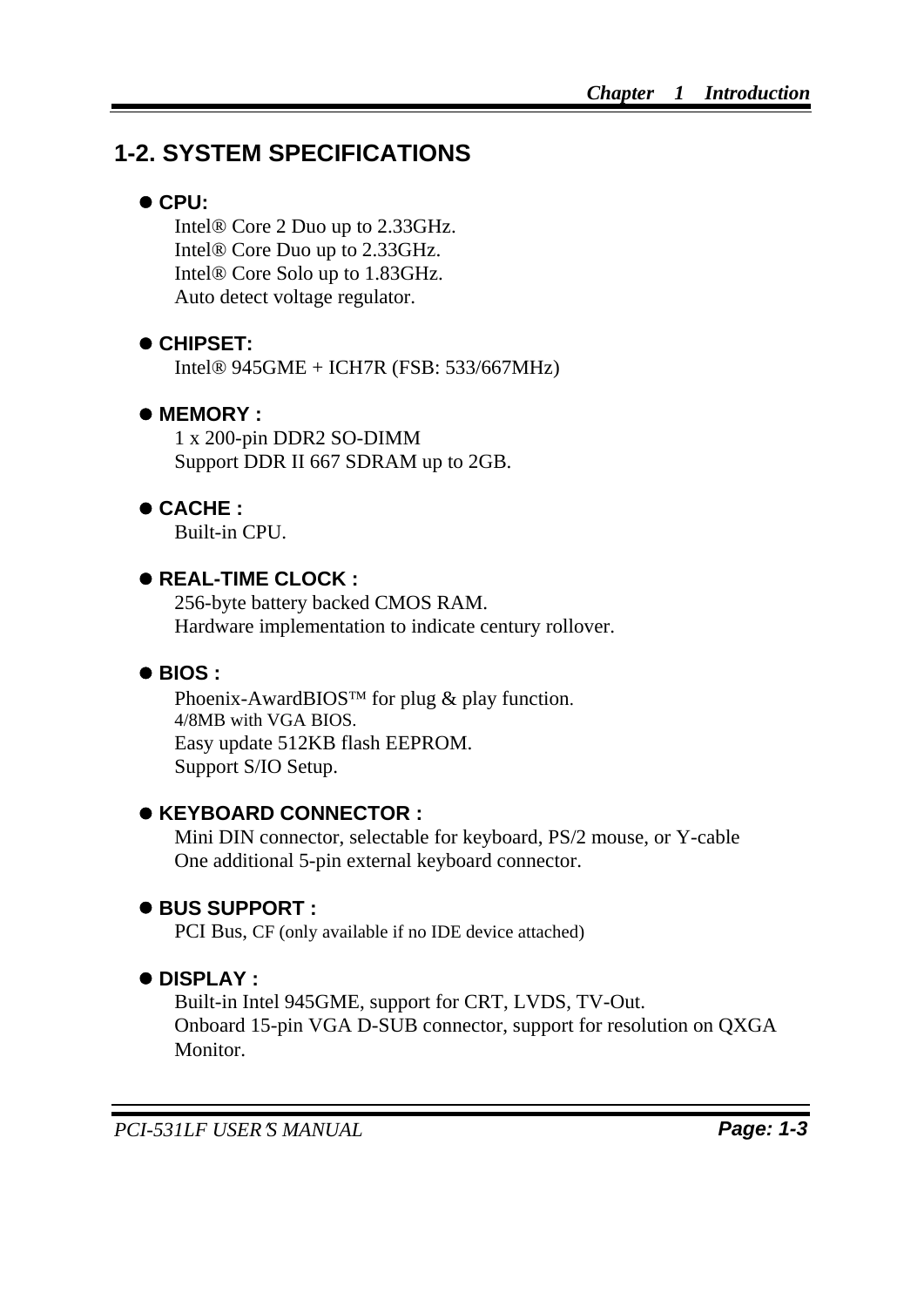## 1-2. SYSTEM SPECIFICATIONS

- **CPU:**
  Intel® Core 2 Duo up to 2.33GHz.
  Intel® Core Duo up to 2.33GHz.
  Intel® Core Solo up to 1.83GHz.
  Auto detect voltage regulator.

- **CHIPSET:**
  Intel® 945GME + ICH7R (FSB: 533/667MHz)

- **MEMORY :**
  1 x 200-pin DDR2 SO-DIMM
  Support DDR II 667 SDRAM up to 2GB.

- **CACHE :**
  Built-in CPU.

- **REAL-TIME CLOCK :**
  256-byte battery backed CMOS RAM.
  Hardware implementation to indicate century rollover.

- **BIOS :**
  Phoenix-AwardBIOS™ for plug & play function.
  4/8MB with VGA BIOS.
  Easy update 512KB flash EEPROM.
  Support S/IO Setup.

- **KEYBOARD CONNECTOR :**
  Mini DIN connector, selectable for keyboard, PS/2 mouse, or Y-cable
  One additional 5-pin external keyboard connector.

- **BUS SUPPORT :**
  PCI Bus, CF (only available if no IDE device attached)

- **DISPLAY :**
  Built-in Intel 945GME, support for CRT, LVDS, TV-Out.
  Onboard 15-pin VGA D-SUB connector, support for resolution on QXGA Monitor.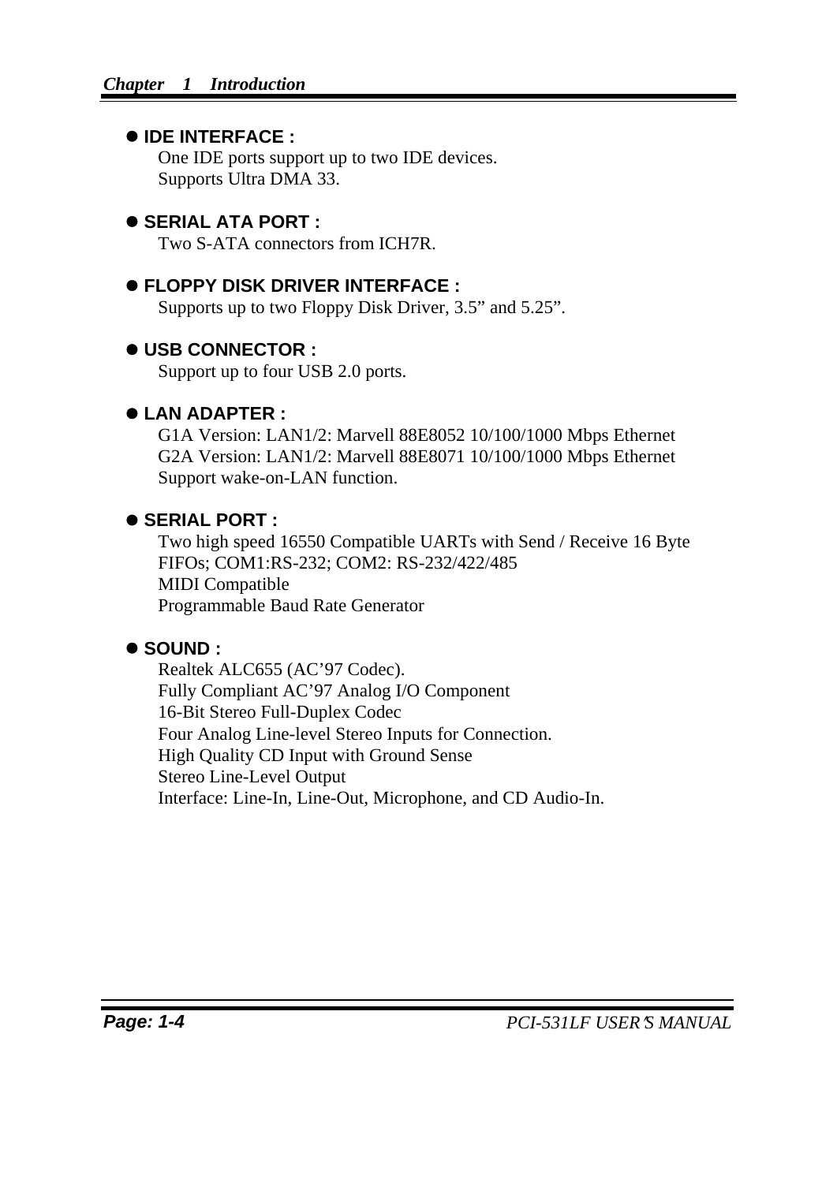- **IDE INTERFACE :**

  One IDE ports support up to two IDE devices.
  Supports Ultra DMA 33.

- **SERIAL ATA PORT :**

  Two S-ATA connectors from ICH7R.

- **FLOPPY DISK DRIVER INTERFACE :**

  Supports up to two Floppy Disk Driver, 3.5" and 5.25".

- **USB CONNECTOR :**

  Support up to four USB 2.0 ports.

- **LAN ADAPTER :**

  G1A Version: LAN1/2: Marvell 88E8052 10/100/1000 Mbps Ethernet
  G2A Version: LAN1/2: Marvell 88E8071 10/100/1000 Mbps Ethernet
  Support wake-on-LAN function.

- **SERIAL PORT :**

  Two high speed 16550 Compatible UARTs with Send / Receive 16 Byte FIFOs; COM1:RS-232; COM2: RS-232/422/485
  MIDI Compatible
  Programmable Baud Rate Generator

- **SOUND :**

  Realtek ALC655 (AC'97 Codec).
  Fully Compliant AC'97 Analog I/O Component
  16-Bit Stereo Full-Duplex Codec
  Four Analog Line-level Stereo Inputs for Connection.
  High Quality CD Input with Ground Sense
  Stereo Line-Level Output
  Interface: Line-In, Line-Out, Microphone, and CD Audio-In.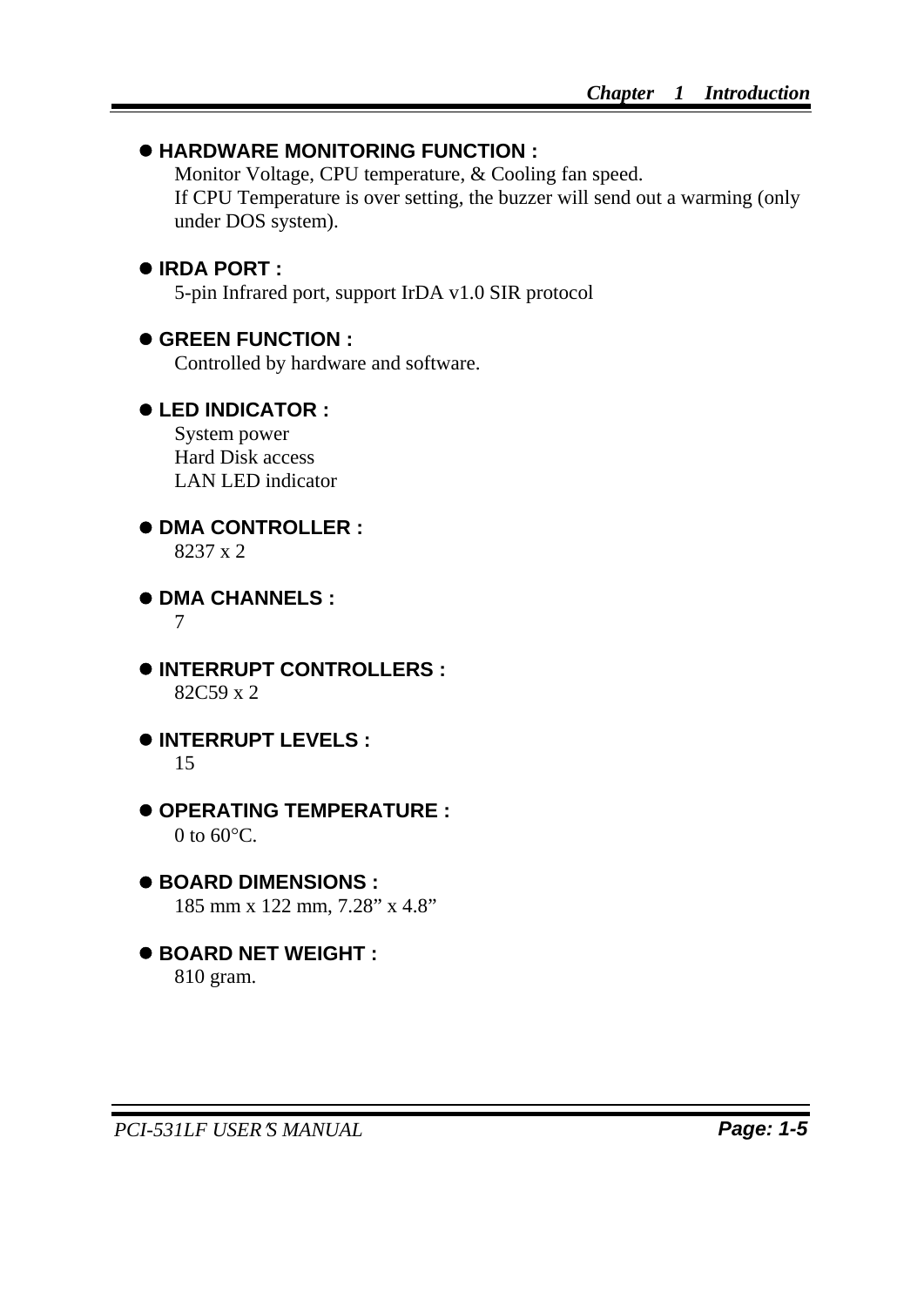- **HARDWARE MONITORING FUNCTION :**
  Monitor Voltage, CPU temperature, & Cooling fan speed.
  If CPU Temperature is over setting, the buzzer will send out a warming (only under DOS system).

- **IRDA PORT :**
  5-pin Infrared port, support IrDA v1.0 SIR protocol

- **GREEN FUNCTION :**
  Controlled by hardware and software.

- **LED INDICATOR :**
  System power
  Hard Disk access
  LAN LED indicator

- **DMA CONTROLLER :**
  8237 x 2

- **DMA CHANNELS :**
  7

- **INTERRUPT CONTROLLERS :**
  82C59 x 2

- **INTERRUPT LEVELS :**
  15

- **OPERATING TEMPERATURE :**
  0 to 60°C.

- **BOARD DIMENSIONS :**
  185 mm x 122 mm, 7.28” x 4.8”

- **BOARD NET WEIGHT :**
  810 gram.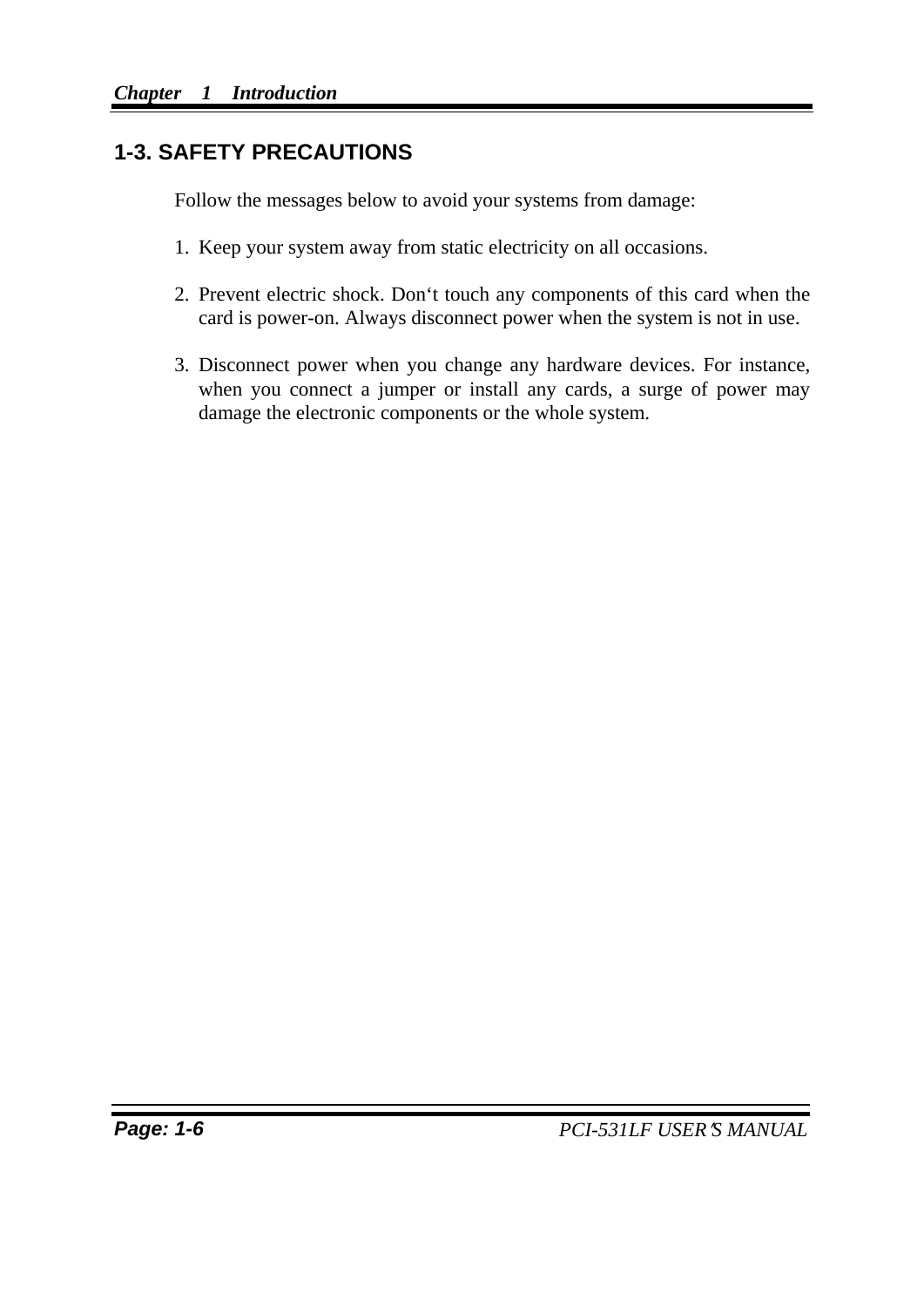## 1-3. SAFETY PRECAUTIONS

Follow the messages below to avoid your systems from damage:

1. Keep your system away from static electricity on all occasions.

2. Prevent electric shock. Don‘t touch any components of this card when the card is power-on. Always disconnect power when the system is not in use.

3. Disconnect power when you change any hardware devices. For instance, when you connect a jumper or install any cards, a surge of power may damage the electronic components or the whole system.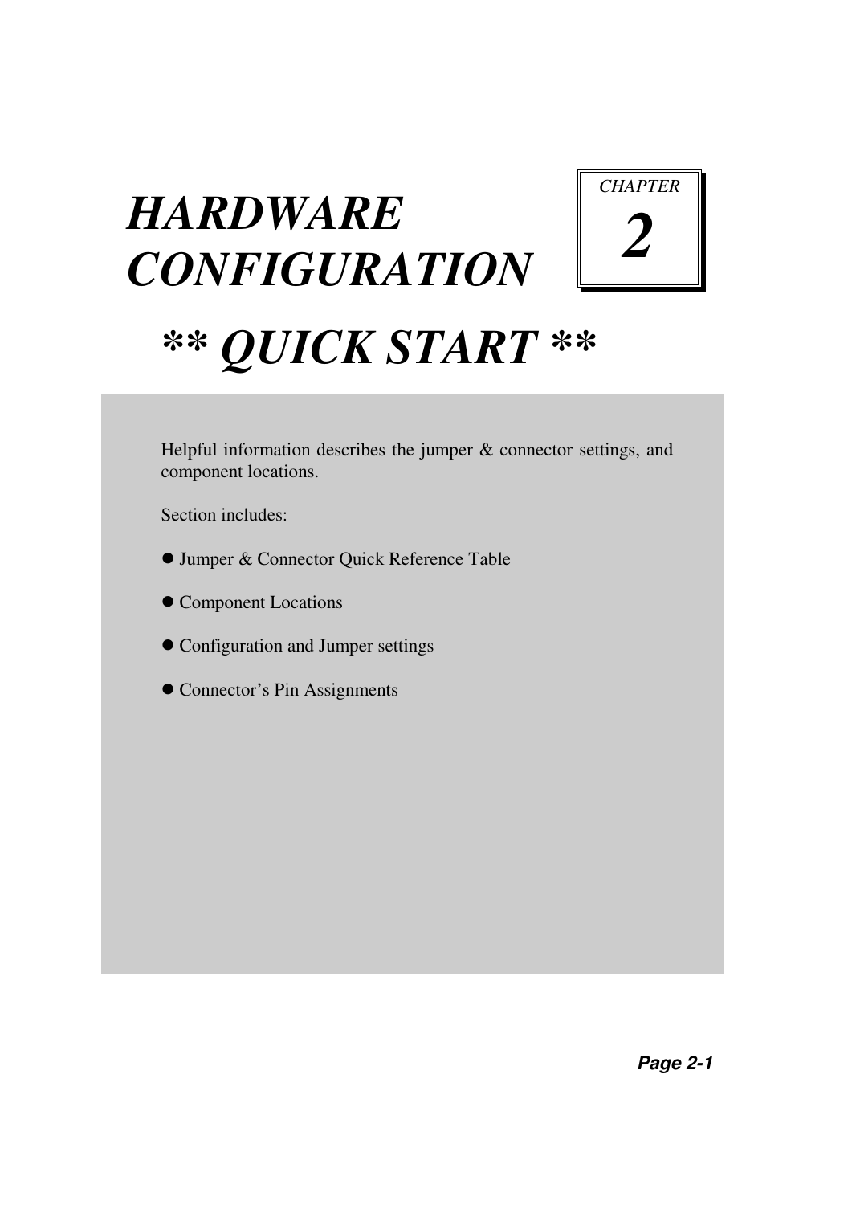# *HARDWARE CONFIGURATION*

*CHAPTER*

***2***

## ***** QUICK START *****

Helpful information describes the jumper & connector settings, and component locations.

Section includes:

- Jumper & Connector Quick Reference Table
- Component Locations
- Configuration and Jumper settings
- Connector’s Pin Assignments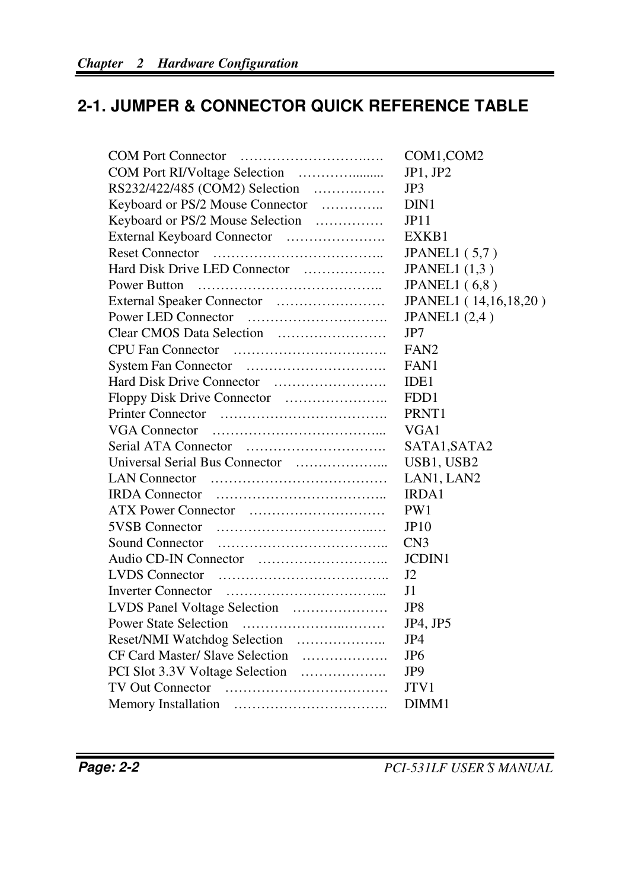## 2-1. JUMPER & CONNECTOR QUICK REFERENCE TABLE

| | |
|---|---|
| COM Port Connector | COM1,COM2 |
| COM Port RI/Voltage Selection | JP1, JP2 |
| RS232/422/485 (COM2) Selection | JP3 |
| Keyboard or PS/2 Mouse Connector | DIN1 |
| Keyboard or PS/2 Mouse Selection | JP11 |
| External Keyboard Connector | EXKB1 |
| Reset Connector | JPANEL1 ( 5,7 ) |
| Hard Disk Drive LED Connector | JPANEL1 (1,3 ) |
| Power Button | JPANEL1 ( 6,8 ) |
| External Speaker Connector | JPANEL1 ( 14,16,18,20 ) |
| Power LED Connector | JPANEL1 (2,4 ) |
| Clear CMOS Data Selection | JP7 |
| CPU Fan Connector | FAN2 |
| System Fan Connector | FAN1 |
| Hard Disk Drive Connector | IDE1 |
| Floppy Disk Drive Connector | FDD1 |
| Printer Connector | PRNT1 |
| VGA Connector | VGA1 |
| Serial ATA Connector | SATA1,SATA2 |
| Universal Serial Bus Connector | USB1, USB2 |
| LAN Connector | LAN1, LAN2 |
| IRDA Connector | IRDA1 |
| ATX Power Connector | PW1 |
| 5VSB Connector | JP10 |
| Sound Connector | CN3 |
| Audio CD-IN Connector | JCDIN1 |
| LVDS Connector | J2 |
| Inverter Connector | J1 |
| LVDS Panel Voltage Selection | JP8 |
| Power State Selection | JP4, JP5 |
| Reset/NMI Watchdog Selection | JP4 |
| CF Card Master/ Slave Selection | JP6 |
| PCI Slot 3.3V Voltage Selection | JP9 |
| TV Out Connector | JTV1 |
| Memory Installation | DIMM1 |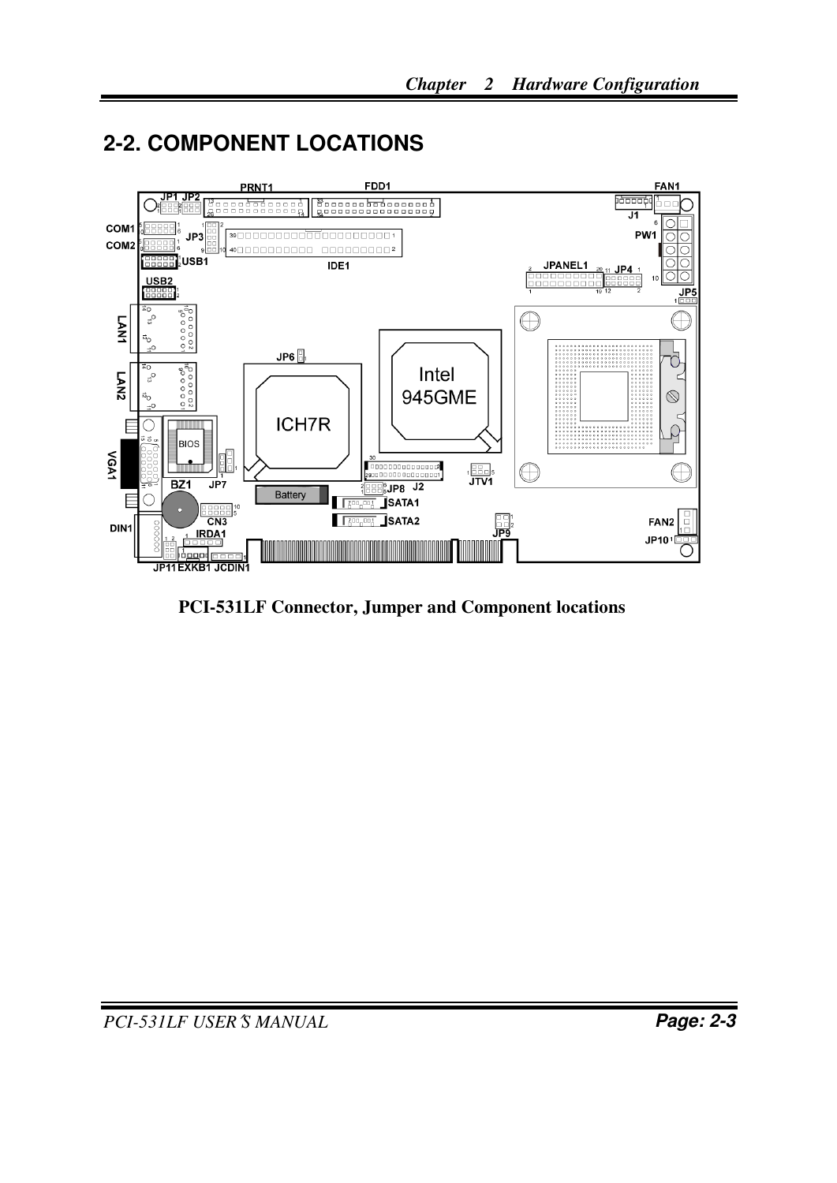## 2-2. COMPONENT LOCATIONS

**PCI-531LF Connector, Jumper and Component locations**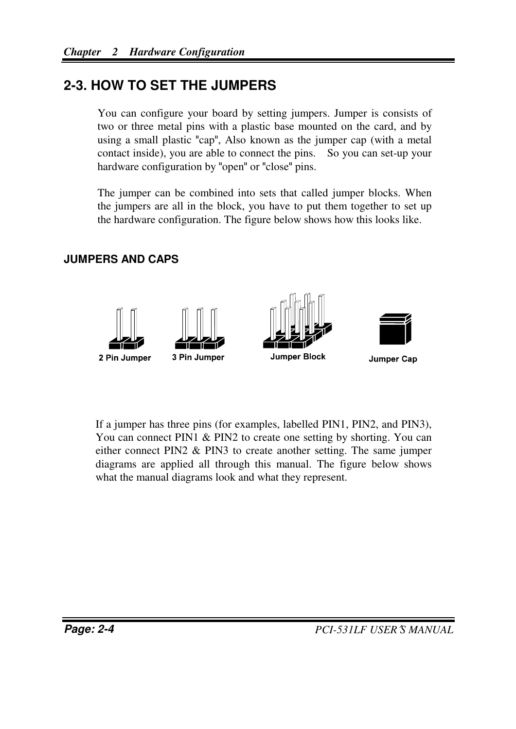## 2-3. HOW TO SET THE JUMPERS

You can configure your board by setting jumpers. Jumper is consists of two or three metal pins with a plastic base mounted on the card, and by using a small plastic "cap", Also known as the jumper cap (with a metal contact inside), you are able to connect the pins. So you can set-up your hardware configuration by "open" or "close" pins.

The jumper can be combined into sets that called jumper blocks. When the jumpers are all in the block, you have to put them together to set up the hardware configuration. The figure below shows how this looks like.

### JUMPERS AND CAPS

2 Pin Jumper 3 Pin Jumper Jumper Block Jumper Cap

If a jumper has three pins (for examples, labelled PIN1, PIN2, and PIN3), You can connect PIN1 & PIN2 to create one setting by shorting. You can either connect PIN2 & PIN3 to create another setting. The same jumper diagrams are applied all through this manual. The figure below shows what the manual diagrams look and what they represent.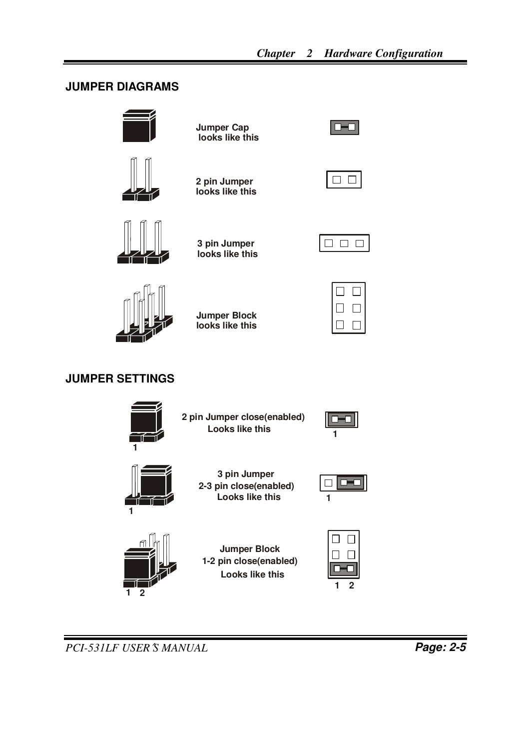## JUMPER DIAGRAMS

Jumper Cap looks like this

2 pin Jumper looks like this

3 pin Jumper looks like this

Jumper Block looks like this

## JUMPER SETTINGS

2 pin Jumper close(enabled) Looks like this

1

3 pin Jumper 2-3 pin close(enabled) Looks like this

1

Jumper Block 1-2 pin close(enabled) Looks like this

1 2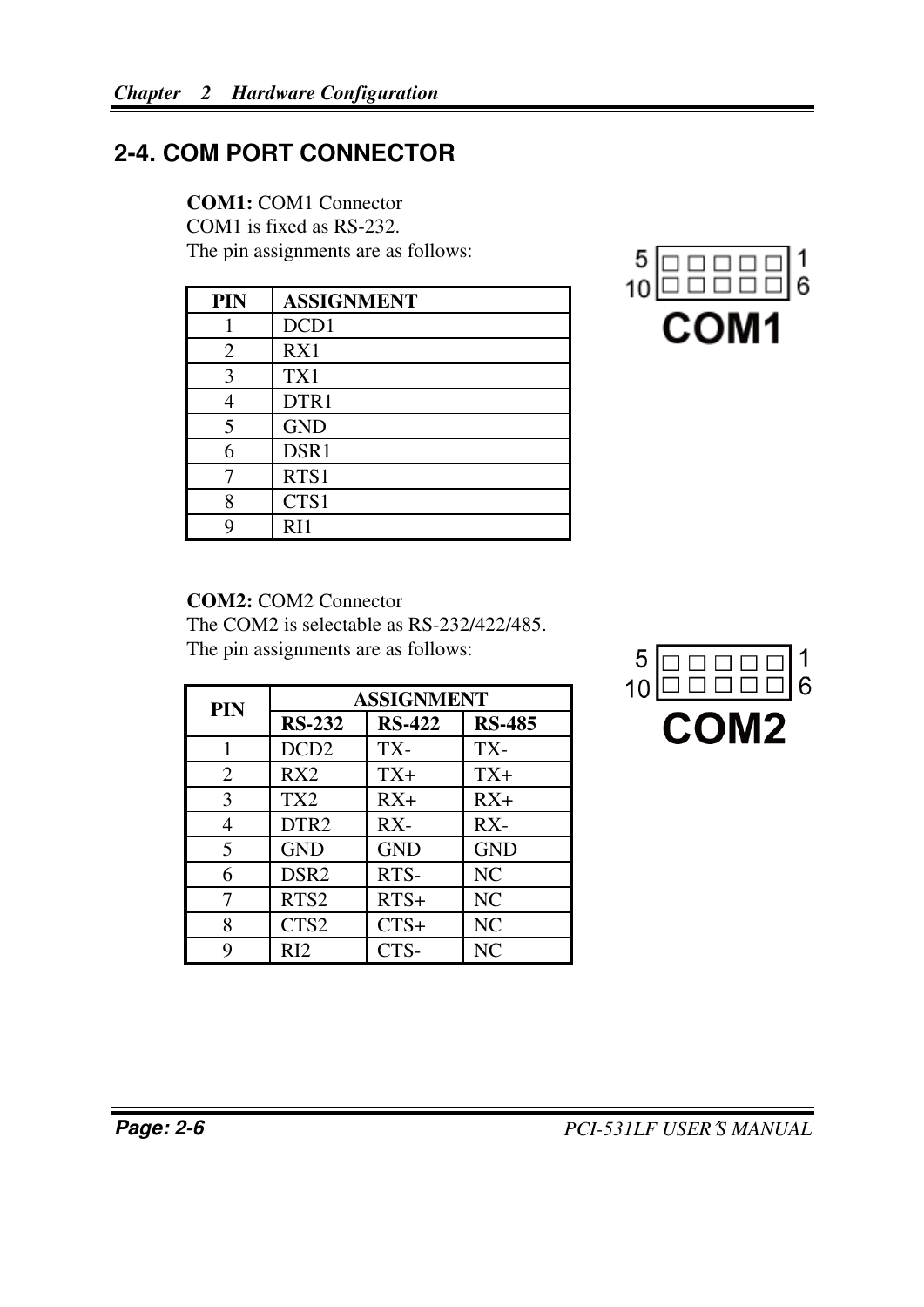## 2-4. COM PORT CONNECTOR

**COM1:** COM1 Connector
COM1 is fixed as RS-232.
The pin assignments are as follows:

| PIN | ASSIGNMENT |
|---|---|
| 1 | DCD1 |
| 2 | RX1 |
| 3 | TX1 |
| 4 | DTR1 |
| 5 | GND |
| 6 | DSR1 |
| 7 | RTS1 |
| 8 | CTS1 |
| 9 | RI1 |

5 □□□□□ 1
10 □□□□□ 6
**COM1**

**COM2:** COM2 Connector
The COM2 is selectable as RS-232/422/485.
The pin assignments are as follows:

| PIN | ASSIGNMENT | | |
|---|---|---|---|
| | **RS-232** | **RS-422** | **RS-485** |
| 1 | DCD2 | TX- | TX- |
| 2 | RX2 | TX+ | TX+ |
| 3 | TX2 | RX+ | RX+ |
| 4 | DTR2 | RX- | RX- |
| 5 | GND | GND | GND |
| 6 | DSR2 | RTS- | NC |
| 7 | RTS2 | RTS+ | NC |
| 8 | CTS2 | CTS+ | NC |
| 9 | RI2 | CTS- | NC |

5 □□□□□ 1
10 □□□□□ 6
**COM2**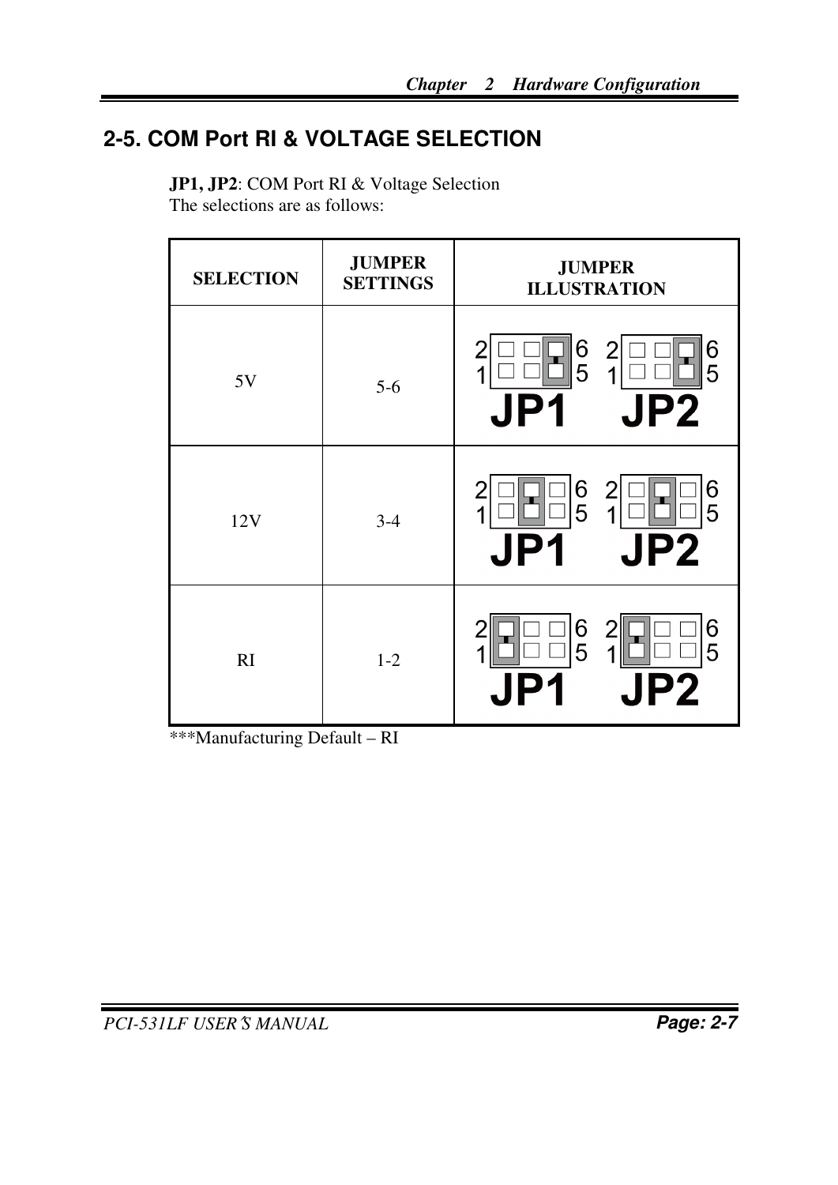## 2-5. COM Port RI & VOLTAGE SELECTION

**JP1, JP2**: COM Port RI & Voltage Selection
The selections are as follows:

| SELECTION | JUMPER SETTINGS | JUMPER ILLUSTRATION |
|---|---|---|
| 5V | 5-6 | |
| 12V | 3-4 | |
| RI | 1-2 | |

***Manufacturing Default – RI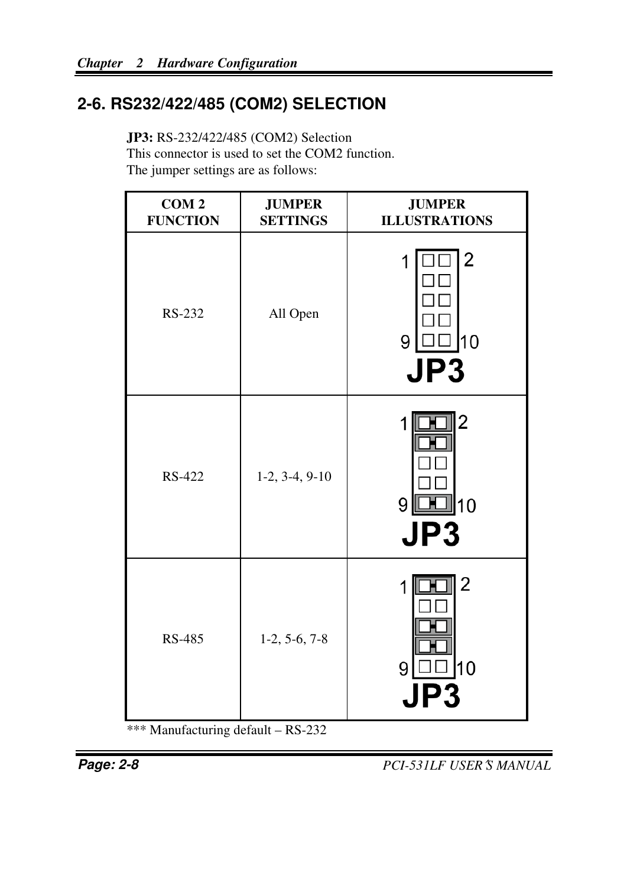## 2-6. RS232/422/485 (COM2) SELECTION

**JP3:** RS-232/422/485 (COM2) Selection
This connector is used to set the COM2 function.
The jumper settings are as follows:

| COM 2 FUNCTION | JUMPER SETTINGS | JUMPER ILLUSTRATIONS |
|---|---|---|
| RS-232 | All Open | JP3 |
| RS-422 | 1-2, 3-4, 9-10 | JP3 |
| RS-485 | 1-2, 5-6, 7-8 | JP3 |

*** Manufacturing default – RS-232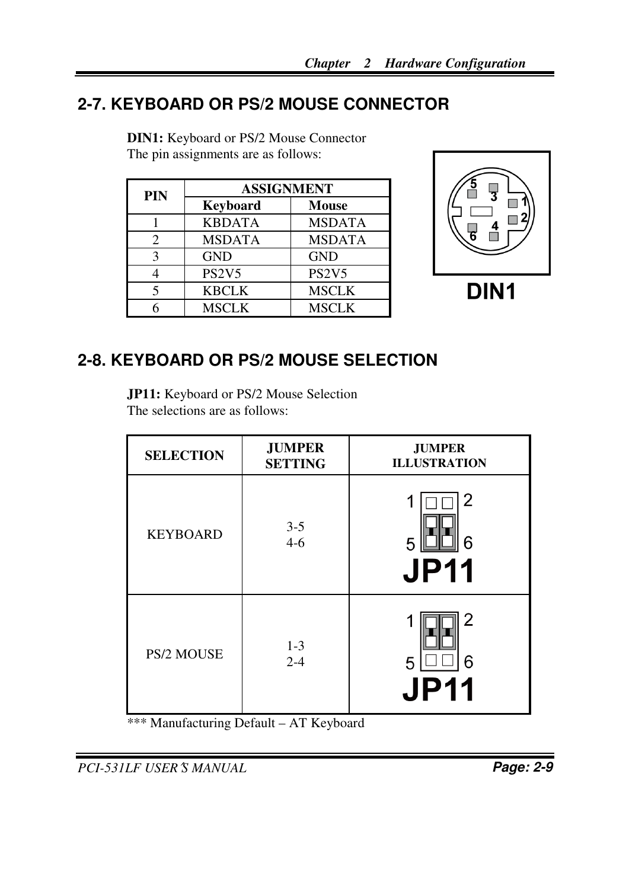## 2-7. KEYBOARD OR PS/2 MOUSE CONNECTOR

**DIN1:** Keyboard or PS/2 Mouse Connector
The pin assignments are as follows:

| PIN | ASSIGNMENT | |
|---|---|---|
| | **Keyboard** | **Mouse** |
| 1 | KBDATA | MSDATA |
| 2 | MSDATA | MSDATA |
| 3 | GND | GND |
| 4 | PS2V5 | PS2V5 |
| 5 | KBCLK | MSCLK |
| 6 | MSCLK | MSCLK |

DIN1

## 2-8. KEYBOARD OR PS/2 MOUSE SELECTION

**JP11:** Keyboard or PS/2 Mouse Selection
The selections are as follows:

| SELECTION | JUMPER SETTING | JUMPER ILLUSTRATION |
|---|---|---|
| KEYBOARD | 3-5<br>4-6 | JP11 |
| PS/2 MOUSE | 1-3<br>2-4 | JP11 |

*** Manufacturing Default – AT Keyboard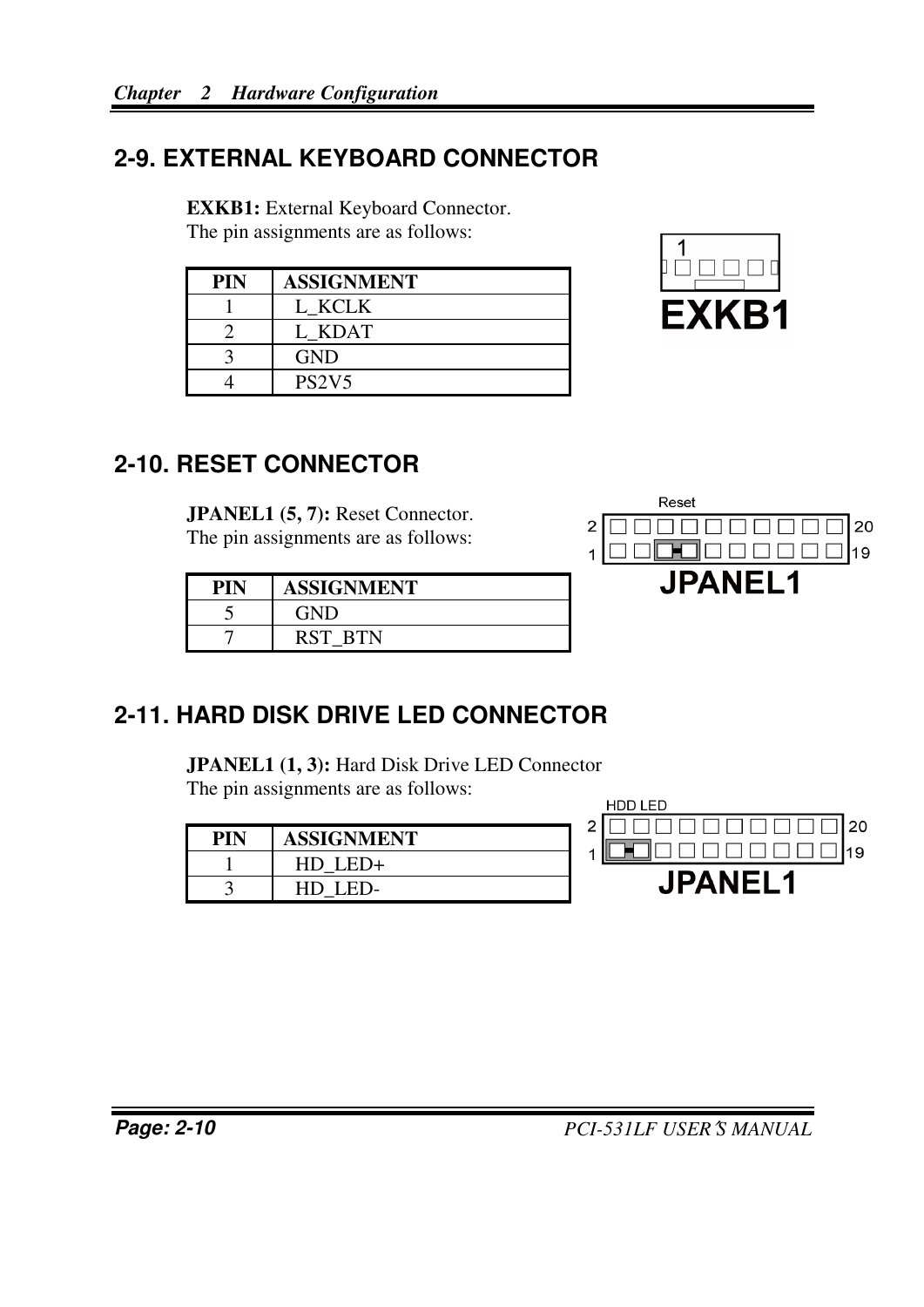## 2-9. EXTERNAL KEYBOARD CONNECTOR

**EXKB1:** External Keyboard Connector.
The pin assignments are as follows:

| PIN | ASSIGNMENT |
|---|---|
| 1 | L_KCLK |
| 2 | L_KDAT |
| 3 | GND |
| 4 | PS2V5 |

## 2-10. RESET CONNECTOR

**JPANEL1 (5, 7):** Reset Connector.
The pin assignments are as follows:

| PIN | ASSIGNMENT |
|---|---|
| 5 | GND |
| 7 | RST_BTN |

## 2-11. HARD DISK DRIVE LED CONNECTOR

**JPANEL1 (1, 3):** Hard Disk Drive LED Connector
The pin assignments are as follows:

| PIN | ASSIGNMENT |
|---|---|
| 1 | HD_LED+ |
| 3 | HD_LED- |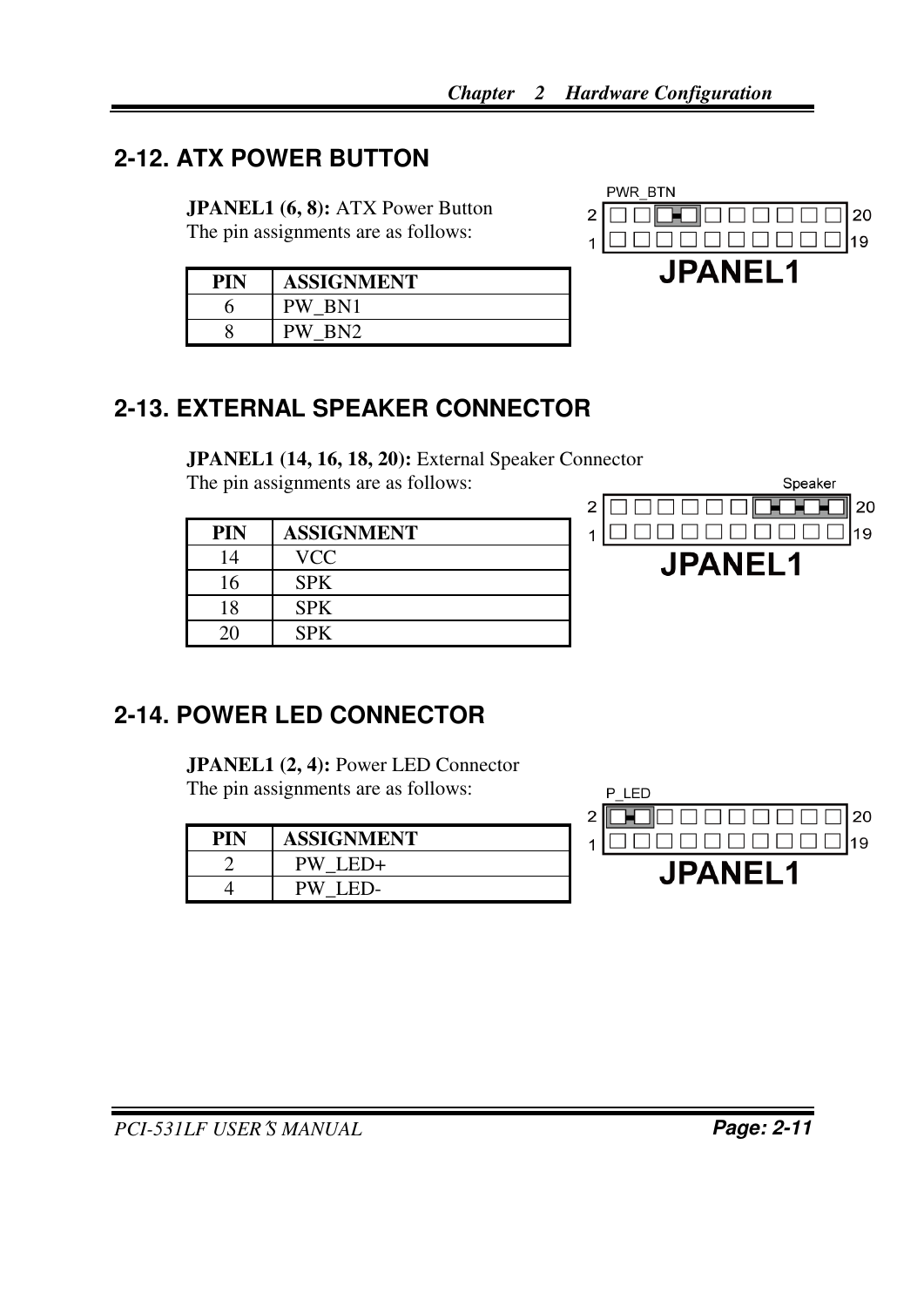## 2-12. ATX POWER BUTTON

**JPANEL1 (6, 8):** ATX Power Button
The pin assignments are as follows:

| PIN | ASSIGNMENT |
|---|---|
| 6 | PW_BN1 |
| 8 | PW_BN2 |

## 2-13. EXTERNAL SPEAKER CONNECTOR

**JPANEL1 (14, 16, 18, 20):** External Speaker Connector
The pin assignments are as follows:

| PIN | ASSIGNMENT |
|---|---|
| 14 | VCC |
| 16 | SPK |
| 18 | SPK |
| 20 | SPK |

## 2-14. POWER LED CONNECTOR

**JPANEL1 (2, 4):** Power LED Connector
The pin assignments are as follows:

| PIN | ASSIGNMENT |
|---|---|
| 2 | PW_LED+ |
| 4 | PW_LED- |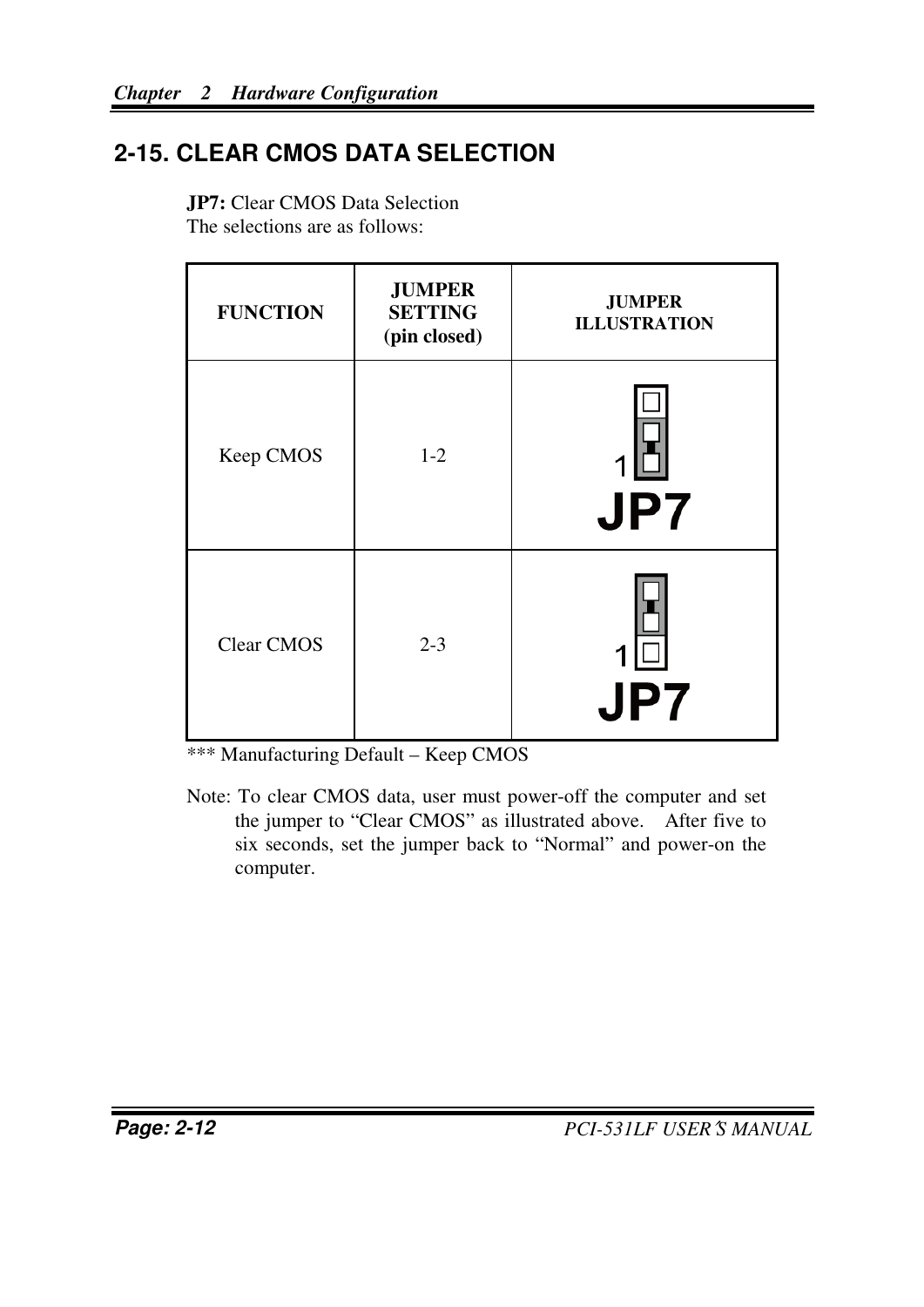## 2-15. CLEAR CMOS DATA SELECTION

**JP7:** Clear CMOS Data Selection
The selections are as follows:

| FUNCTION | JUMPER SETTING (pin closed) | JUMPER ILLUSTRATION |
|---|---|---|
| Keep CMOS | 1-2 | JP7 |
| Clear CMOS | 2-3 | JP7 |

*** Manufacturing Default – Keep CMOS

Note: To clear CMOS data, user must power-off the computer and set the jumper to "Clear CMOS" as illustrated above. After five to six seconds, set the jumper back to "Normal" and power-on the computer.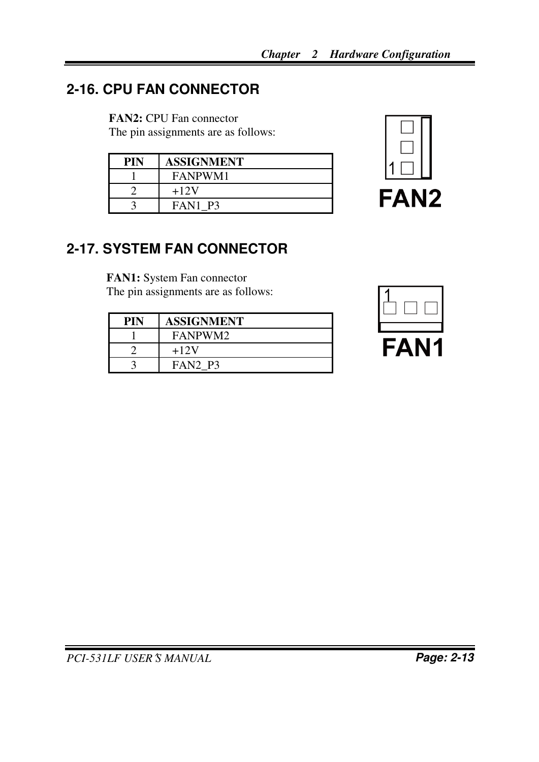## 2-16. CPU FAN CONNECTOR

**FAN2:** CPU Fan connector
The pin assignments are as follows:

| PIN | ASSIGNMENT |
|---|---|
| 1 | FANPWM1 |
| 2 | +12V |
| 3 | FAN1_P3 |

## 2-17. SYSTEM FAN CONNECTOR

**FAN1:** System Fan connector
The pin assignments are as follows:

| PIN | ASSIGNMENT |
|---|---|
| 1 | FANPWM2 |
| 2 | +12V |
| 3 | FAN2_P3 |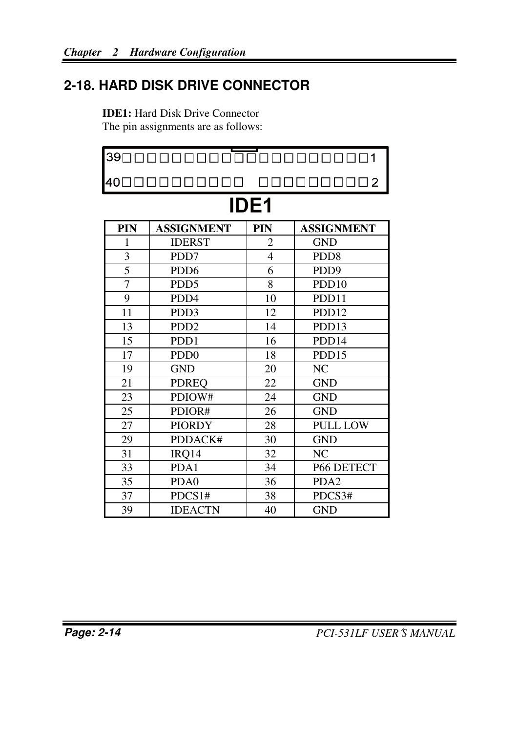## 2-18. HARD DISK DRIVE CONNECTOR

**IDE1:** Hard Disk Drive Connector
The pin assignments are as follows:

```
39□□□□□□□□□□□□□□□□□□□□1
40□□□□□□□□□□  □□□□□□□□□2
```

**IDE1**

| PIN | ASSIGNMENT | PIN | ASSIGNMENT |
|---|---|---|---|
| 1 | IDERST | 2 | GND |
| 3 | PDD7 | 4 | PDD8 |
| 5 | PDD6 | 6 | PDD9 |
| 7 | PDD5 | 8 | PDD10 |
| 9 | PDD4 | 10 | PDD11 |
| 11 | PDD3 | 12 | PDD12 |
| 13 | PDD2 | 14 | PDD13 |
| 15 | PDD1 | 16 | PDD14 |
| 17 | PDD0 | 18 | PDD15 |
| 19 | GND | 20 | NC |
| 21 | PDREQ | 22 | GND |
| 23 | PDIOW# | 24 | GND |
| 25 | PDIOR# | 26 | GND |
| 27 | PIORDY | 28 | PULL LOW |
| 29 | PDDACK# | 30 | GND |
| 31 | IRQ14 | 32 | NC |
| 33 | PDA1 | 34 | P66 DETECT |
| 35 | PDA0 | 36 | PDA2 |
| 37 | PDCS1# | 38 | PDCS3# |
| 39 | IDEACTN | 40 | GND |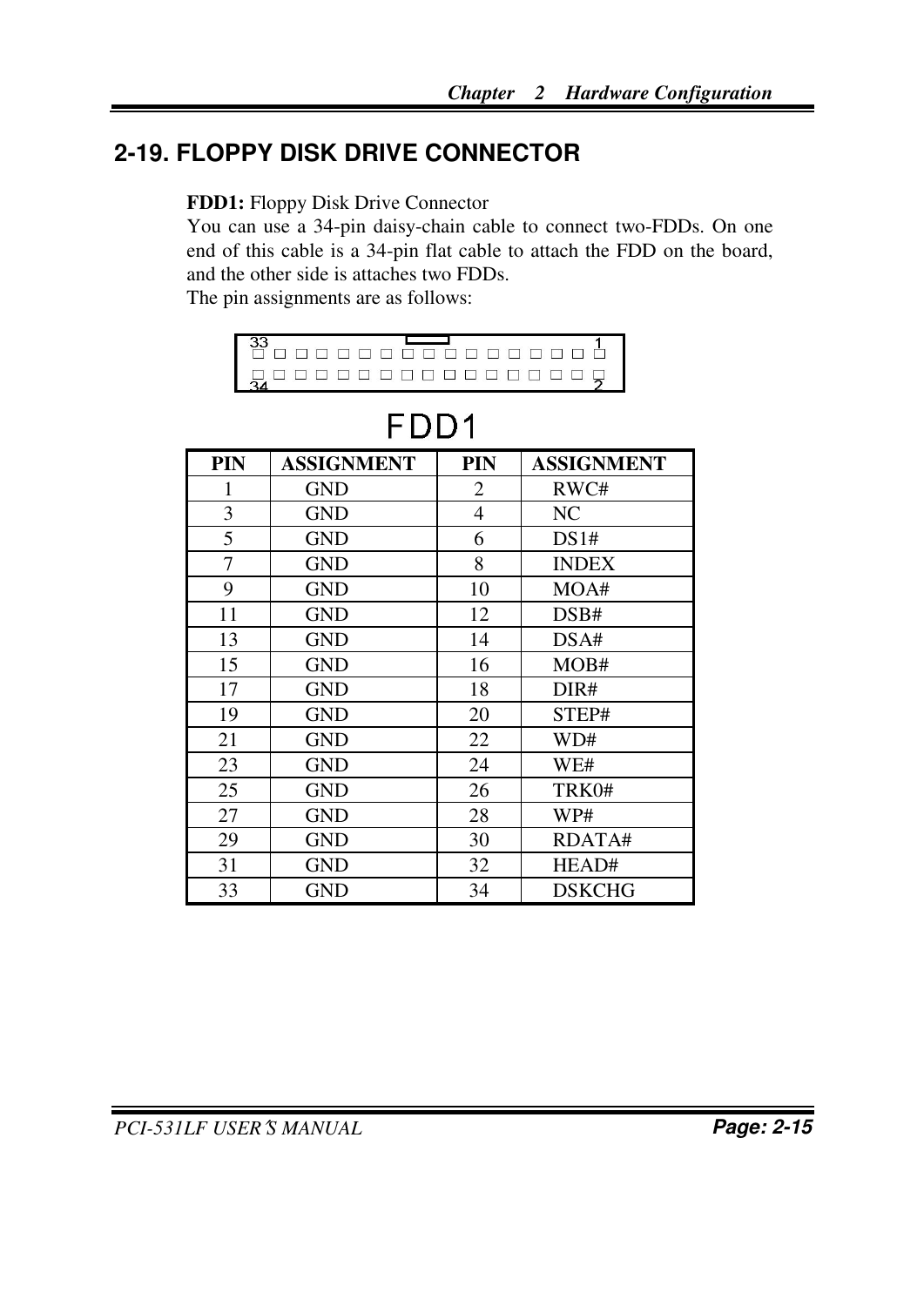## 2-19. FLOPPY DISK DRIVE CONNECTOR

**FDD1:** Floppy Disk Drive Connector
You can use a 34-pin daisy-chain cable to connect two-FDDs. On one end of this cable is a 34-pin flat cable to attach the FDD on the board, and the other side is attaches two FDDs.
The pin assignments are as follows:

FDD1

| PIN | ASSIGNMENT | PIN | ASSIGNMENT |
|---|---|---|---|
| 1 | GND | 2 | RWC# |
| 3 | GND | 4 | NC |
| 5 | GND | 6 | DS1# |
| 7 | GND | 8 | INDEX |
| 9 | GND | 10 | MOA# |
| 11 | GND | 12 | DSB# |
| 13 | GND | 14 | DSA# |
| 15 | GND | 16 | MOB# |
| 17 | GND | 18 | DIR# |
| 19 | GND | 20 | STEP# |
| 21 | GND | 22 | WD# |
| 23 | GND | 24 | WE# |
| 25 | GND | 26 | TRK0# |
| 27 | GND | 28 | WP# |
| 29 | GND | 30 | RDATA# |
| 31 | GND | 32 | HEAD# |
| 33 | GND | 34 | DSKCHG |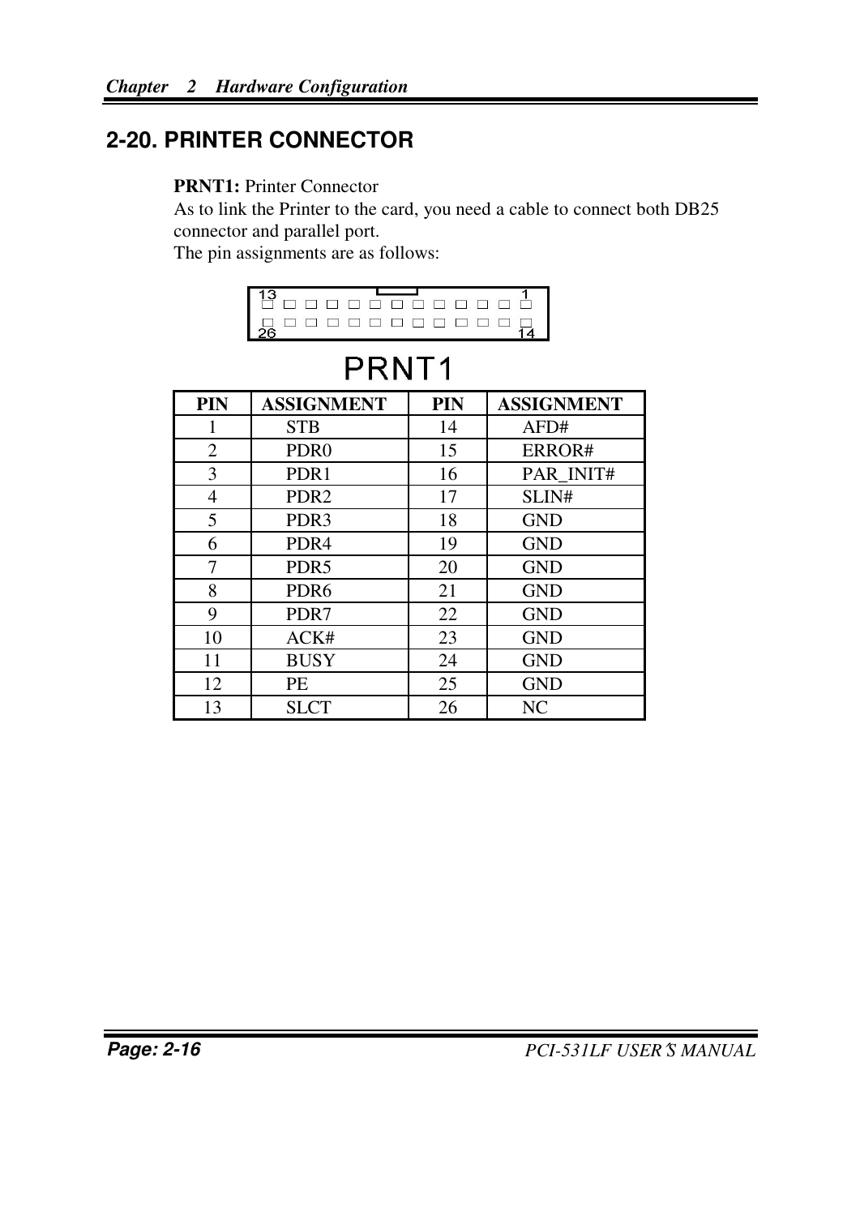## 2-20. PRINTER CONNECTOR

**PRNT1:** Printer Connector
As to link the Printer to the card, you need a cable to connect both DB25 connector and parallel port.
The pin assignments are as follows:

PRNT1

| PIN | ASSIGNMENT | PIN | ASSIGNMENT |
|---|---|---|---|
| 1 | STB | 14 | AFD# |
| 2 | PDR0 | 15 | ERROR# |
| 3 | PDR1 | 16 | PAR_INIT# |
| 4 | PDR2 | 17 | SLIN# |
| 5 | PDR3 | 18 | GND |
| 6 | PDR4 | 19 | GND |
| 7 | PDR5 | 20 | GND |
| 8 | PDR6 | 21 | GND |
| 9 | PDR7 | 22 | GND |
| 10 | ACK# | 23 | GND |
| 11 | BUSY | 24 | GND |
| 12 | PE | 25 | GND |
| 13 | SLCT | 26 | NC |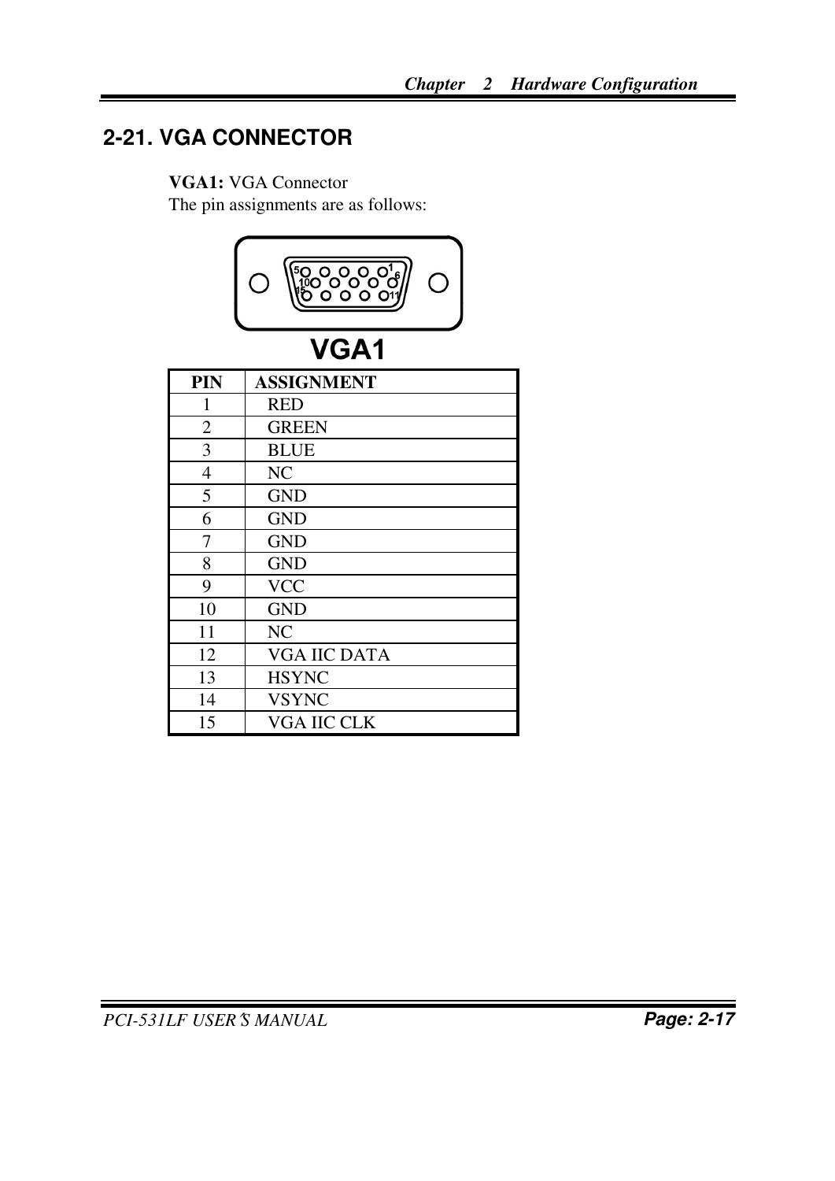## 2-21. VGA CONNECTOR

**VGA1:** VGA Connector
The pin assignments are as follows:

VGA1

| PIN | ASSIGNMENT |
|---|---|
| 1 | RED |
| 2 | GREEN |
| 3 | BLUE |
| 4 | NC |
| 5 | GND |
| 6 | GND |
| 7 | GND |
| 8 | GND |
| 9 | VCC |
| 10 | GND |
| 11 | NC |
| 12 | VGA IIC DATA |
| 13 | HSYNC |
| 14 | VSYNC |
| 15 | VGA IIC CLK |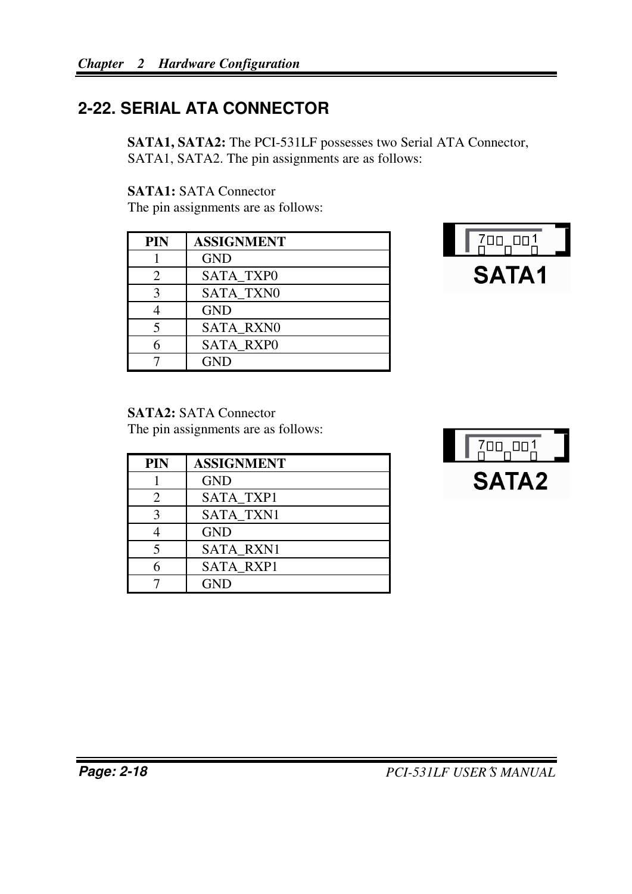## 2-22. SERIAL ATA CONNECTOR

**SATA1, SATA2:** The PCI-531LF possesses two Serial ATA Connector, SATA1, SATA2. The pin assignments are as follows:

**SATA1:** SATA Connector
The pin assignments are as follows:

| PIN | ASSIGNMENT |
|---|---|
| 1 | GND |
| 2 | SATA_TXP0 |
| 3 | SATA_TXN0 |
| 4 | GND |
| 5 | SATA_RXN0 |
| 6 | SATA_RXP0 |
| 7 | GND |

7 1
SATA1

**SATA2:** SATA Connector
The pin assignments are as follows:

| PIN | ASSIGNMENT |
|---|---|
| 1 | GND |
| 2 | SATA_TXP1 |
| 3 | SATA_TXN1 |
| 4 | GND |
| 5 | SATA_RXN1 |
| 6 | SATA_RXP1 |
| 7 | GND |

7 1
SATA2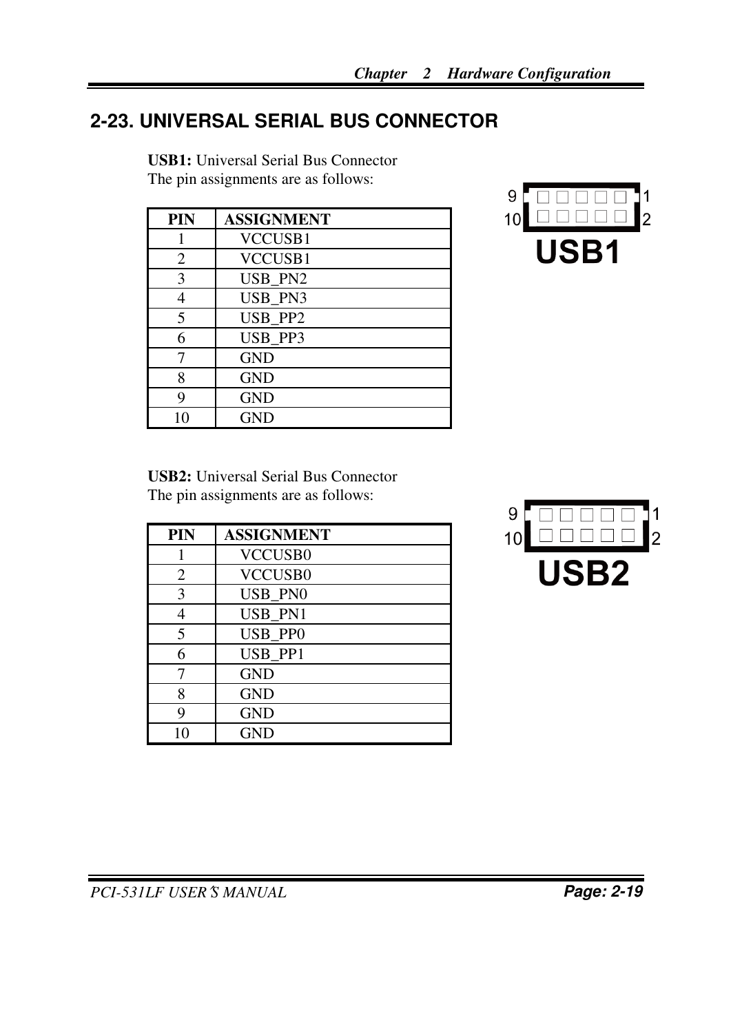## 2-23. UNIVERSAL SERIAL BUS CONNECTOR

**USB1:** Universal Serial Bus Connector
The pin assignments are as follows:

| PIN | ASSIGNMENT |
|---|---|
| 1 | VCCUSB1 |
| 2 | VCCUSB1 |
| 3 | USB_PN2 |
| 4 | USB_PN3 |
| 5 | USB_PP2 |
| 6 | USB_PP3 |
| 7 | GND |
| 8 | GND |
| 9 | GND |
| 10 | GND |

9 1
10 2
USB1

**USB2:** Universal Serial Bus Connector
The pin assignments are as follows:

| PIN | ASSIGNMENT |
|---|---|
| 1 | VCCUSB0 |
| 2 | VCCUSB0 |
| 3 | USB_PN0 |
| 4 | USB_PN1 |
| 5 | USB_PP0 |
| 6 | USB_PP1 |
| 7 | GND |
| 8 | GND |
| 9 | GND |
| 10 | GND |

9 1
10 2
USB2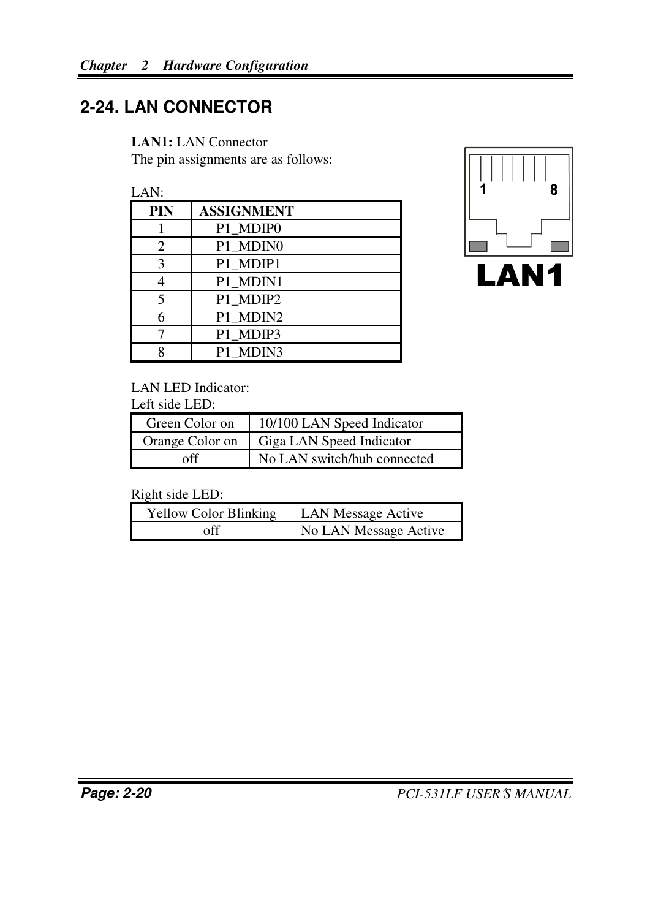## 2-24. LAN CONNECTOR

**LAN1:** LAN Connector
The pin assignments are as follows:

LAN:

| PIN | ASSIGNMENT |
|---|---|
| 1 | P1_MDIP0 |
| 2 | P1_MDIN0 |
| 3 | P1_MDIP1 |
| 4 | P1_MDIN1 |
| 5 | P1_MDIP2 |
| 6 | P1_MDIN2 |
| 7 | P1_MDIP3 |
| 8 | P1_MDIN3 |

LAN LED Indicator:
Left side LED:

| Green Color on | 10/100 LAN Speed Indicator |
|---|---|
| Orange Color on | Giga LAN Speed Indicator |
| off | No LAN switch/hub connected |

Right side LED:

| Yellow Color Blinking | LAN Message Active |
|---|---|
| off | No LAN Message Active |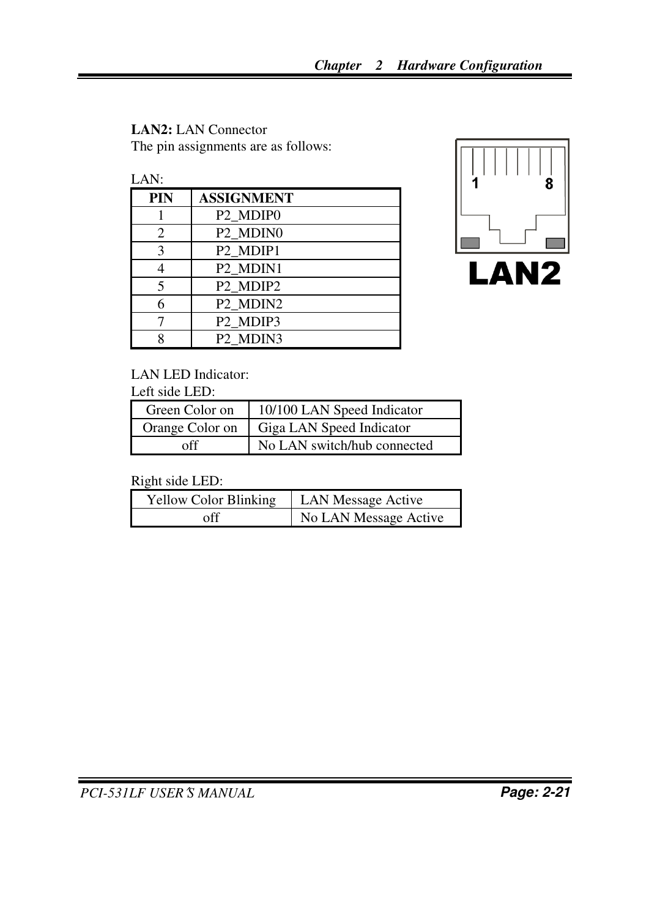**LAN2:** LAN Connector
The pin assignments are as follows:

LAN:

| PIN | ASSIGNMENT |
|---|---|
| 1 | P2_MDIP0 |
| 2 | P2_MDIN0 |
| 3 | P2_MDIP1 |
| 4 | P2_MDIN1 |
| 5 | P2_MDIP2 |
| 6 | P2_MDIN2 |
| 7 | P2_MDIP3 |
| 8 | P2_MDIN3 |

LAN LED Indicator:
Left side LED:

| Green Color on | 10/100 LAN Speed Indicator |
|---|---|
| Orange Color on | Giga LAN Speed Indicator |
| off | No LAN switch/hub connected |

Right side LED:

| Yellow Color Blinking | LAN Message Active |
|---|---|
| off | No LAN Message Active |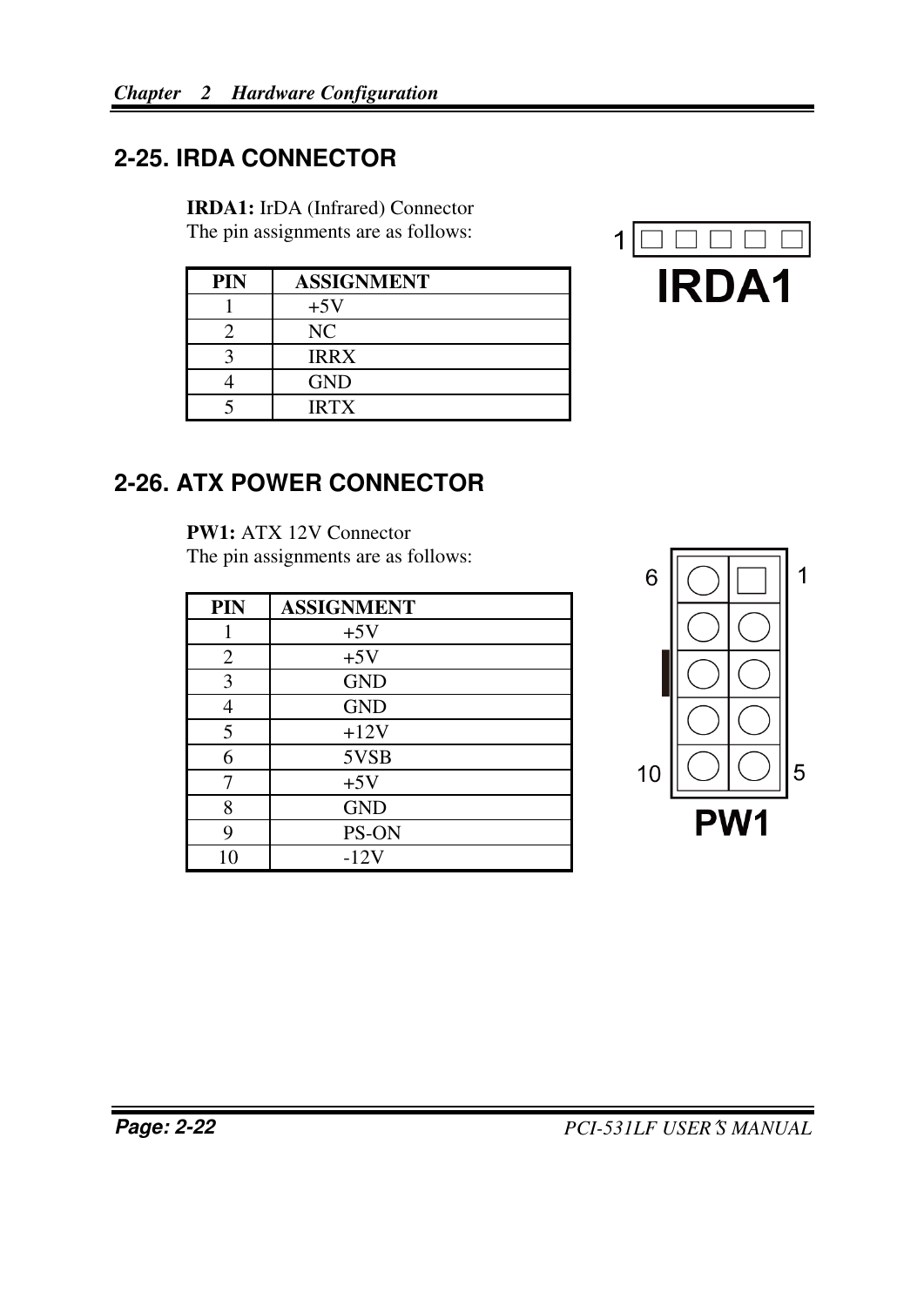## 2-25. IRDA CONNECTOR

**IRDA1:** IrDA (Infrared) Connector
The pin assignments are as follows:

| PIN | ASSIGNMENT |
|---|---|
| 1 | +5V |
| 2 | NC |
| 3 | IRRX |
| 4 | GND |
| 5 | IRTX |

## 2-26. ATX POWER CONNECTOR

**PW1:** ATX 12V Connector
The pin assignments are as follows:

| PIN | ASSIGNMENT |
|---|---|
| 1 | +5V |
| 2 | +5V |
| 3 | GND |
| 4 | GND |
| 5 | +12V |
| 6 | 5VSB |
| 7 | +5V |
| 8 | GND |
| 9 | PS-ON |
| 10 | -12V |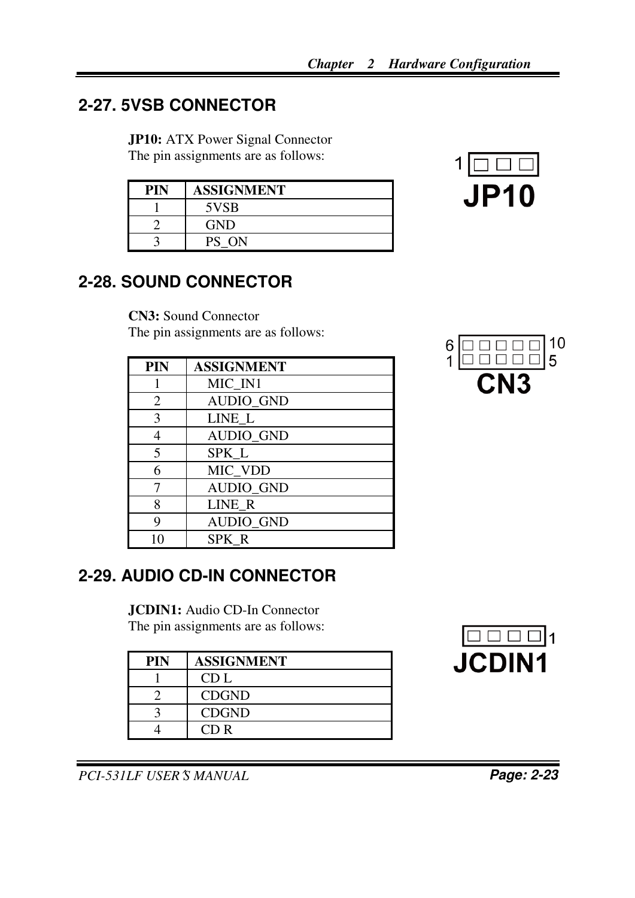## 2-27. 5VSB CONNECTOR

**JP10:** ATX Power Signal Connector
The pin assignments are as follows:

| PIN | ASSIGNMENT |
|---|---|
| 1 | 5VSB |
| 2 | GND |
| 3 | PS_ON |

1 JP10

## 2-28. SOUND CONNECTOR

**CN3:** Sound Connector
The pin assignments are as follows:

| PIN | ASSIGNMENT |
|---|---|
| 1 | MIC_IN1 |
| 2 | AUDIO_GND |
| 3 | LINE_L |
| 4 | AUDIO_GND |
| 5 | SPK_L |
| 6 | MIC_VDD |
| 7 | AUDIO_GND |
| 8 | LINE_R |
| 9 | AUDIO_GND |
| 10 | SPK_R |

6 10
1 5
CN3

## 2-29. AUDIO CD-IN CONNECTOR

**JCDIN1:** Audio CD-In Connector
The pin assignments are as follows:

| PIN | ASSIGNMENT |
|---|---|
| 1 | CD L |
| 2 | CDGND |
| 3 | CDGND |
| 4 | CD R |

1
JCDIN1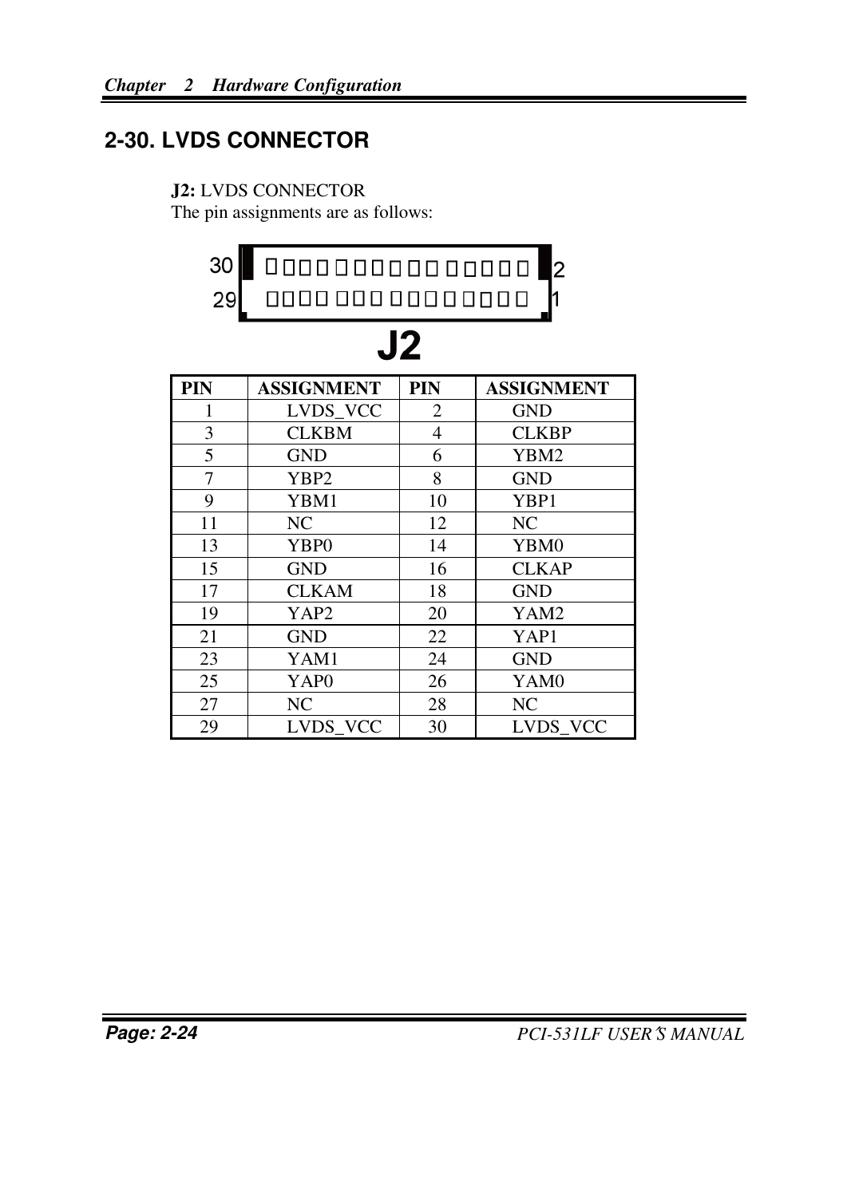## 2-30. LVDS CONNECTOR

**J2:** LVDS CONNECTOR
The pin assignments are as follows:

30 29 ... 2 1

**J2**

| PIN | ASSIGNMENT | PIN | ASSIGNMENT |
|---|---|---|---|
| 1 | LVDS_VCC | 2 | GND |
| 3 | CLKBM | 4 | CLKBP |
| 5 | GND | 6 | YBM2 |
| 7 | YBP2 | 8 | GND |
| 9 | YBM1 | 10 | YBP1 |
| 11 | NC | 12 | NC |
| 13 | YBP0 | 14 | YBM0 |
| 15 | GND | 16 | CLKAP |
| 17 | CLKAM | 18 | GND |
| 19 | YAP2 | 20 | YAM2 |
| 21 | GND | 22 | YAP1 |
| 23 | YAM1 | 24 | GND |
| 25 | YAP0 | 26 | YAM0 |
| 27 | NC | 28 | NC |
| 29 | LVDS_VCC | 30 | LVDS_VCC |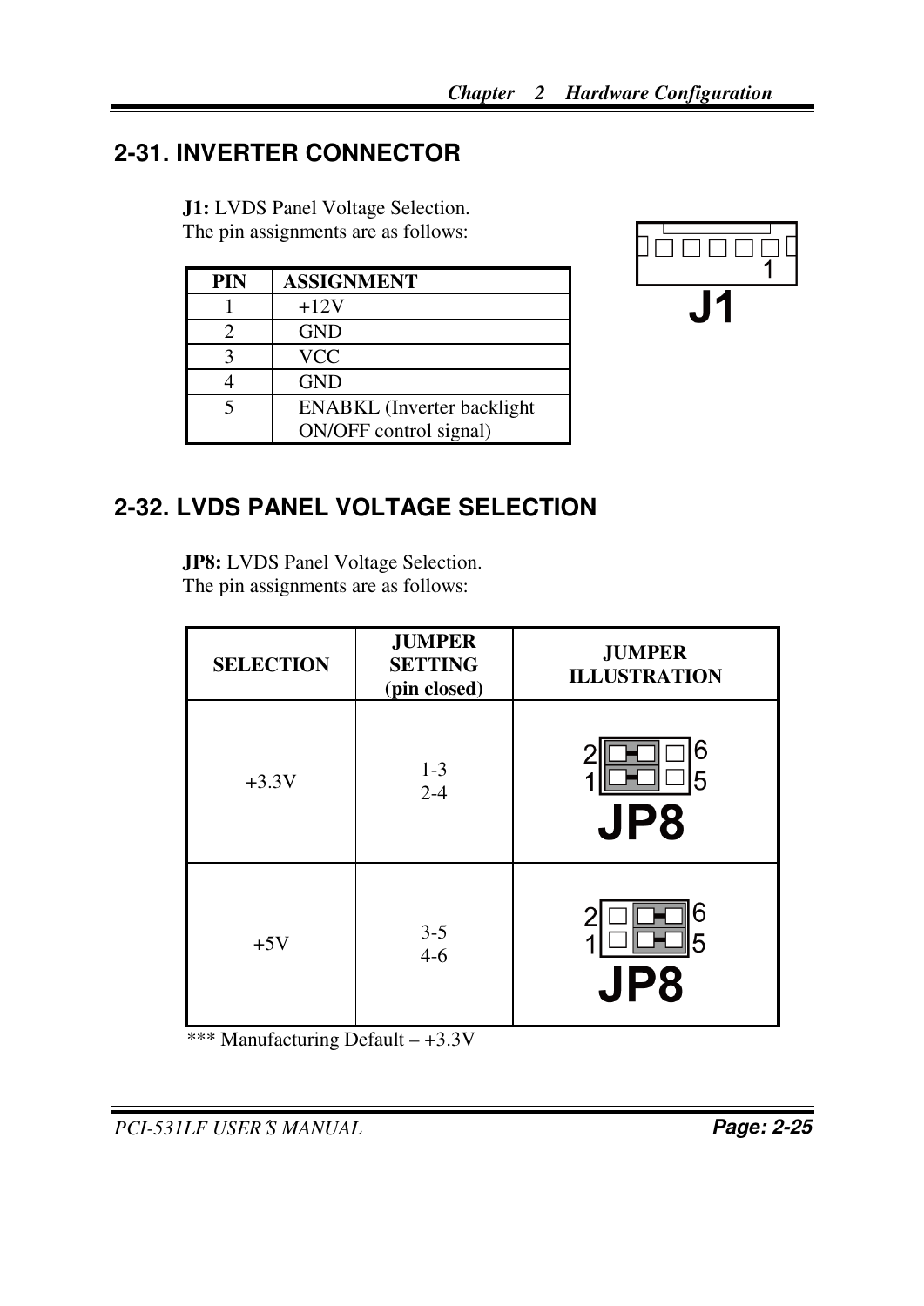## 2-31. INVERTER CONNECTOR

**J1:** LVDS Panel Voltage Selection.
The pin assignments are as follows:

| PIN | ASSIGNMENT |
|---|---|
| 1 | +12V |
| 2 | GND |
| 3 | VCC |
| 4 | GND |
| 5 | ENABKL (Inverter backlight ON/OFF control signal) |

J1

## 2-32. LVDS PANEL VOLTAGE SELECTION

**JP8:** LVDS Panel Voltage Selection.
The pin assignments are as follows:

| SELECTION | JUMPER SETTING (pin closed) | JUMPER ILLUSTRATION |
|---|---|---|
| +3.3V | 1-3<br>2-4 | JP8 |
| +5V | 3-5<br>4-6 | JP8 |

*** Manufacturing Default – +3.3V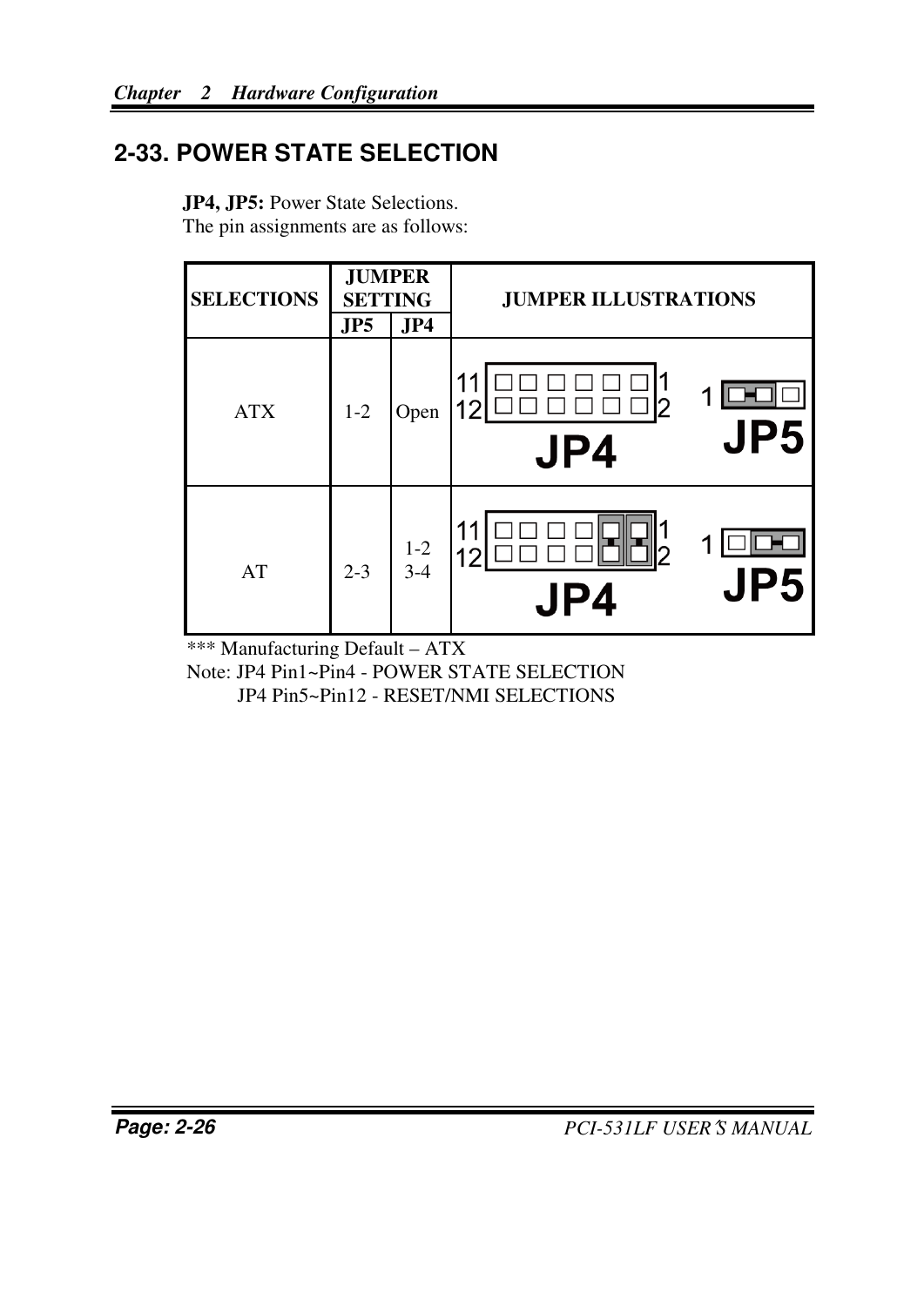## 2-33. POWER STATE SELECTION

**JP4, JP5:** Power State Selections.
The pin assignments are as follows:

| SELECTIONS | JUMPER SETTING | | JUMPER ILLUSTRATIONS |
|---|---|---|---|
| | JP5 | JP4 | |
| ATX | 1-2 | Open | |
| AT | 2-3 | 1-2<br>3-4 | |

*** Manufacturing Default – ATX

Note: JP4 Pin1~Pin4 - POWER STATE SELECTION
JP4 Pin5~Pin12 - RESET/NMI SELECTIONS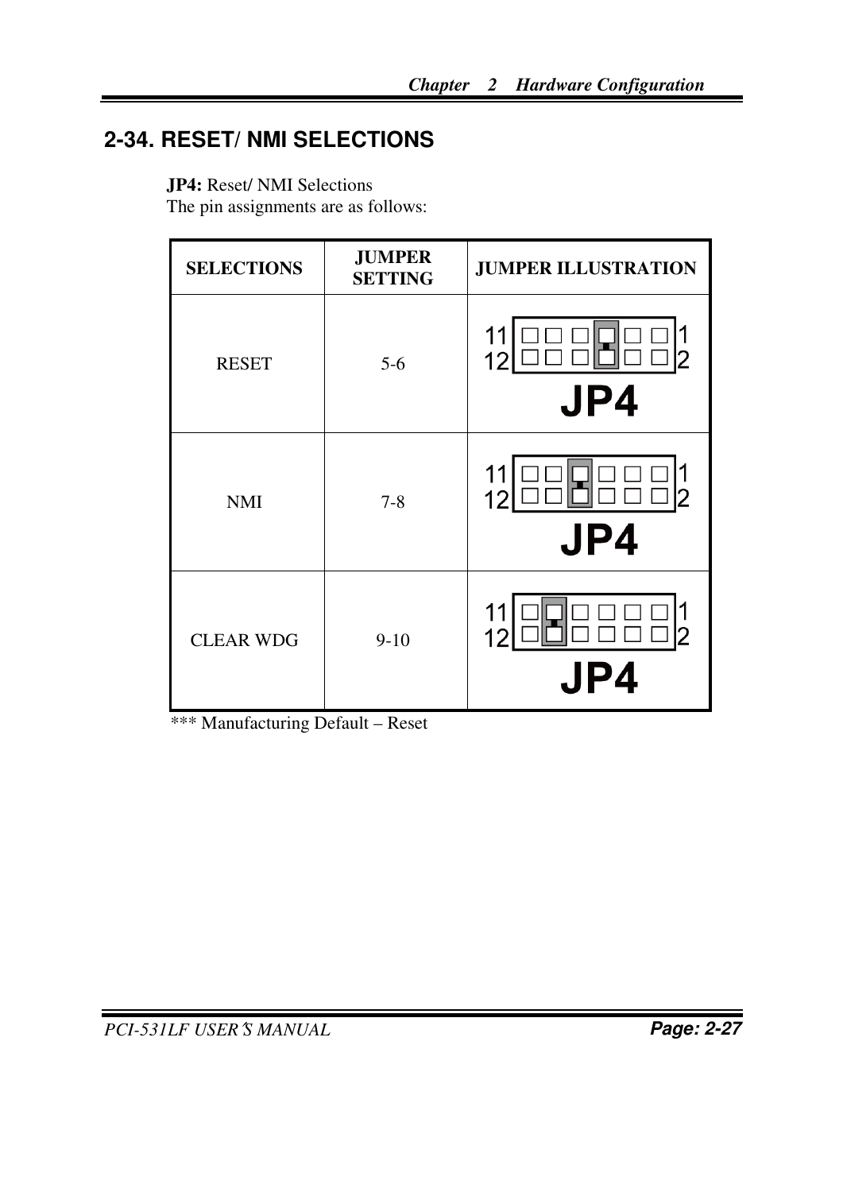## 2-34. RESET/ NMI SELECTIONS

**JP4:** Reset/ NMI Selections
The pin assignments are as follows:

| SELECTIONS | JUMPER SETTING | JUMPER ILLUSTRATION |
|---|---|---|
| RESET | 5-6 | 11 12 JP4 1 2 |
| NMI | 7-8 | 11 12 JP4 1 2 |
| CLEAR WDG | 9-10 | 11 12 JP4 1 2 |

*** Manufacturing Default – Reset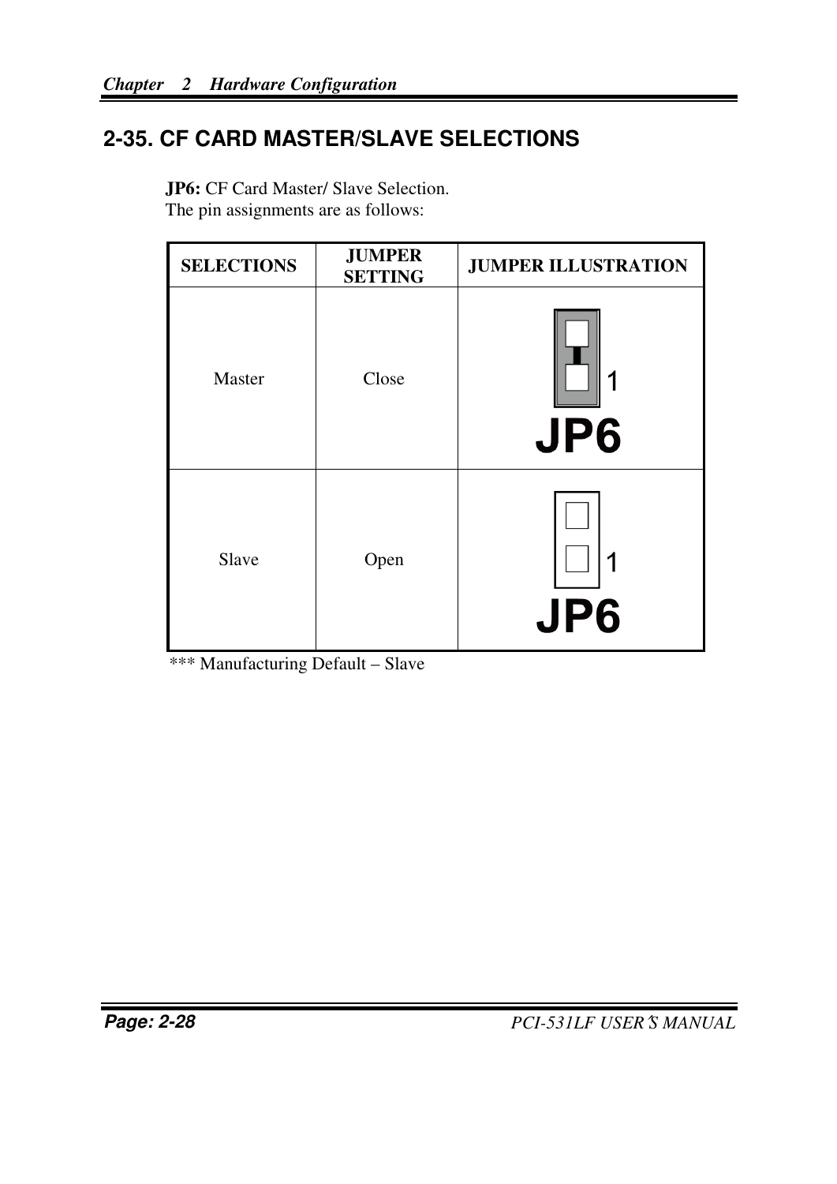## 2-35. CF CARD MASTER/SLAVE SELECTIONS

**JP6:** CF Card Master/ Slave Selection.
The pin assignments are as follows:

| SELECTIONS | JUMPER SETTING | JUMPER ILLUSTRATION |
|---|---|---|
| Master | Close | 1 JP6 |
| Slave | Open | 1 JP6 |

*** Manufacturing Default – Slave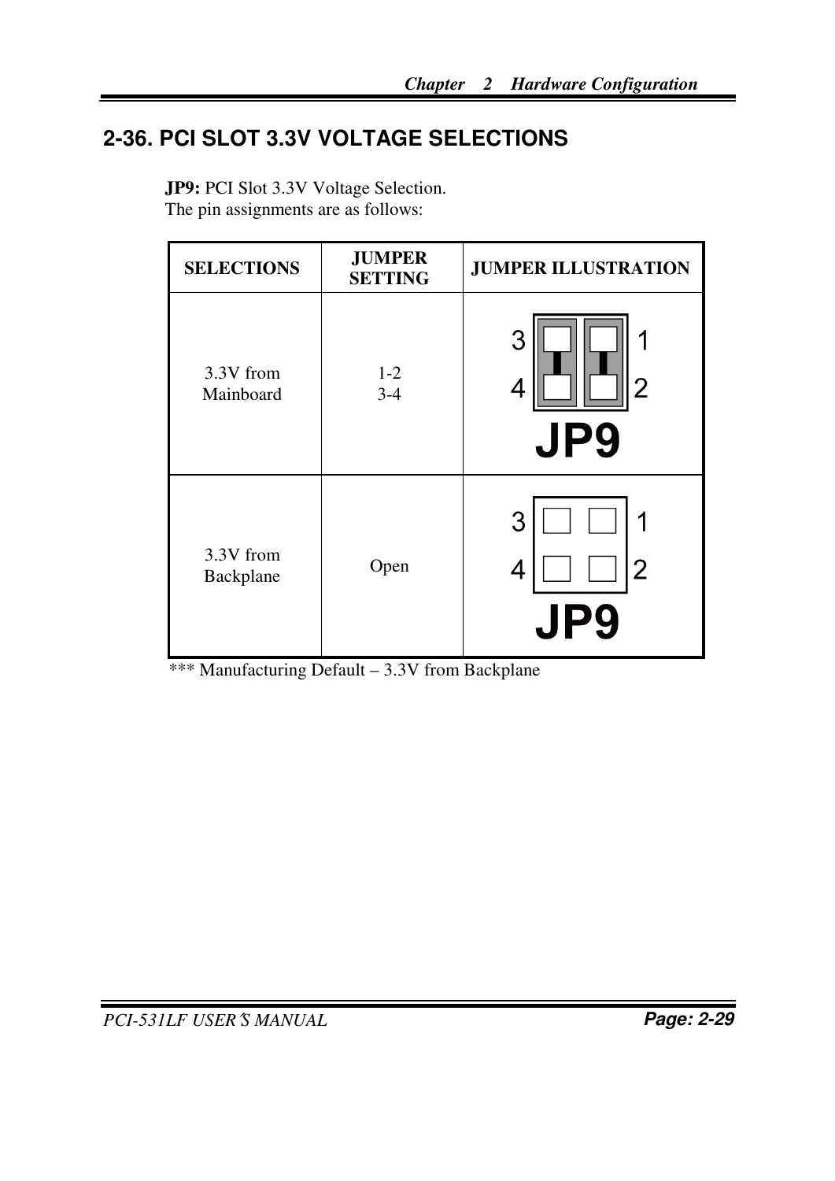## 2-36. PCI SLOT 3.3V VOLTAGE SELECTIONS

**JP9:** PCI Slot 3.3V Voltage Selection.
The pin assignments are as follows:

| SELECTIONS | JUMPER SETTING | JUMPER ILLUSTRATION |
|---|---|---|
| 3.3V from Mainboard | 1-2<br>3-4 | JP9 (3 1 / 4 2) |
| 3.3V from Backplane | Open | JP9 (3 1 / 4 2) |

*** Manufacturing Default – 3.3V from Backplane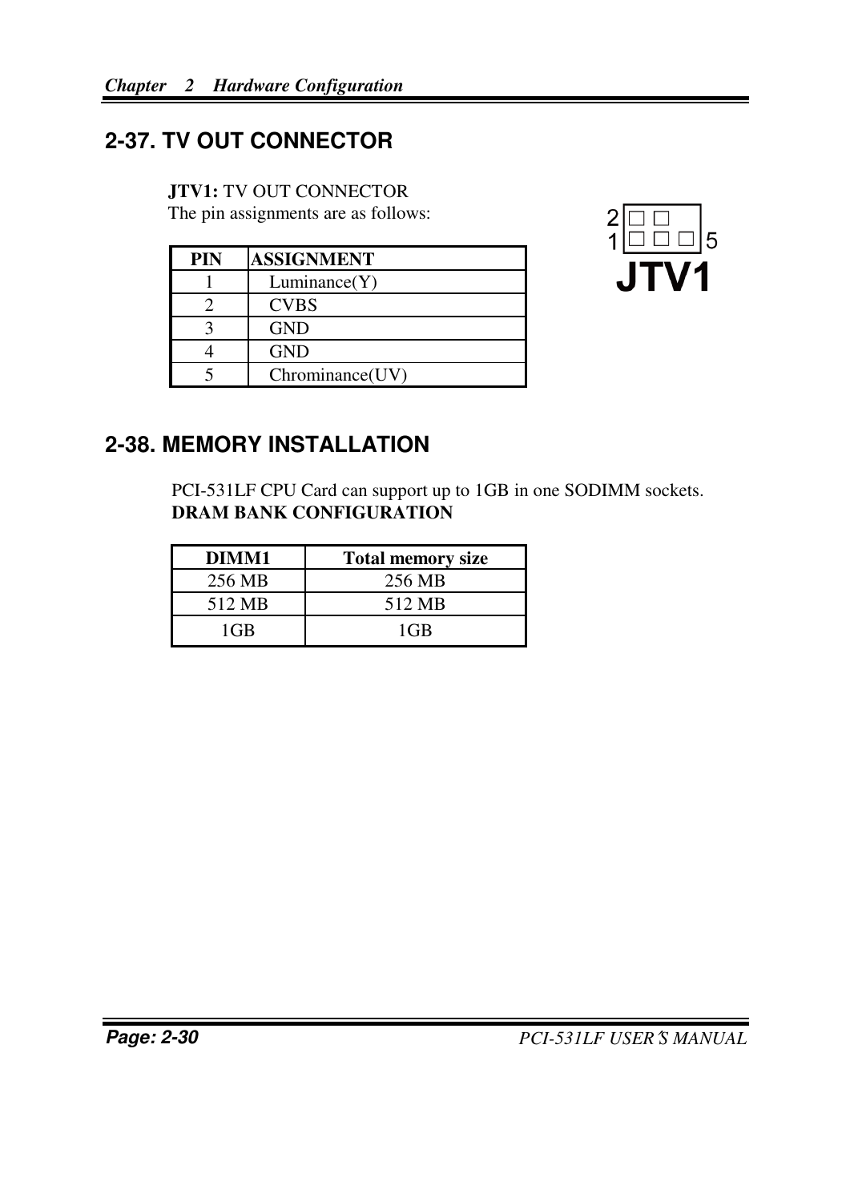## 2-37. TV OUT CONNECTOR

**JTV1:** TV OUT CONNECTOR
The pin assignments are as follows:

| PIN | ASSIGNMENT |
|---|---|
| 1 | Luminance(Y) |
| 2 | CVBS |
| 3 | GND |
| 4 | GND |
| 5 | Chrominance(UV) |

## 2-38. MEMORY INSTALLATION

PCI-531LF CPU Card can support up to 1GB in one SODIMM sockets.
**DRAM BANK CONFIGURATION**

| DIMM1 | Total memory size |
|---|---|
| 256 MB | 256 MB |
| 512 MB | 512 MB |
| 1GB | 1GB |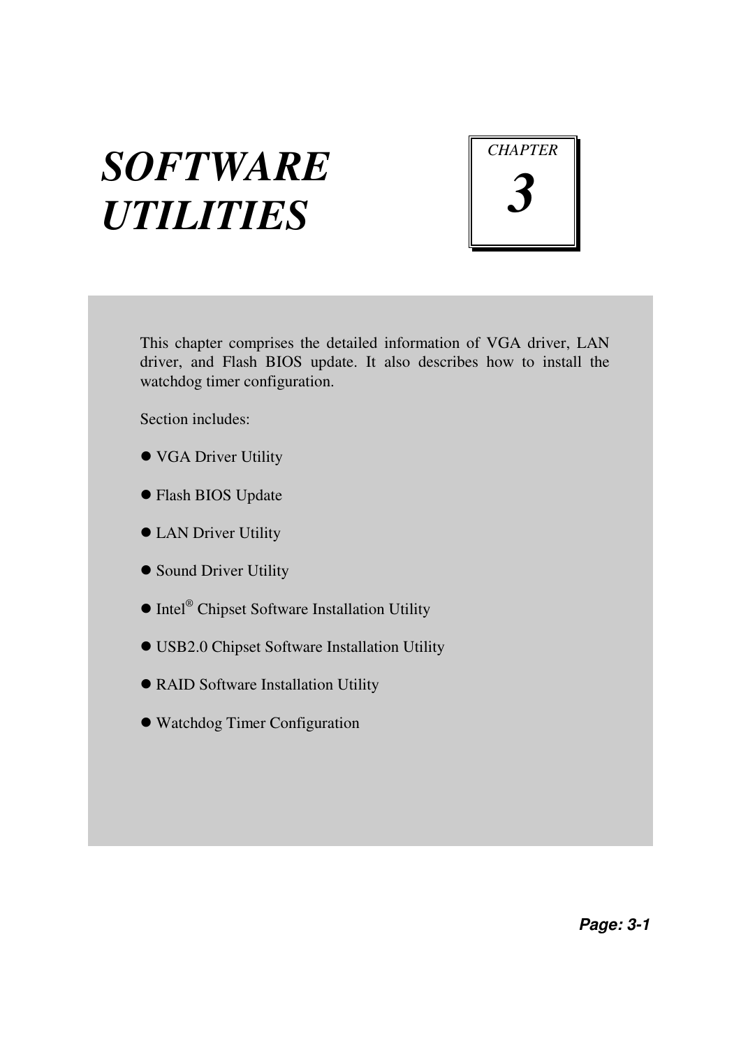# *SOFTWARE UTILITIES*

*CHAPTER*

**3**

This chapter comprises the detailed information of VGA driver, LAN driver, and Flash BIOS update. It also describes how to install the watchdog timer configuration.

Section includes:

- VGA Driver Utility
- Flash BIOS Update
- LAN Driver Utility
- Sound Driver Utility
- Intel® Chipset Software Installation Utility
- USB2.0 Chipset Software Installation Utility
- RAID Software Installation Utility
- Watchdog Timer Configuration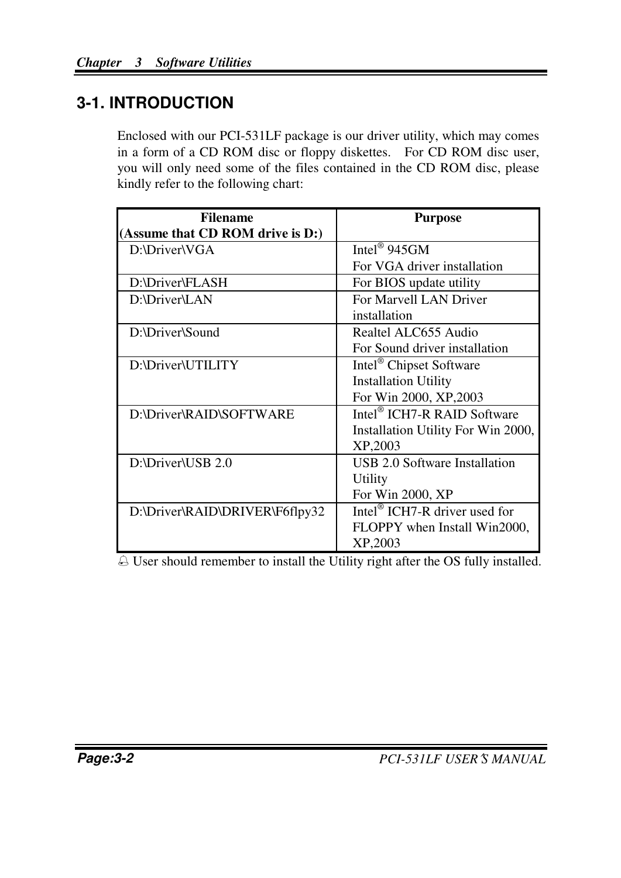## 3-1. INTRODUCTION

Enclosed with our PCI-531LF package is our driver utility, which may comes in a form of a CD ROM disc or floppy diskettes. For CD ROM disc user, you will only need some of the files contained in the CD ROM disc, please kindly refer to the following chart:

| Filename (Assume that CD ROM drive is D:) | Purpose |
|---|---|
| D:\Driver\VGA | Intel® 945GM For VGA driver installation |
| D:\Driver\FLASH | For BIOS update utility |
| D:\Driver\LAN | For Marvell LAN Driver installation |
| D:\Driver\Sound | Realtel ALC655 Audio For Sound driver installation |
| D:\Driver\UTILITY | Intel® Chipset Software Installation Utility For Win 2000, XP,2003 |
| D:\Driver\RAID\SOFTWARE | Intel® ICH7-R RAID Software Installation Utility For Win 2000, XP,2003 |
| D:\Driver\USB 2.0 | USB 2.0 Software Installation Utility For Win 2000, XP |
| D:\Driver\RAID\DRIVER\F6flpy32 | Intel® ICH7-R driver used for FLOPPY when Install Win2000, XP,2003 |

User should remember to install the Utility right after the OS fully installed.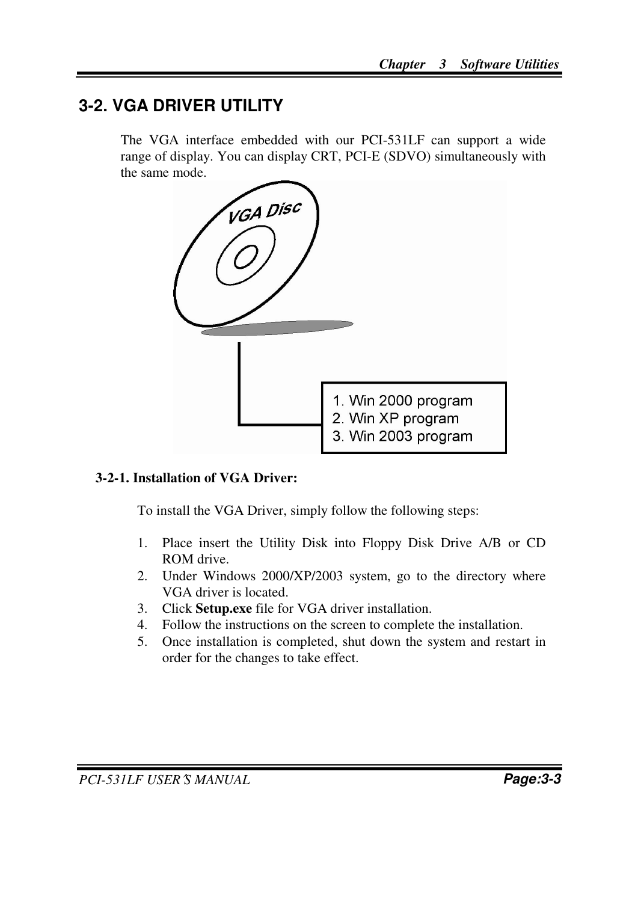## 3-2. VGA DRIVER UTILITY

The VGA interface embedded with our PCI-531LF can support a wide range of display. You can display CRT, PCI-E (SDVO) simultaneously with the same mode.

VGA Disc

1. Win 2000 program
2. Win XP program
3. Win 2003 program

### 3-2-1. Installation of VGA Driver:

To install the VGA Driver, simply follow the following steps:

1. Place insert the Utility Disk into Floppy Disk Drive A/B or CD ROM drive.
2. Under Windows 2000/XP/2003 system, go to the directory where VGA driver is located.
3. Click **Setup.exe** file for VGA driver installation.
4. Follow the instructions on the screen to complete the installation.
5. Once installation is completed, shut down the system and restart in order for the changes to take effect.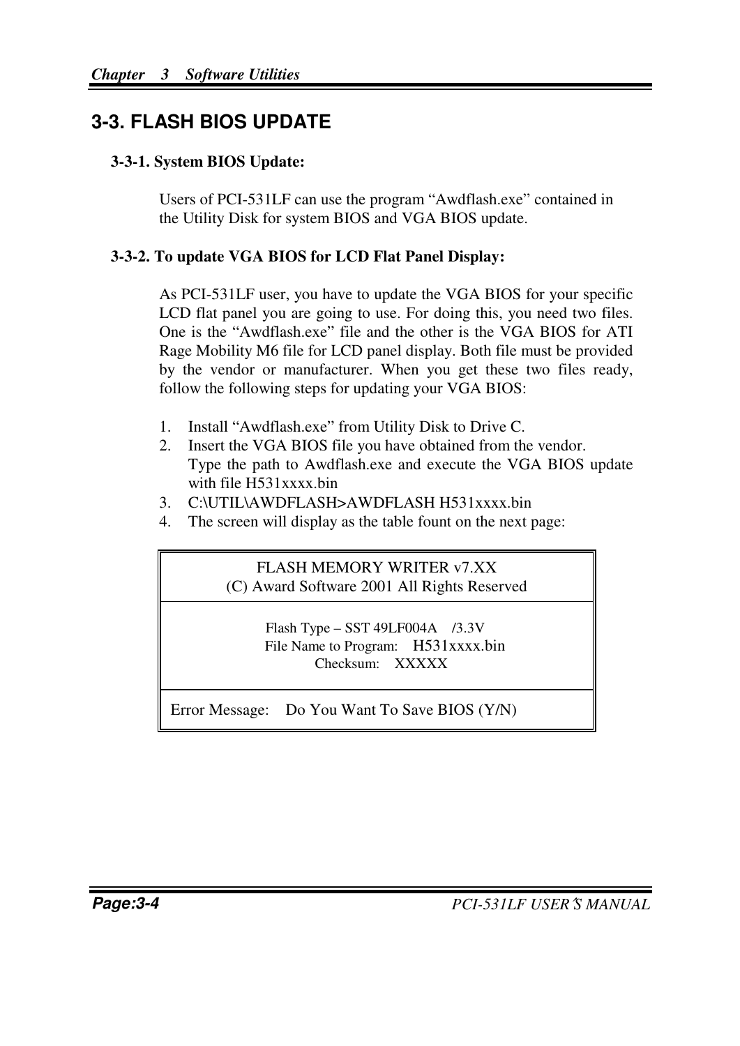## 3-3. FLASH BIOS UPDATE

### 3-3-1. System BIOS Update:

Users of PCI-531LF can use the program “Awdflash.exe” contained in the Utility Disk for system BIOS and VGA BIOS update.

### 3-3-2. To update VGA BIOS for LCD Flat Panel Display:

As PCI-531LF user, you have to update the VGA BIOS for your specific LCD flat panel you are going to use. For doing this, you need two files. One is the “Awdflash.exe” file and the other is the VGA BIOS for ATI Rage Mobility M6 file for LCD panel display. Both file must be provided by the vendor or manufacturer. When you get these two files ready, follow the following steps for updating your VGA BIOS:

1. Install “Awdflash.exe” from Utility Disk to Drive C.
2. Insert the VGA BIOS file you have obtained from the vendor.
   Type the path to Awdflash.exe and execute the VGA BIOS update with file H531xxxx.bin
3. C:\UTIL\AWDFLASH>AWDFLASH H531xxxx.bin
4. The screen will display as the table fount on the next page:

| FLASH MEMORY WRITER v7.XX<br>(C) Award Software 2001 All Rights Reserved |
|---|
| Flash Type – SST 49LF004A /3.3V<br>File Name to Program: H531xxxx.bin<br>Checksum: XXXXX |
| Error Message: Do You Want To Save BIOS (Y/N) |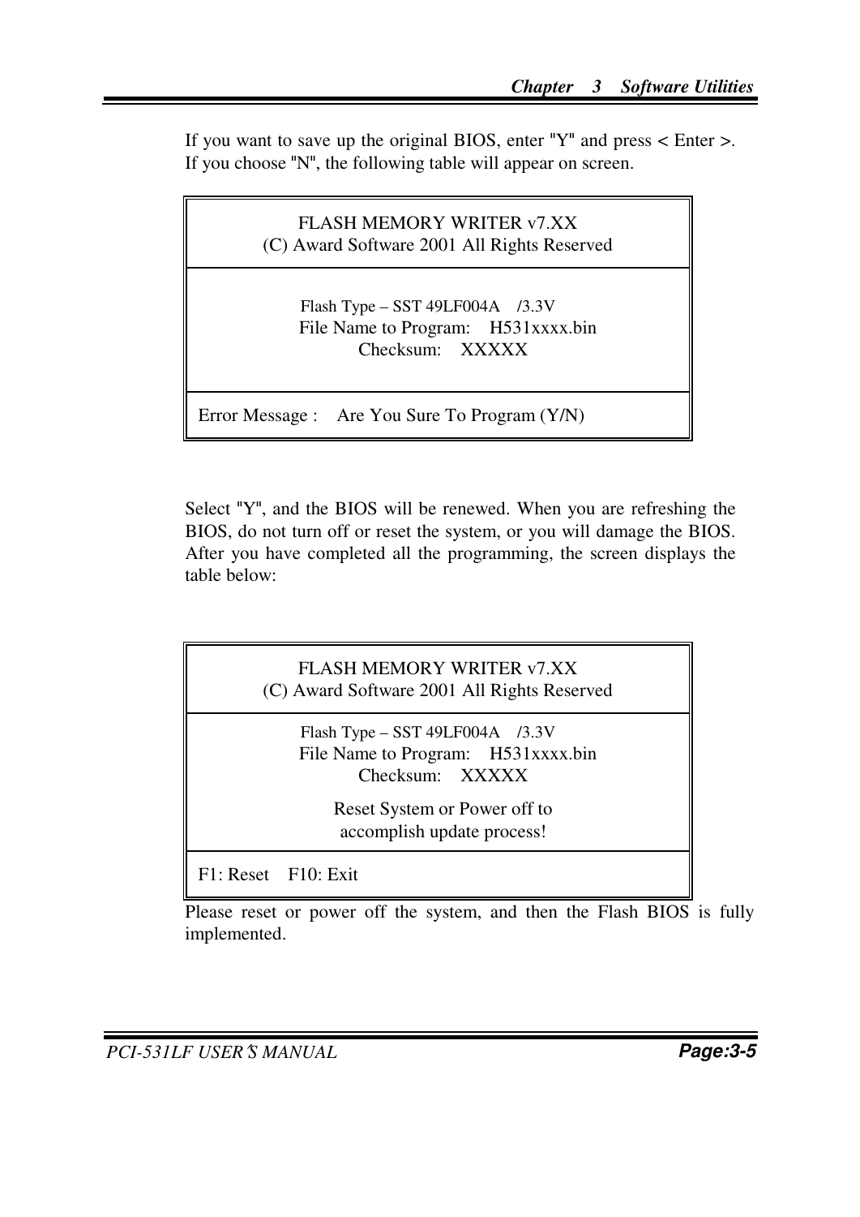If you want to save up the original BIOS, enter "Y" and press < Enter >. If you choose "N", the following table will appear on screen.

```
                FLASH MEMORY WRITER v7.XX
         (C) Award Software 2001 All Rights Reserved

               Flash Type – SST 49LF004A   /3.3V
               File Name to Program:   H531xxxx.bin
                     Checksum:   XXXXX

Error Message :   Are You Sure To Program (Y/N)
```

Select "Y", and the BIOS will be renewed. When you are refreshing the BIOS, do not turn off or reset the system, or you will damage the BIOS. After you have completed all the programming, the screen displays the table below:

```
                FLASH MEMORY WRITER v7.XX
         (C) Award Software 2001 All Rights Reserved

               Flash Type – SST 49LF004A   /3.3V
               File Name to Program:   H531xxxx.bin
                     Checksum:   XXXXX

                 Reset System or Power off to
                  accomplish update process!

F1: Reset   F10: Exit
```

Please reset or power off the system, and then the Flash BIOS is fully implemented.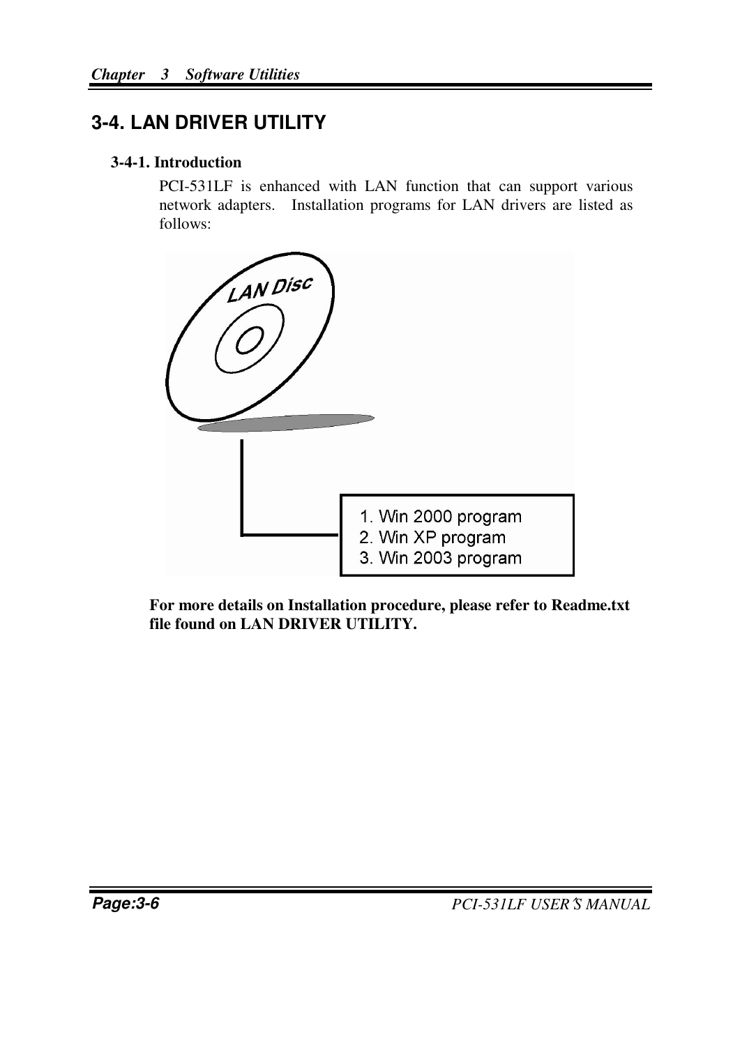## 3-4. LAN DRIVER UTILITY

### 3-4-1. Introduction

PCI-531LF is enhanced with LAN function that can support various network adapters. Installation programs for LAN drivers are listed as follows:

LAN Disc

1. Win 2000 program
2. Win XP program
3. Win 2003 program

**For more details on Installation procedure, please refer to Readme.txt file found on LAN DRIVER UTILITY.**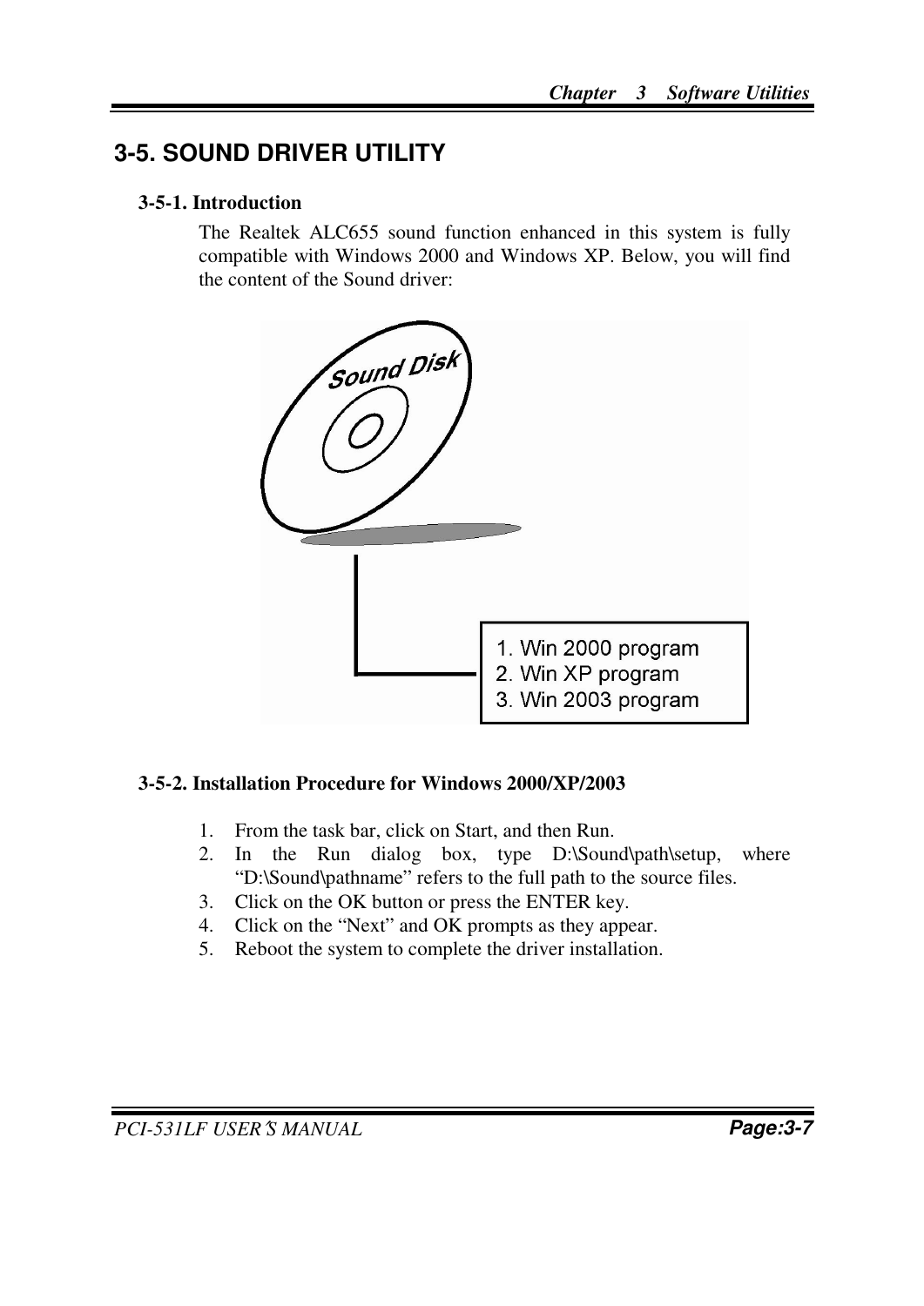## 3-5. SOUND DRIVER UTILITY

### 3-5-1. Introduction

The Realtek ALC655 sound function enhanced in this system is fully compatible with Windows 2000 and Windows XP. Below, you will find the content of the Sound driver:

Sound Disk

1. Win 2000 program
2. Win XP program
3. Win 2003 program

### 3-5-2. Installation Procedure for Windows 2000/XP/2003

1. From the task bar, click on Start, and then Run.
2. In the Run dialog box, type D:\Sound\path\setup, where "D:\Sound\pathname" refers to the full path to the source files.
3. Click on the OK button or press the ENTER key.
4. Click on the "Next" and OK prompts as they appear.
5. Reboot the system to complete the driver installation.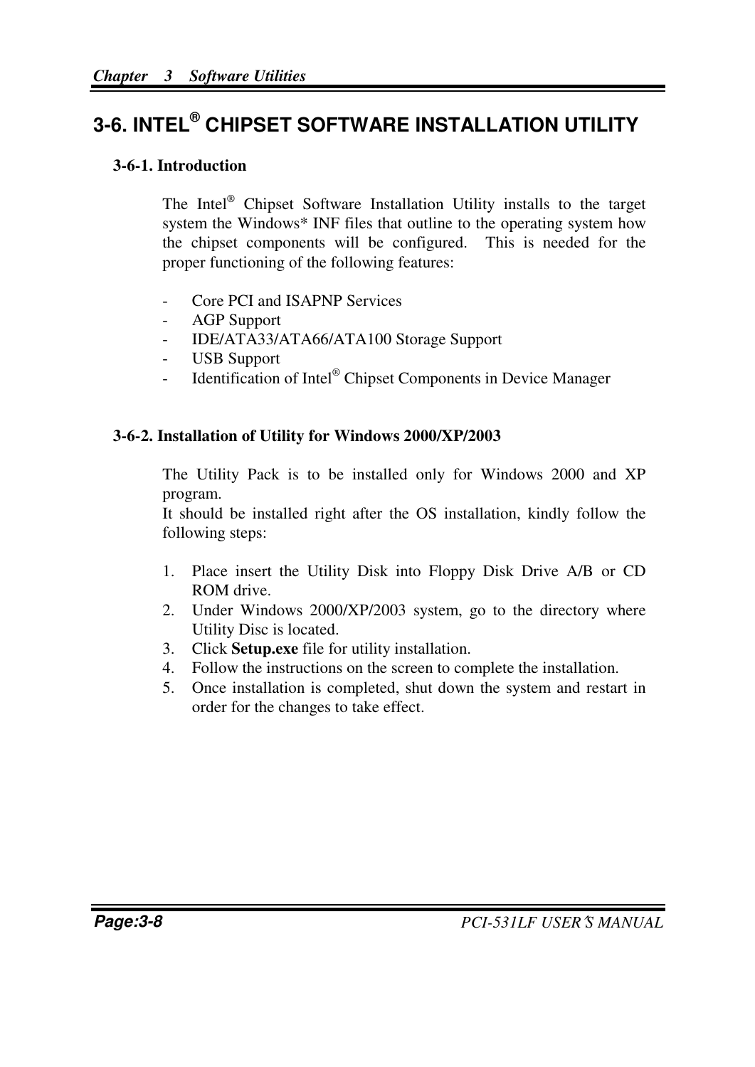## 3-6. INTEL® CHIPSET SOFTWARE INSTALLATION UTILITY

### 3-6-1. Introduction

The Intel® Chipset Software Installation Utility installs to the target system the Windows* INF files that outline to the operating system how the chipset components will be configured. This is needed for the proper functioning of the following features:

- Core PCI and ISAPNP Services
- AGP Support
- IDE/ATA33/ATA66/ATA100 Storage Support
- USB Support
- Identification of Intel® Chipset Components in Device Manager

### 3-6-2. Installation of Utility for Windows 2000/XP/2003

The Utility Pack is to be installed only for Windows 2000 and XP program.
It should be installed right after the OS installation, kindly follow the following steps:

1. Place insert the Utility Disk into Floppy Disk Drive A/B or CD ROM drive.
2. Under Windows 2000/XP/2003 system, go to the directory where Utility Disc is located.
3. Click **Setup.exe** file for utility installation.
4. Follow the instructions on the screen to complete the installation.
5. Once installation is completed, shut down the system and restart in order for the changes to take effect.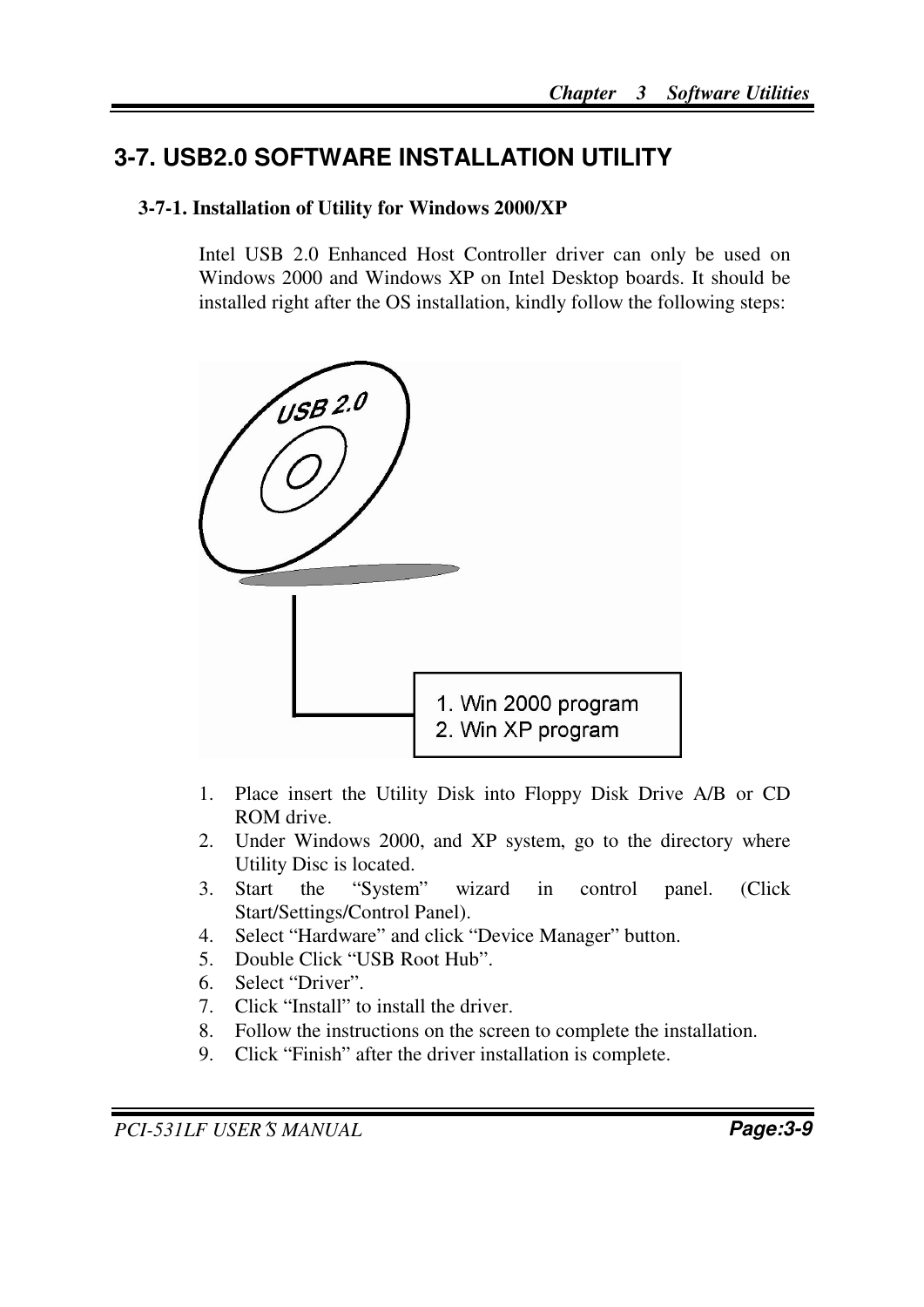## 3-7. USB2.0 SOFTWARE INSTALLATION UTILITY

### 3-7-1. Installation of Utility for Windows 2000/XP

Intel USB 2.0 Enhanced Host Controller driver can only be used on Windows 2000 and Windows XP on Intel Desktop boards. It should be installed right after the OS installation, kindly follow the following steps:

USB 2.0

1. Win 2000 program
2. Win XP program

1. Place insert the Utility Disk into Floppy Disk Drive A/B or CD ROM drive.
2. Under Windows 2000, and XP system, go to the directory where Utility Disc is located.
3. Start the “System” wizard in control panel. (Click Start/Settings/Control Panel).
4. Select “Hardware” and click “Device Manager” button.
5. Double Click “USB Root Hub”.
6. Select “Driver”.
7. Click “Install” to install the driver.
8. Follow the instructions on the screen to complete the installation.
9. Click “Finish” after the driver installation is complete.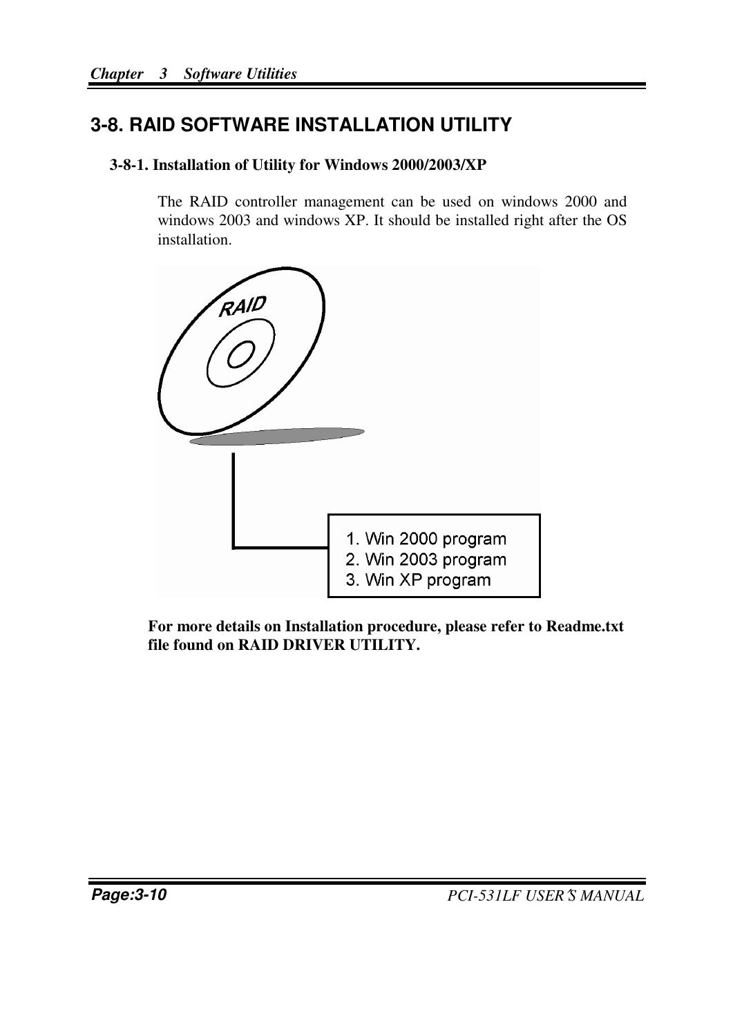## 3-8. RAID SOFTWARE INSTALLATION UTILITY

### 3-8-1. Installation of Utility for Windows 2000/2003/XP

The RAID controller management can be used on windows 2000 and windows 2003 and windows XP. It should be installed right after the OS installation.

RAID

1. Win 2000 program
2. Win 2003 program
3. Win XP program

**For more details on Installation procedure, please refer to Readme.txt file found on RAID DRIVER UTILITY.**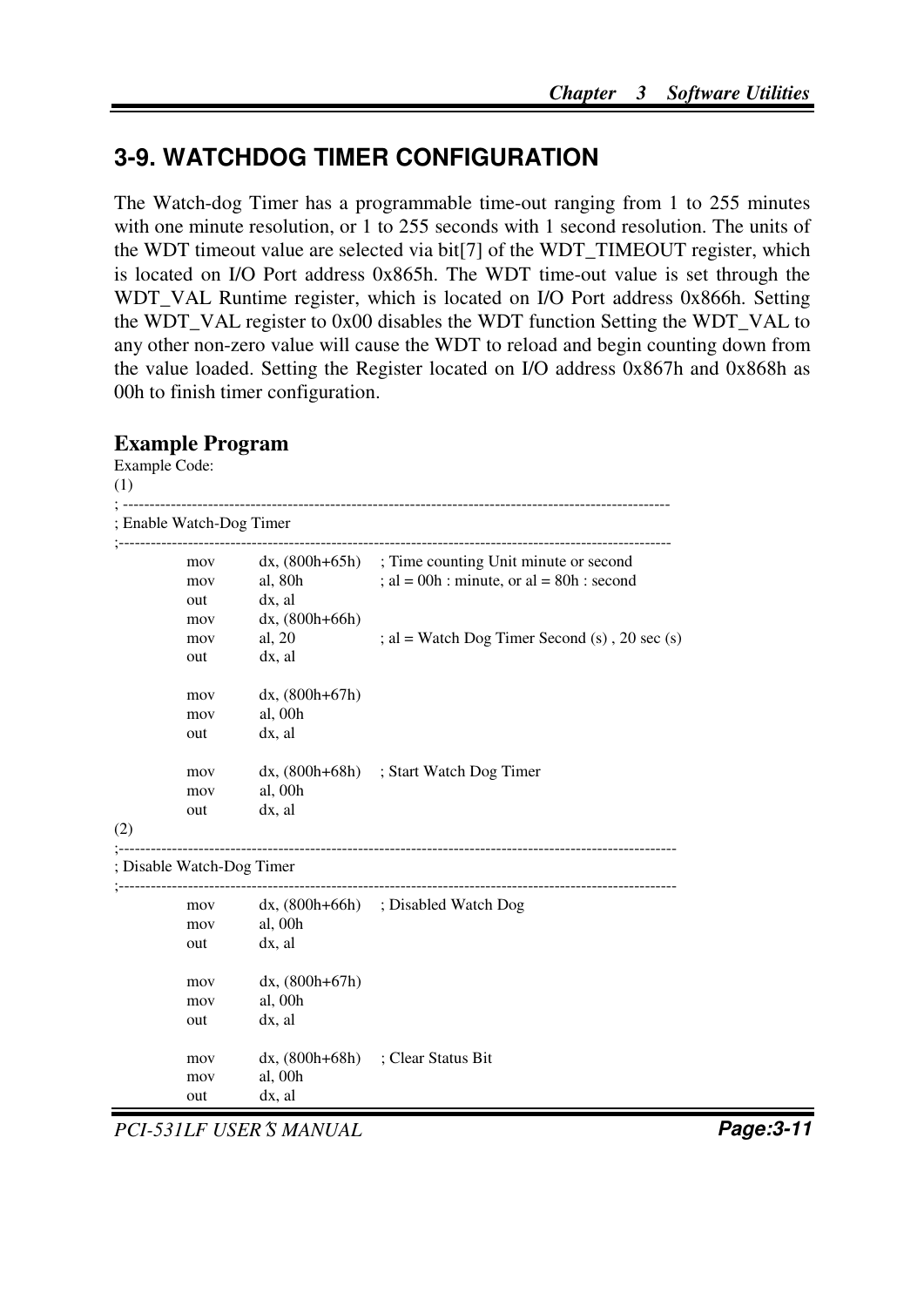## 3-9. WATCHDOG TIMER CONFIGURATION

The Watch-dog Timer has a programmable time-out ranging from 1 to 255 minutes with one minute resolution, or 1 to 255 seconds with 1 second resolution. The units of the WDT timeout value are selected via bit[7] of the WDT_TIMEOUT register, which is located on I/O Port address 0x865h. The WDT time-out value is set through the WDT_VAL Runtime register, which is located on I/O Port address 0x866h. Setting the WDT_VAL register to 0x00 disables the WDT function Setting the WDT_VAL to any other non-zero value will cause the WDT to reload and begin counting down from the value loaded. Setting the Register located on I/O address 0x867h and 0x868h as 00h to finish timer configuration.

### Example Program

Example Code:

(1)

```
; ------------------------------------------------------------------------------------------------------
; Enable Watch-Dog Timer
;------------------------------------------------------------------------------------------------------
        mov     dx, (800h+65h)   ; Time counting Unit minute or second
        mov     al, 80h          ; al = 00h : minute, or al = 80h : second
        out     dx, al
        mov     dx, (800h+66h)
        mov     al, 20           ; al = Watch Dog Timer Second (s) , 20 sec (s)
        out     dx, al

        mov     dx, (800h+67h)
        mov     al, 00h
        out     dx, al

        mov     dx, (800h+68h)   ; Start Watch Dog Timer
        mov     al, 00h
        out     dx, al
```

(2)

```
;------------------------------------------------------------------------------------------------------
; Disable Watch-Dog Timer
;------------------------------------------------------------------------------------------------------
        mov     dx, (800h+66h)   ; Disabled Watch Dog
        mov     al, 00h
        out     dx, al

        mov     dx, (800h+67h)
        mov     al, 00h
        out     dx, al

        mov     dx, (800h+68h)   ; Clear Status Bit
        mov     al, 00h
        out     dx, al
```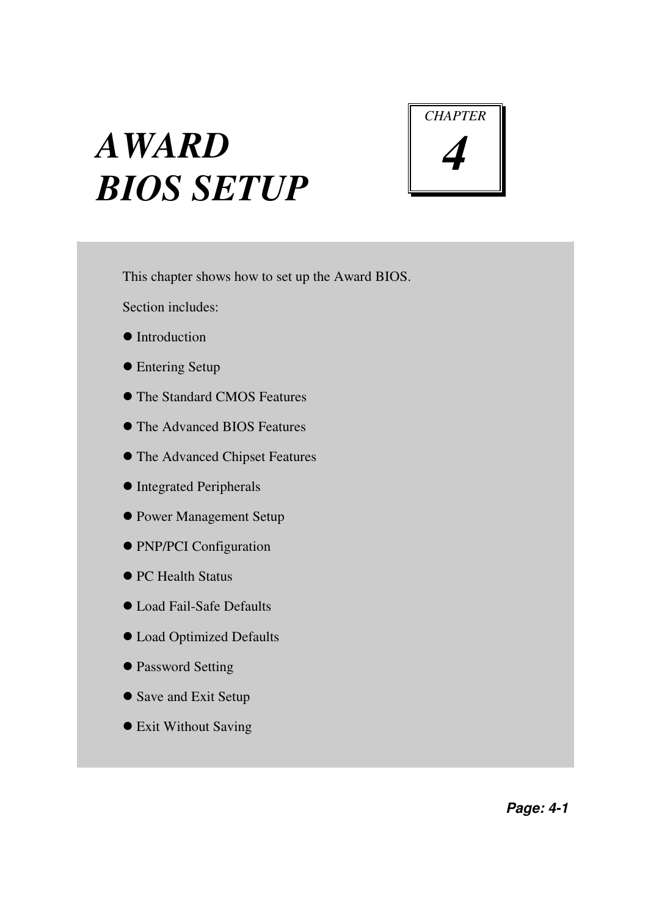# AWARD BIOS SETUP

CHAPTER 4

This chapter shows how to set up the Award BIOS.

Section includes:

- Introduction
- Entering Setup
- The Standard CMOS Features
- The Advanced BIOS Features
- The Advanced Chipset Features
- Integrated Peripherals
- Power Management Setup
- PNP/PCI Configuration
- PC Health Status
- Load Fail-Safe Defaults
- Load Optimized Defaults
- Password Setting
- Save and Exit Setup
- Exit Without Saving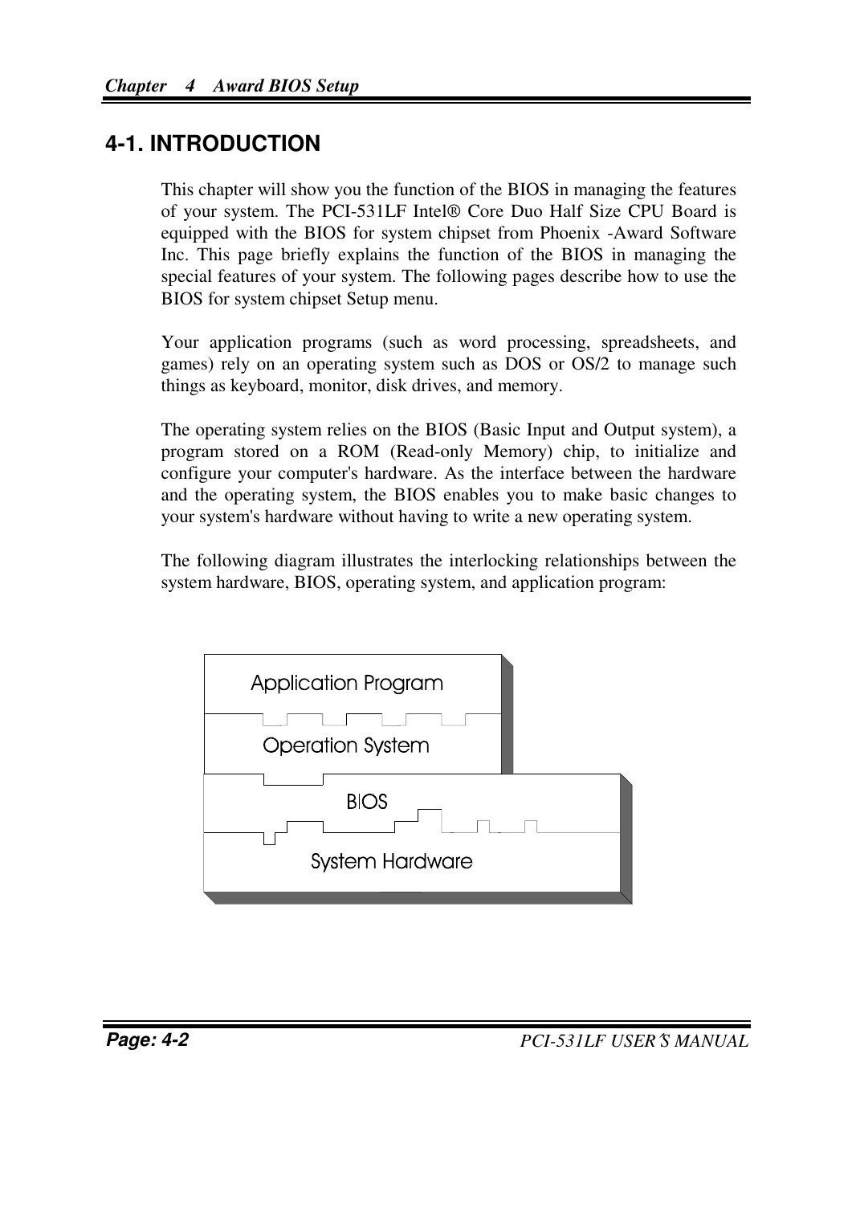## 4-1. INTRODUCTION

This chapter will show you the function of the BIOS in managing the features of your system. The PCI-531LF Intel® Core Duo Half Size CPU Board is equipped with the BIOS for system chipset from Phoenix -Award Software Inc. This page briefly explains the function of the BIOS in managing the special features of your system. The following pages describe how to use the BIOS for system chipset Setup menu.

Your application programs (such as word processing, spreadsheets, and games) rely on an operating system such as DOS or OS/2 to manage such things as keyboard, monitor, disk drives, and memory.

The operating system relies on the BIOS (Basic Input and Output system), a program stored on a ROM (Read-only Memory) chip, to initialize and configure your computer's hardware. As the interface between the hardware and the operating system, the BIOS enables you to make basic changes to your system's hardware without having to write a new operating system.

The following diagram illustrates the interlocking relationships between the system hardware, BIOS, operating system, and application program:

Application Program

Operation System

BIOS

System Hardware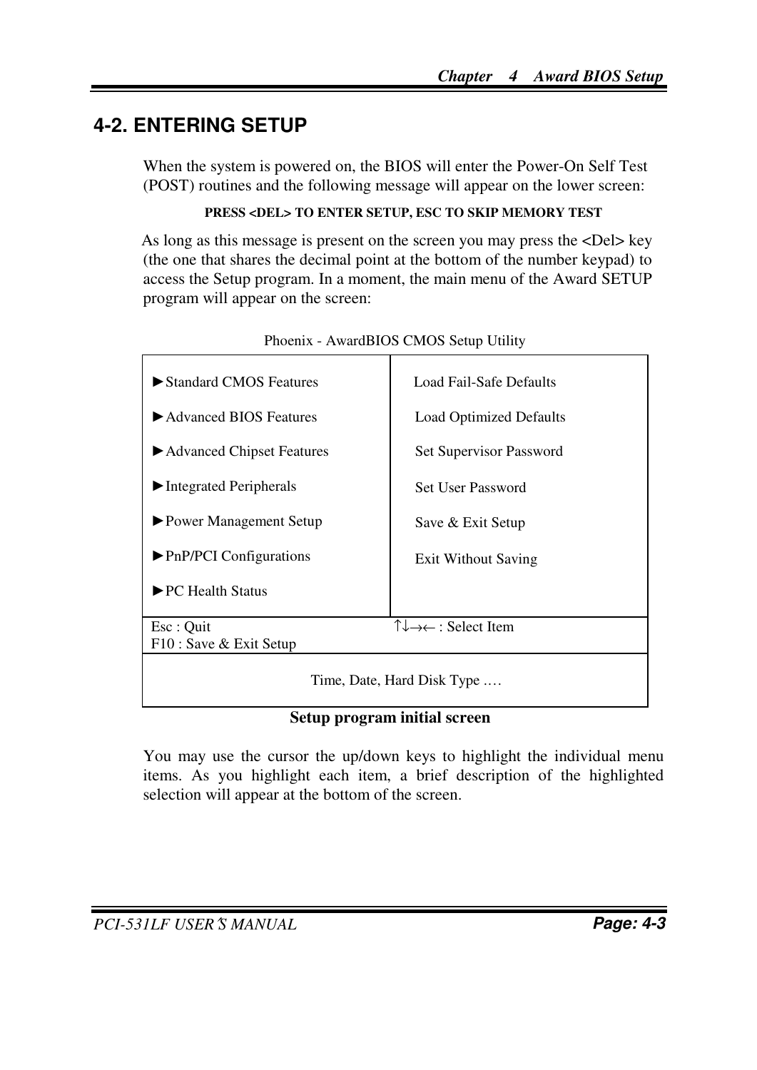## 4-2. ENTERING SETUP

When the system is powered on, the BIOS will enter the Power-On Self Test (POST) routines and the following message will appear on the lower screen:

**PRESS <DEL> TO ENTER SETUP, ESC TO SKIP MEMORY TEST**

As long as this message is present on the screen you may press the <Del> key (the one that shares the decimal point at the bottom of the number keypad) to access the Setup program. In a moment, the main menu of the Award SETUP program will appear on the screen:

Phoenix - AwardBIOS CMOS Setup Utility

| | |
|---|---|
| ►Standard CMOS Features | Load Fail-Safe Defaults |
| ►Advanced BIOS Features | Load Optimized Defaults |
| ►Advanced Chipset Features | Set Supervisor Password |
| ►Integrated Peripherals | Set User Password |
| ►Power Management Setup | Save & Exit Setup |
| ►PnP/PCI Configurations | Exit Without Saving |
| ►PC Health Status | |
| Esc : Quit<br>F10 : Save & Exit Setup | ↑↓→← : Select Item |
| Time, Date, Hard Disk Type .… | |

**Setup program initial screen**

You may use the cursor the up/down keys to highlight the individual menu items. As you highlight each item, a brief description of the highlighted selection will appear at the bottom of the screen.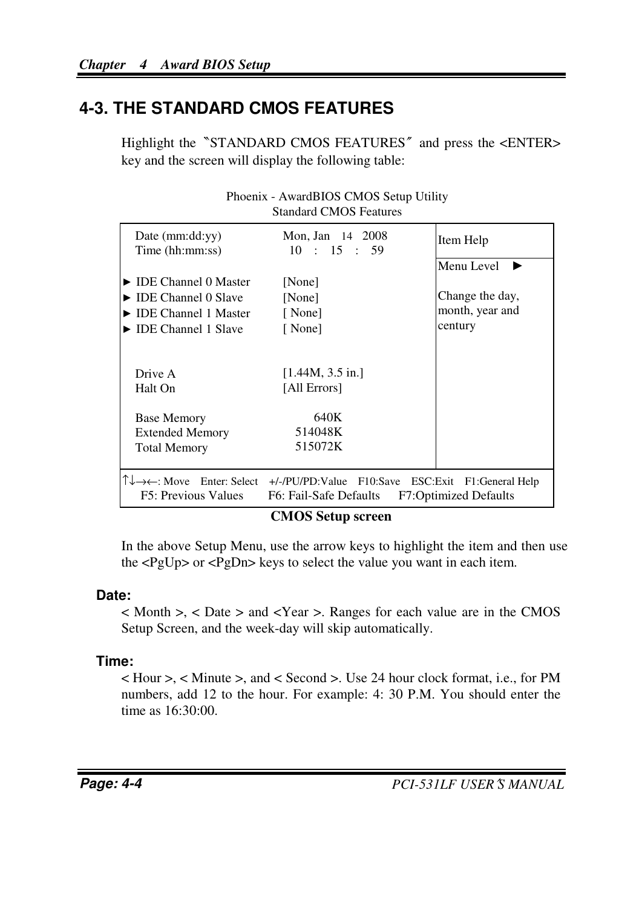## 4-3. THE STANDARD CMOS FEATURES

Highlight the 〝STANDARD CMOS FEATURES〞 and press the <ENTER> key and the screen will display the following table:

```
                    Phoenix - AwardBIOS CMOS Setup Utility
                           Standard CMOS Features

   Date (mm:dd:yy)           Mon, Jan  14  2008        | Item Help
   Time (hh:mm:ss)            10  :  15  :  59         |
                                                       | Menu Level   ►
► IDE Channel 0 Master       [None]                    |
► IDE Channel 0 Slave        [None]                    | Change the day,
► IDE Channel 1 Master       [ None]                   | month, year and
► IDE Channel 1 Slave        [ None]                   | century


   Drive A                   [1.44M, 3.5 in.]
   Halt On                   [All Errors]

   Base Memory                    640K
   Extended Memory             514048K
   Total Memory                515072K

↑↓→←: Move   Enter: Select   +/-/PU/PD:Value   F10:Save   ESC:Exit   F1:General Help
   F5: Previous Values      F6: Fail-Safe Defaults      F7:Optimized Defaults
```

**CMOS Setup screen**

In the above Setup Menu, use the arrow keys to highlight the item and then use the <PgUp> or <PgDn> keys to select the value you want in each item.

**Date:**

< Month >, < Date > and <Year >. Ranges for each value are in the CMOS Setup Screen, and the week-day will skip automatically.

**Time:**

< Hour >, < Minute >, and < Second >. Use 24 hour clock format, i.e., for PM numbers, add 12 to the hour. For example: 4: 30 P.M. You should enter the time as 16:30:00.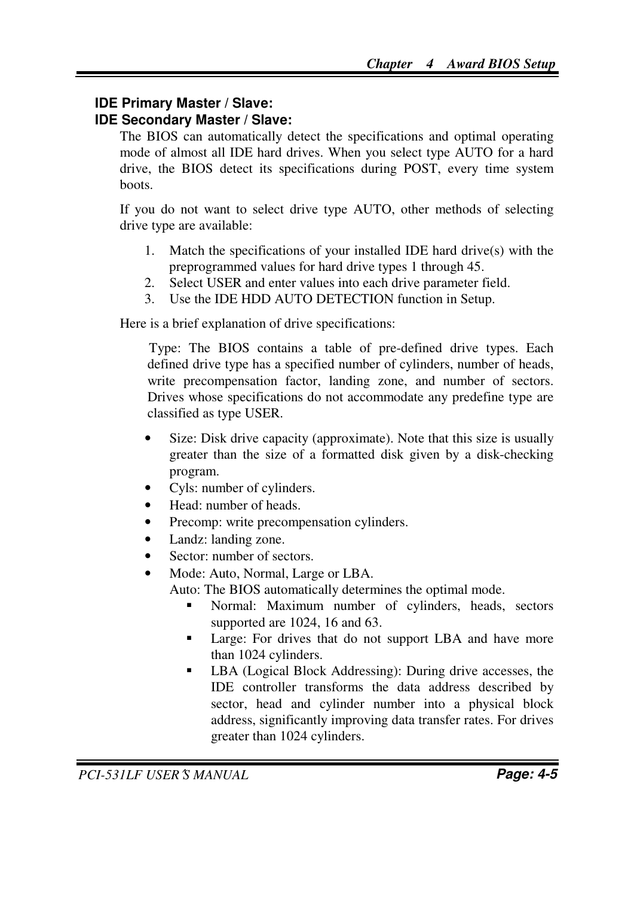**IDE Primary Master / Slave:**
**IDE Secondary Master / Slave:**

The BIOS can automatically detect the specifications and optimal operating mode of almost all IDE hard drives. When you select type AUTO for a hard drive, the BIOS detect its specifications during POST, every time system boots.

If you do not want to select drive type AUTO, other methods of selecting drive type are available:

1. Match the specifications of your installed IDE hard drive(s) with the preprogrammed values for hard drive types 1 through 45.
2. Select USER and enter values into each drive parameter field.
3. Use the IDE HDD AUTO DETECTION function in Setup.

Here is a brief explanation of drive specifications:

Type: The BIOS contains a table of pre-defined drive types. Each defined drive type has a specified number of cylinders, number of heads, write precompensation factor, landing zone, and number of sectors. Drives whose specifications do not accommodate any predefine type are classified as type USER.

- Size: Disk drive capacity (approximate). Note that this size is usually greater than the size of a formatted disk given by a disk-checking program.
- Cyls: number of cylinders.
- Head: number of heads.
- Precomp: write precompensation cylinders.
- Landz: landing zone.
- Sector: number of sectors.
- Mode: Auto, Normal, Large or LBA.
  Auto: The BIOS automatically determines the optimal mode.
  - Normal: Maximum number of cylinders, heads, sectors supported are 1024, 16 and 63.
  - Large: For drives that do not support LBA and have more than 1024 cylinders.
  - LBA (Logical Block Addressing): During drive accesses, the IDE controller transforms the data address described by sector, head and cylinder number into a physical block address, significantly improving data transfer rates. For drives greater than 1024 cylinders.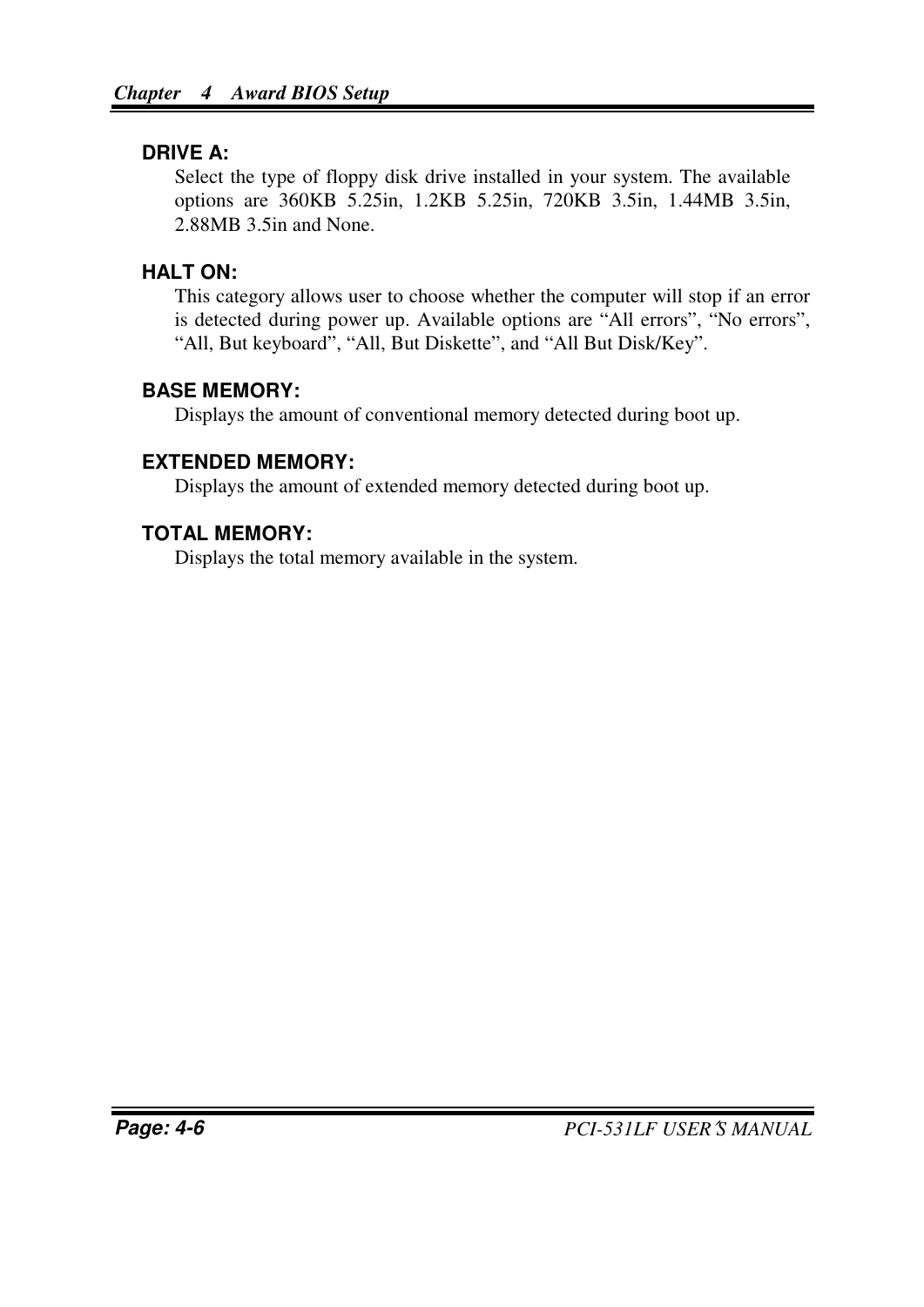**DRIVE A:**

Select the type of floppy disk drive installed in your system. The available options are 360KB 5.25in, 1.2KB 5.25in, 720KB 3.5in, 1.44MB 3.5in, 2.88MB 3.5in and None.

**HALT ON:**

This category allows user to choose whether the computer will stop if an error is detected during power up. Available options are “All errors”, “No errors”, “All, But keyboard”, “All, But Diskette”, and “All But Disk/Key”.

**BASE MEMORY:**

Displays the amount of conventional memory detected during boot up.

**EXTENDED MEMORY:**

Displays the amount of extended memory detected during boot up.

**TOTAL MEMORY:**

Displays the total memory available in the system.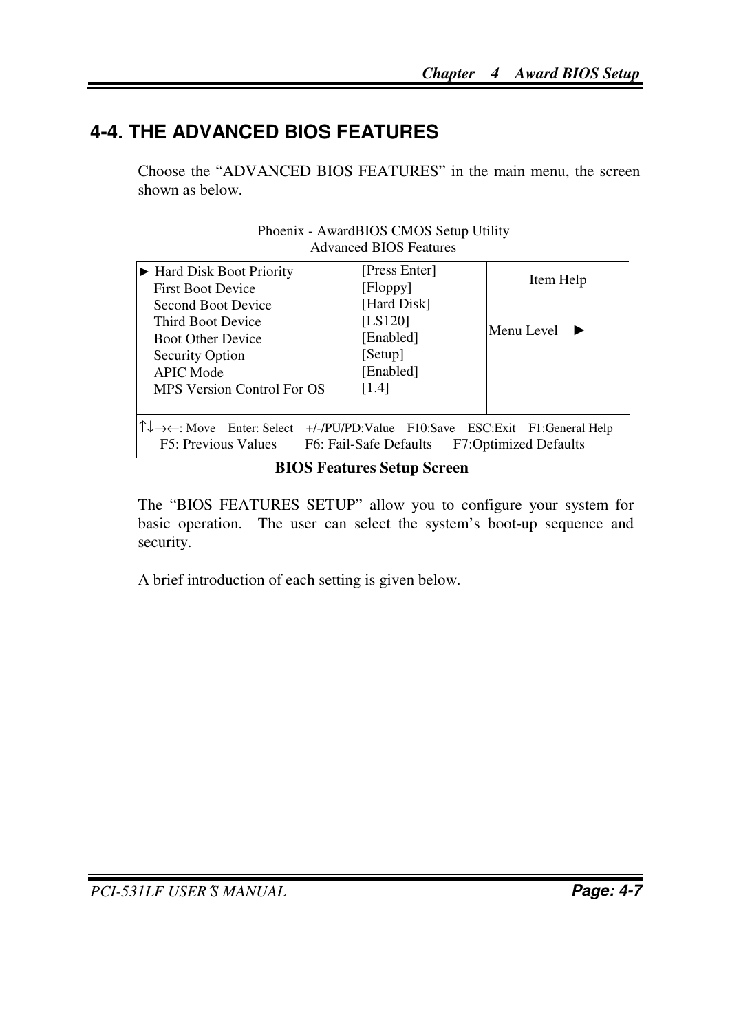## 4-4. THE ADVANCED BIOS FEATURES

Choose the "ADVANCED BIOS FEATURES" in the main menu, the screen shown as below.

Phoenix - AwardBIOS CMOS Setup Utility
Advanced BIOS Features

| | | |
|---|---|---|
| ► Hard Disk Boot Priority | [Press Enter] | Item Help |
| First Boot Device | [Floppy] | |
| Second Boot Device | [Hard Disk] | |
| Third Boot Device | [LS120] | Menu Level ► |
| Boot Other Device | [Enabled] | |
| Security Option | [Setup] | |
| APIC Mode | [Enabled] | |
| MPS Version Control For OS | [1.4] | |
| ↑↓→←: Move Enter: Select +/-/PU/PD:Value F10:Save ESC:Exit F1:General Help<br>F5: Previous Values F6: Fail-Safe Defaults F7:Optimized Defaults | | |

**BIOS Features Setup Screen**

The "BIOS FEATURES SETUP" allow you to configure your system for basic operation. The user can select the system's boot-up sequence and security.

A brief introduction of each setting is given below.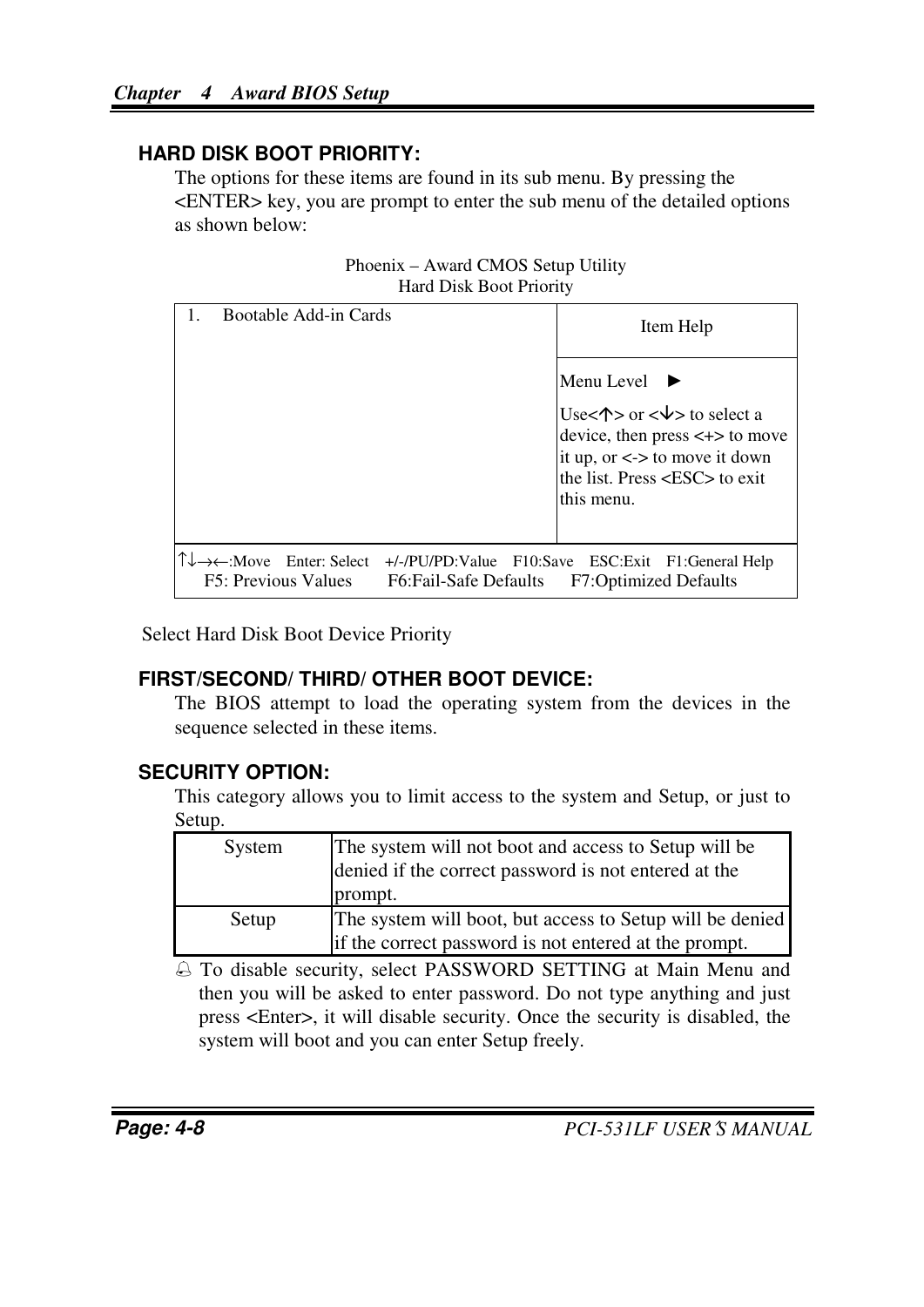### HARD DISK BOOT PRIORITY:

The options for these items are found in its sub menu. By pressing the <ENTER> key, you are prompt to enter the sub menu of the detailed options as shown below:

Phoenix – Award CMOS Setup Utility
Hard Disk Boot Priority

| 1. Bootable Add-in Cards | Item Help |
|---|---|
| | Menu Level ► <br> Use<↑> or <↓> to select a device, then press <+> to move it up, or <-> to move it down the list. Press <ESC> to exit this menu. |
| ↑↓→←:Move Enter: Select +/-/PU/PD:Value F10:Save ESC:Exit F1:General Help <br> F5: Previous Values F6:Fail-Safe Defaults F7:Optimized Defaults | |

Select Hard Disk Boot Device Priority

### FIRST/SECOND/ THIRD/ OTHER BOOT DEVICE:

The BIOS attempt to load the operating system from the devices in the sequence selected in these items.

### SECURITY OPTION:

This category allows you to limit access to the system and Setup, or just to Setup.

| Option | Description |
|---|---|
| System | The system will not boot and access to Setup will be denied if the correct password is not entered at the prompt. |
| Setup | The system will boot, but access to Setup will be denied if the correct password is not entered at the prompt. |

- To disable security, select PASSWORD SETTING at Main Menu and then you will be asked to enter password. Do not type anything and just press <Enter>, it will disable security. Once the security is disabled, the system will boot and you can enter Setup freely.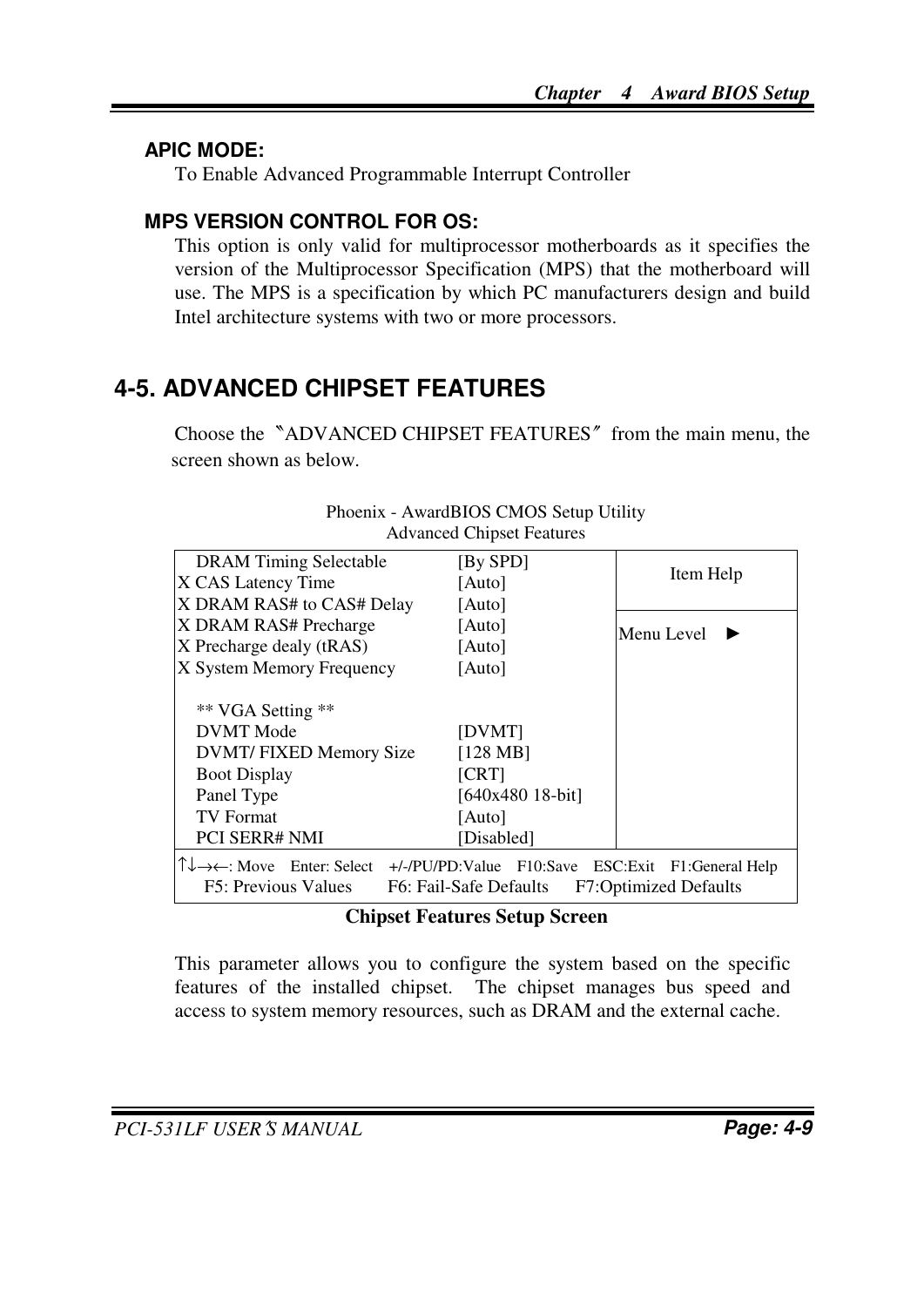### APIC MODE:

To Enable Advanced Programmable Interrupt Controller

### MPS VERSION CONTROL FOR OS:

This option is only valid for multiprocessor motherboards as it specifies the version of the Multiprocessor Specification (MPS) that the motherboard will use. The MPS is a specification by which PC manufacturers design and build Intel architecture systems with two or more processors.

## 4-5. ADVANCED CHIPSET FEATURES

Choose the "ADVANCED CHIPSET FEATURES" from the main menu, the screen shown as below.

Phoenix - AwardBIOS CMOS Setup Utility
Advanced Chipset Features

| Setting | Value | Item Help |
|---|---|---|
| DRAM Timing Selectable | [By SPD] | Menu Level ► |
| X CAS Latency Time | [Auto] | |
| X DRAM RAS# to CAS# Delay | [Auto] | |
| X DRAM RAS# Precharge | [Auto] | |
| X Precharge dealy (tRAS) | [Auto] | |
| X System Memory Frequency | [Auto] | |
| | | |
| ** VGA Setting ** | | |
| DVMT Mode | [DVMT] | |
| DVMT/ FIXED Memory Size | [128 MB] | |
| Boot Display | [CRT] | |
| Panel Type | [640x480 18-bit] | |
| TV Format | [Auto] | |
| PCI SERR# NMI | [Disabled] | |

↑↓→←: Move  Enter: Select  +/-/PU/PD:Value  F10:Save  ESC:Exit  F1:General Help
F5: Previous Values  F6: Fail-Safe Defaults  F7:Optimized Defaults

**Chipset Features Setup Screen**

This parameter allows you to configure the system based on the specific features of the installed chipset. The chipset manages bus speed and access to system memory resources, such as DRAM and the external cache.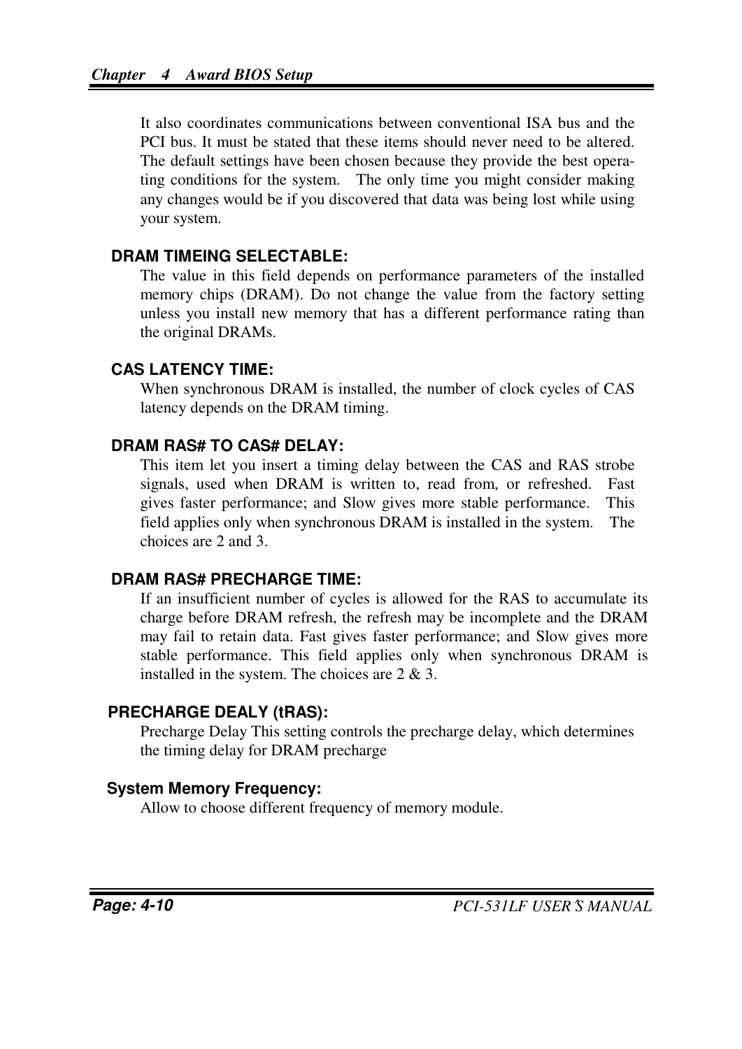It also coordinates communications between conventional ISA bus and the PCI bus. It must be stated that these items should never need to be altered. The default settings have been chosen because they provide the best operating conditions for the system. The only time you might consider making any changes would be if you discovered that data was being lost while using your system.

**DRAM TIMEING SELECTABLE:**

The value in this field depends on performance parameters of the installed memory chips (DRAM). Do not change the value from the factory setting unless you install new memory that has a different performance rating than the original DRAMs.

**CAS LATENCY TIME:**

When synchronous DRAM is installed, the number of clock cycles of CAS latency depends on the DRAM timing.

**DRAM RAS# TO CAS# DELAY:**

This item let you insert a timing delay between the CAS and RAS strobe signals, used when DRAM is written to, read from, or refreshed. Fast gives faster performance; and Slow gives more stable performance. This field applies only when synchronous DRAM is installed in the system. The choices are 2 and 3.

**DRAM RAS# PRECHARGE TIME:**

If an insufficient number of cycles is allowed for the RAS to accumulate its charge before DRAM refresh, the refresh may be incomplete and the DRAM may fail to retain data. Fast gives faster performance; and Slow gives more stable performance. This field applies only when synchronous DRAM is installed in the system. The choices are 2 & 3.

**PRECHARGE DEALY (tRAS):**

Precharge Delay This setting controls the precharge delay, which determines the timing delay for DRAM precharge

**System Memory Frequency:**

Allow to choose different frequency of memory module.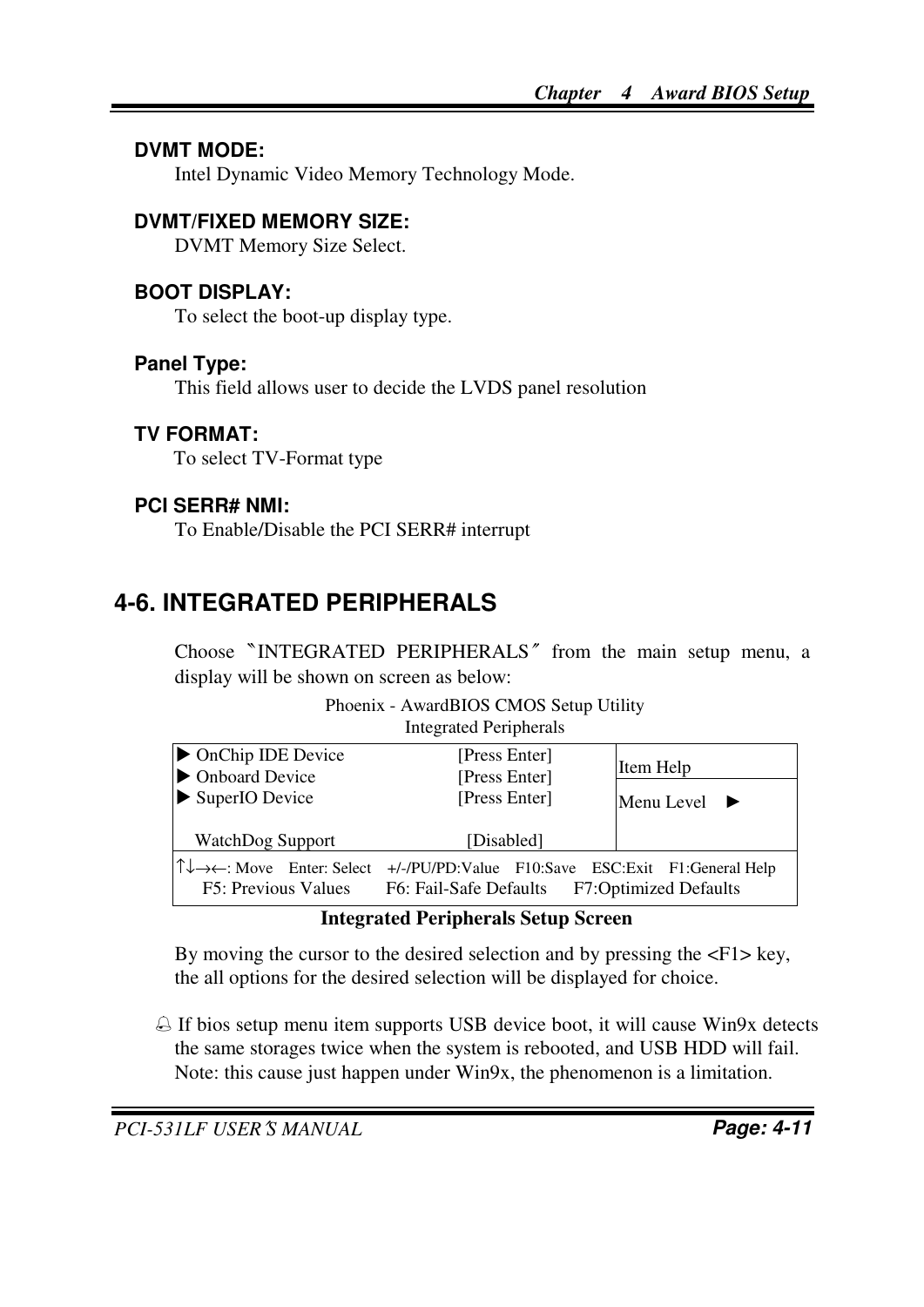**DVMT MODE:**

Intel Dynamic Video Memory Technology Mode.

**DVMT/FIXED MEMORY SIZE:**

DVMT Memory Size Select.

**BOOT DISPLAY:**

To select the boot-up display type.

**Panel Type:**

This field allows user to decide the LVDS panel resolution

**TV FORMAT:**

To select TV-Format type

**PCI SERR# NMI:**

To Enable/Disable the PCI SERR# interrupt

## 4-6. INTEGRATED PERIPHERALS

Choose 〝INTEGRATED PERIPHERALS〞 from the main setup menu, a display will be shown on screen as below:

Phoenix - AwardBIOS CMOS Setup Utility
Integrated Peripherals

| | | |
|---|---|---|
| ► OnChip IDE Device | [Press Enter] | Item Help |
| ► Onboard Device | [Press Enter] | Menu Level ► |
| ► SuperIO Device | [Press Enter] | |
| WatchDog Support | [Disabled] | |
| ↑↓→←: Move Enter: Select +/-/PU/PD:Value F10:Save ESC:Exit F1:General Help<br>F5: Previous Values F6: Fail-Safe Defaults F7:Optimized Defaults | | |

**Integrated Peripherals Setup Screen**

By moving the cursor to the desired selection and by pressing the <F1> key, the all options for the desired selection will be displayed for choice.

If bios setup menu item supports USB device boot, it will cause Win9x detects the same storages twice when the system is rebooted, and USB HDD will fail. Note: this cause just happen under Win9x, the phenomenon is a limitation.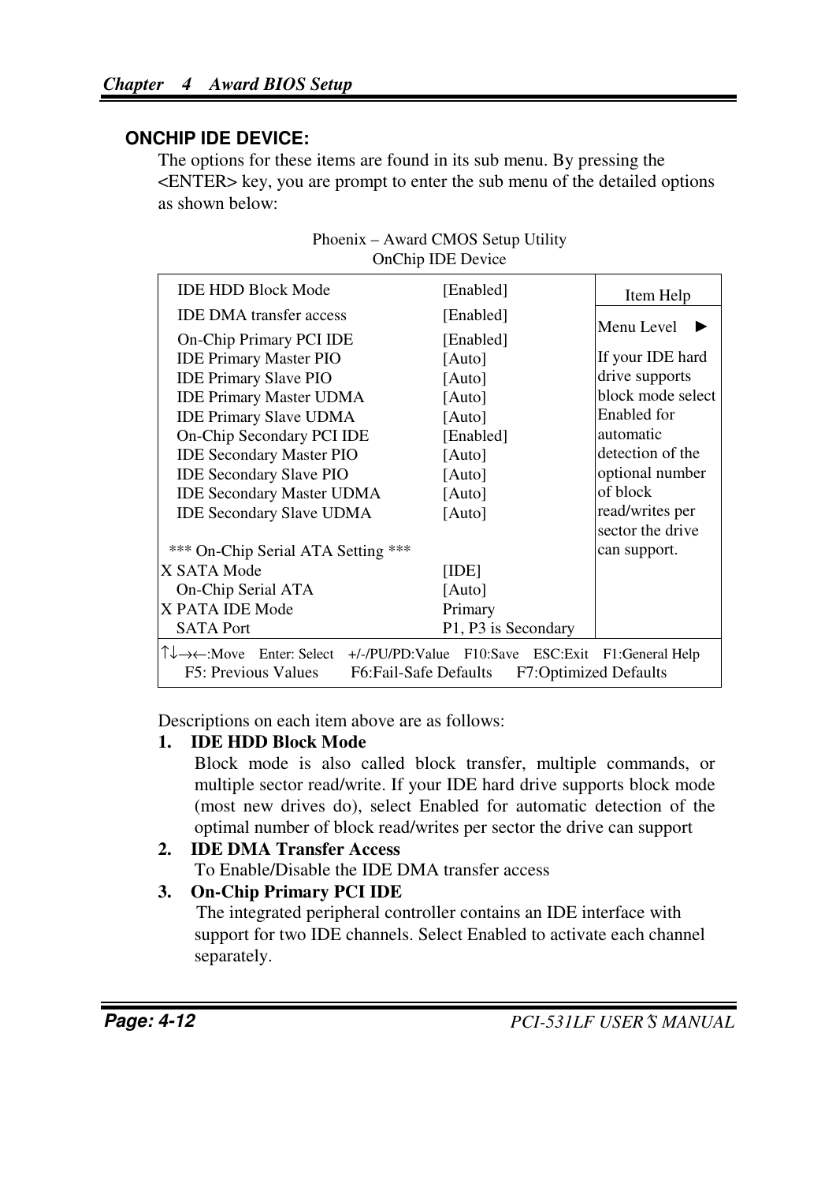## ONCHIP IDE DEVICE:

The options for these items are found in its sub menu. By pressing the <ENTER> key, you are prompt to enter the sub menu of the detailed options as shown below:

Phoenix – Award CMOS Setup Utility
OnChip IDE Device

| Item | Value | Item Help |
|---|---|---|
| IDE HDD Block Mode | [Enabled] | Menu Level ► |
| IDE DMA transfer access | [Enabled] | If your IDE hard drive supports block mode select Enabled for automatic detection of the optional number of block read/writes per sector the drive can support. |
| On-Chip Primary PCI IDE | [Enabled] | |
| IDE Primary Master PIO | [Auto] | |
| IDE Primary Slave PIO | [Auto] | |
| IDE Primary Master UDMA | [Auto] | |
| IDE Primary Slave UDMA | [Auto] | |
| On-Chip Secondary PCI IDE | [Enabled] | |
| IDE Secondary Master PIO | [Auto] | |
| IDE Secondary Slave PIO | [Auto] | |
| IDE Secondary Master UDMA | [Auto] | |
| IDE Secondary Slave UDMA | [Auto] | |
| *** On-Chip Serial ATA Setting *** | | |
| X SATA Mode | [IDE] | |
| On-Chip Serial ATA | [Auto] | |
| X PATA IDE Mode | Primary | |
| SATA Port | P1, P3 is Secondary | |

↑↓→←:Move Enter: Select +/-/PU/PD:Value F10:Save ESC:Exit F1:General Help
F5: Previous Values F6:Fail-Safe Defaults F7:Optimized Defaults

Descriptions on each item above are as follows:

1. **IDE HDD Block Mode**
   Block mode is also called block transfer, multiple commands, or multiple sector read/write. If your IDE hard drive supports block mode (most new drives do), select Enabled for automatic detection of the optimal number of block read/writes per sector the drive can support

2. **IDE DMA Transfer Access**
   To Enable/Disable the IDE DMA transfer access

3. **On-Chip Primary PCI IDE**
   The integrated peripheral controller contains an IDE interface with support for two IDE channels. Select Enabled to activate each channel separately.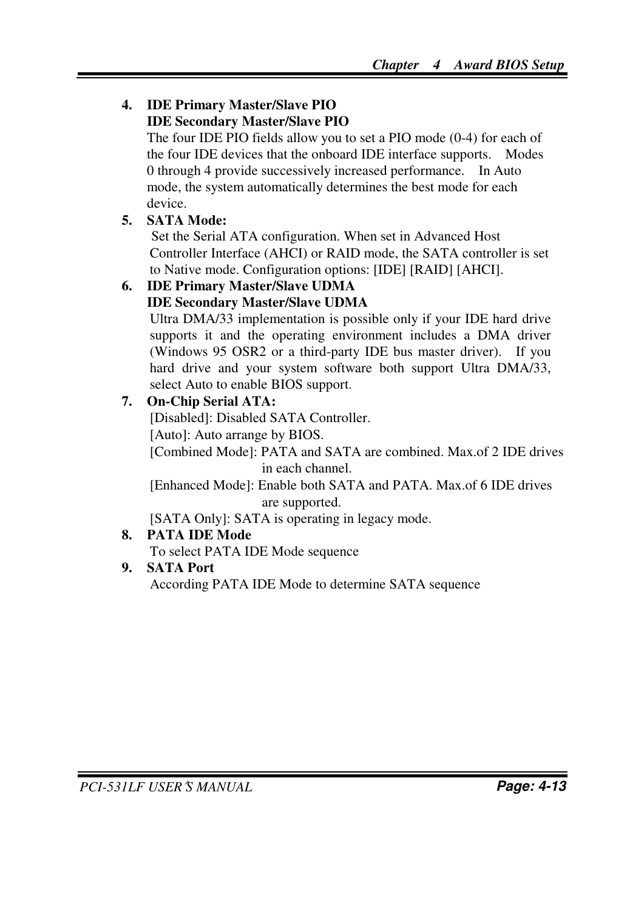4. **IDE Primary Master/Slave PIO**
   **IDE Secondary Master/Slave PIO**
   The four IDE PIO fields allow you to set a PIO mode (0-4) for each of the four IDE devices that the onboard IDE interface supports. Modes 0 through 4 provide successively increased performance. In Auto mode, the system automatically determines the best mode for each device.
5. **SATA Mode:**
   Set the Serial ATA configuration. When set in Advanced Host Controller Interface (AHCI) or RAID mode, the SATA controller is set to Native mode. Configuration options: [IDE] [RAID] [AHCI].
6. **IDE Primary Master/Slave UDMA**
   **IDE Secondary Master/Slave UDMA**
   Ultra DMA/33 implementation is possible only if your IDE hard drive supports it and the operating environment includes a DMA driver (Windows 95 OSR2 or a third-party IDE bus master driver). If you hard drive and your system software both support Ultra DMA/33, select Auto to enable BIOS support.
7. **On-Chip Serial ATA:**
   [Disabled]: Disabled SATA Controller.
   [Auto]: Auto arrange by BIOS.
   [Combined Mode]: PATA and SATA are combined. Max.of 2 IDE drives in each channel.
   [Enhanced Mode]: Enable both SATA and PATA. Max.of 6 IDE drives are supported.
   [SATA Only]: SATA is operating in legacy mode.
8. **PATA IDE Mode**
   To select PATA IDE Mode sequence
9. **SATA Port**
   According PATA IDE Mode to determine SATA sequence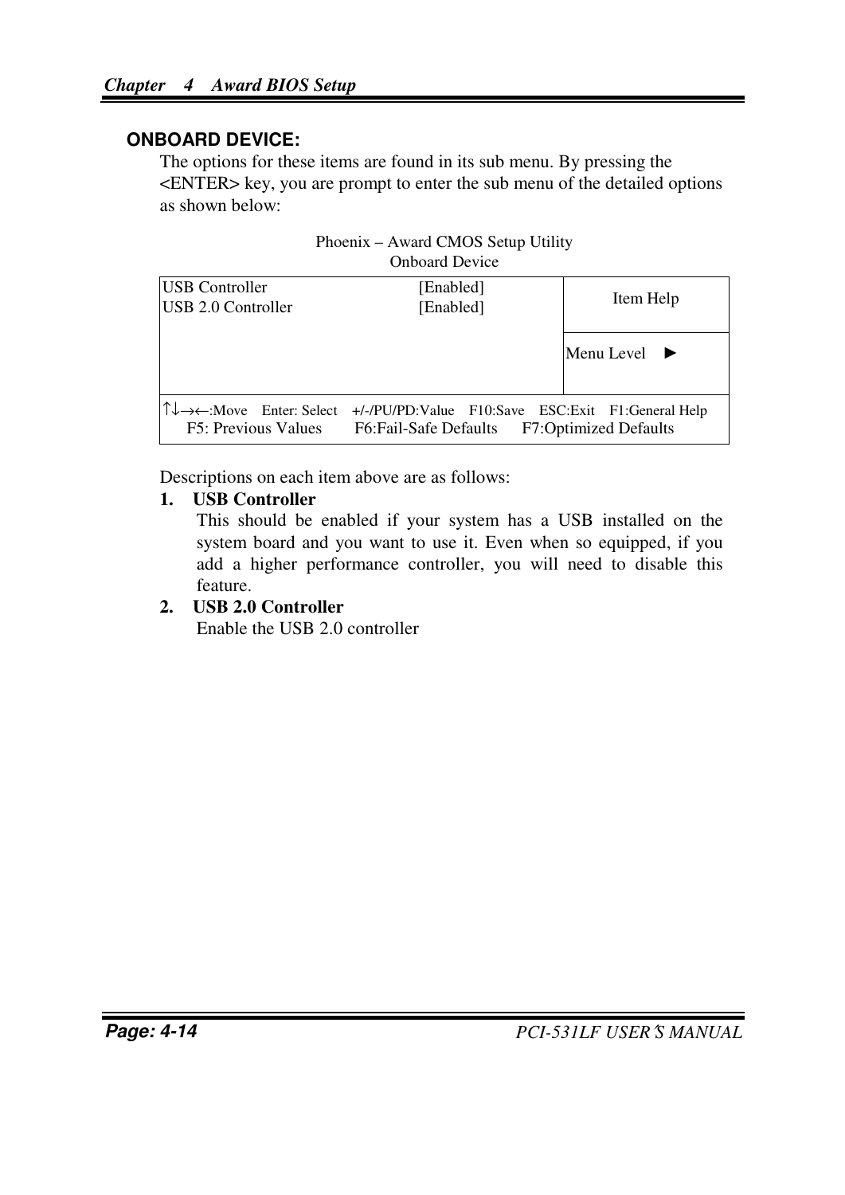## ONBOARD DEVICE:

The options for these items are found in its sub menu. By pressing the <ENTER> key, you are prompt to enter the sub menu of the detailed options as shown below:

Phoenix – Award CMOS Setup Utility
Onboard Device

| | | |
|---|---|---|
| USB Controller | [Enabled] | Item Help |
| USB 2.0 Controller | [Enabled] | Menu Level ► |
| ↑↓→←:Move Enter: Select +/-/PU/PD:Value F10:Save ESC:Exit F1:General Help<br>F5: Previous Values F6:Fail-Safe Defaults F7:Optimized Defaults | | |

Descriptions on each item above are as follows:

1. **USB Controller**
   This should be enabled if your system has a USB installed on the system board and you want to use it. Even when so equipped, if you add a higher performance controller, you will need to disable this feature.
2. **USB 2.0 Controller**
   Enable the USB 2.0 controller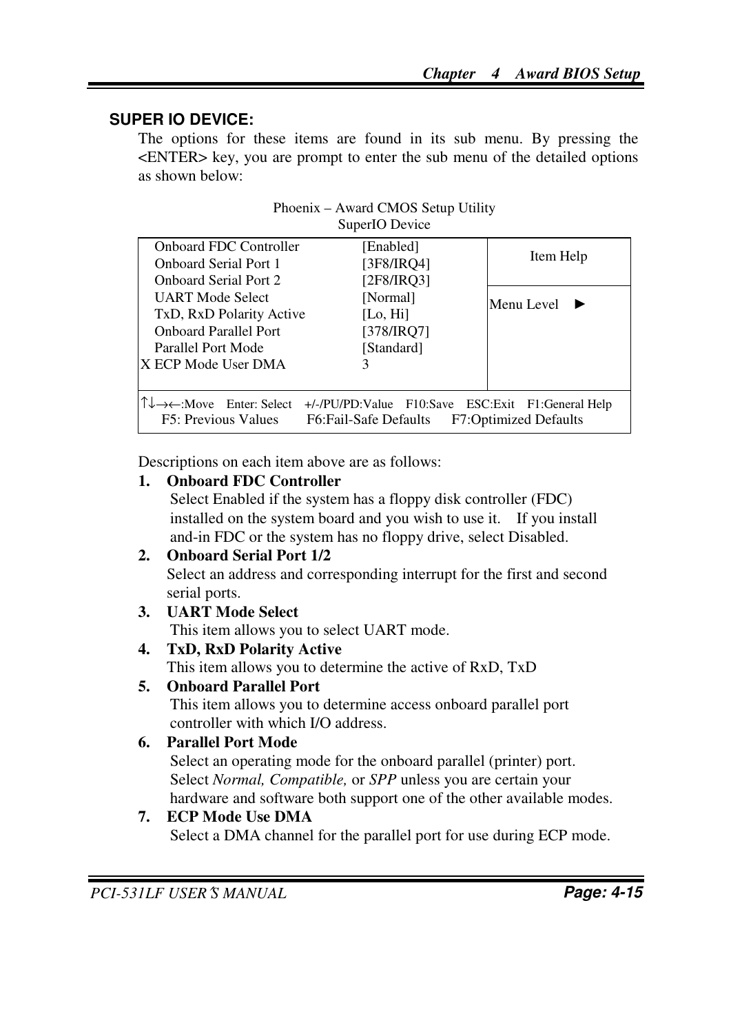## SUPER IO DEVICE:

The options for these items are found in its sub menu. By pressing the <ENTER> key, you are prompt to enter the sub menu of the detailed options as shown below:

Phoenix – Award CMOS Setup Utility
SuperIO Device

| Item | Value | Item Help |
|---|---|---|
| Onboard FDC Controller | [Enabled] | Item Help |
| Onboard Serial Port 1 | [3F8/IRQ4] | |
| Onboard Serial Port 2 | [2F8/IRQ3] | Menu Level ► |
| UART Mode Select | [Normal] | |
| TxD, RxD Polarity Active | [Lo, Hi] | |
| Onboard Parallel Port | [378/IRQ7] | |
| Parallel Port Mode | [Standard] | |
| X ECP Mode User DMA | 3 | |

↑↓→←:Move Enter: Select +/-/PU/PD:Value F10:Save ESC:Exit F1:General Help
F5: Previous Values F6:Fail-Safe Defaults F7:Optimized Defaults

Descriptions on each item above are as follows:

1. **Onboard FDC Controller**
   Select Enabled if the system has a floppy disk controller (FDC) installed on the system board and you wish to use it. If you install and-in FDC or the system has no floppy drive, select Disabled.
2. **Onboard Serial Port 1/2**
   Select an address and corresponding interrupt for the first and second serial ports.
3. **UART Mode Select**
   This item allows you to select UART mode.
4. **TxD, RxD Polarity Active**
   This item allows you to determine the active of RxD, TxD
5. **Onboard Parallel Port**
   This item allows you to determine access onboard parallel port controller with which I/O address.
6. **Parallel Port Mode**
   Select an operating mode for the onboard parallel (printer) port. Select *Normal, Compatible,* or *SPP* unless you are certain your hardware and software both support one of the other available modes.
7. **ECP Mode Use DMA**
   Select a DMA channel for the parallel port for use during ECP mode.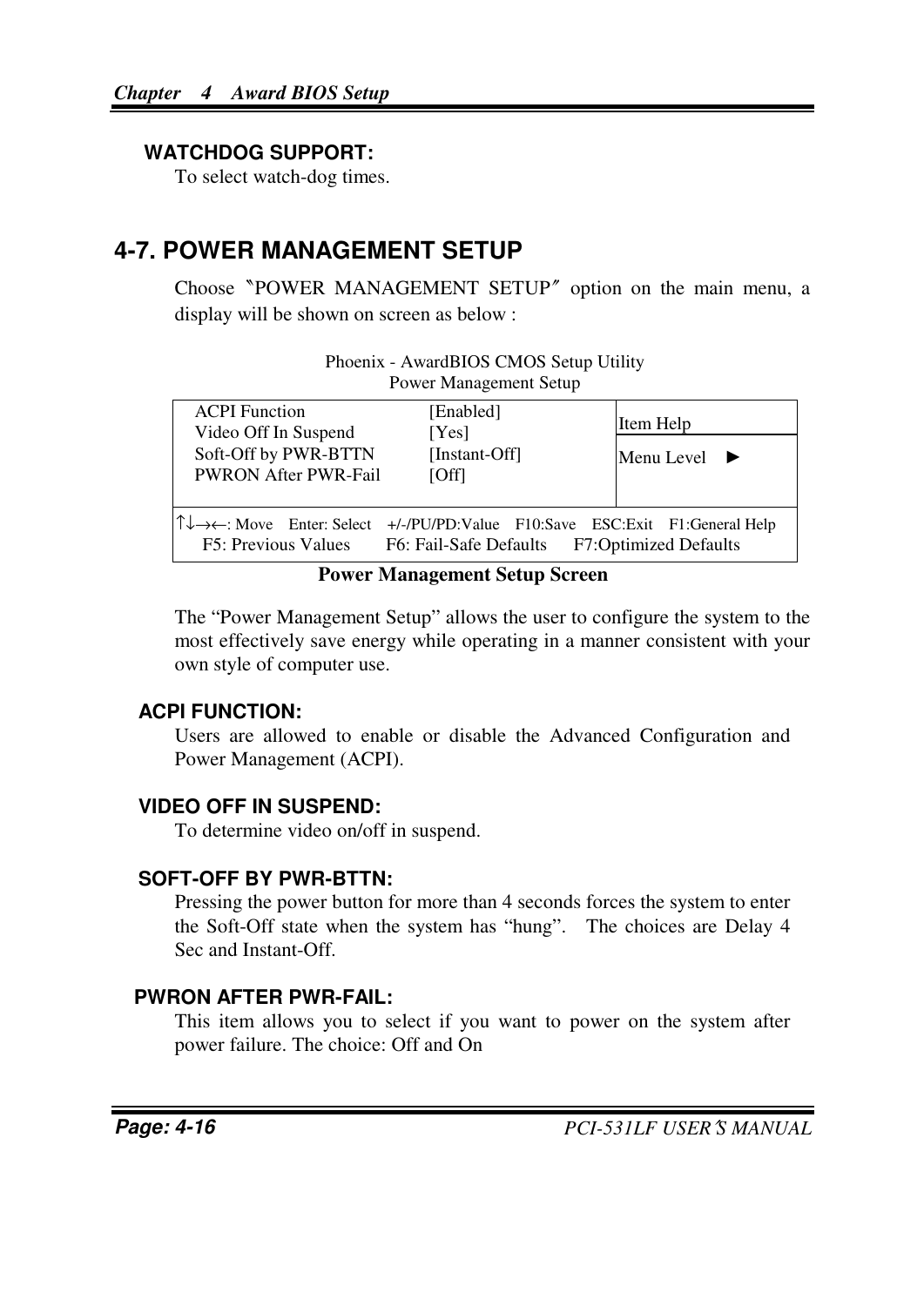**WATCHDOG SUPPORT:**

To select watch-dog times.

## 4-7. POWER MANAGEMENT SETUP

Choose 〝POWER MANAGEMENT SETUP〞 option on the main menu, a display will be shown on screen as below :

Phoenix - AwardBIOS CMOS Setup Utility
Power Management Setup

| | | |
|---|---|---|
| ACPI Function | [Enabled] | Item Help |
| Video Off In Suspend | [Yes] | Menu Level ► |
| Soft-Off by PWR-BTTN | [Instant-Off] | |
| PWRON After PWR-Fail | [Off] | |
| ↑↓→←: Move Enter: Select +/-/PU/PD:Value F10:Save ESC:Exit F1:General Help | | |
| F5: Previous Values F6: Fail-Safe Defaults F7:Optimized Defaults | | |

**Power Management Setup Screen**

The "Power Management Setup" allows the user to configure the system to the most effectively save energy while operating in a manner consistent with your own style of computer use.

**ACPI FUNCTION:**

Users are allowed to enable or disable the Advanced Configuration and Power Management (ACPI).

**VIDEO OFF IN SUSPEND:**

To determine video on/off in suspend.

**SOFT-OFF BY PWR-BTTN:**

Pressing the power button for more than 4 seconds forces the system to enter the Soft-Off state when the system has "hung". The choices are Delay 4 Sec and Instant-Off.

**PWRON AFTER PWR-FAIL:**

This item allows you to select if you want to power on the system after power failure. The choice: Off and On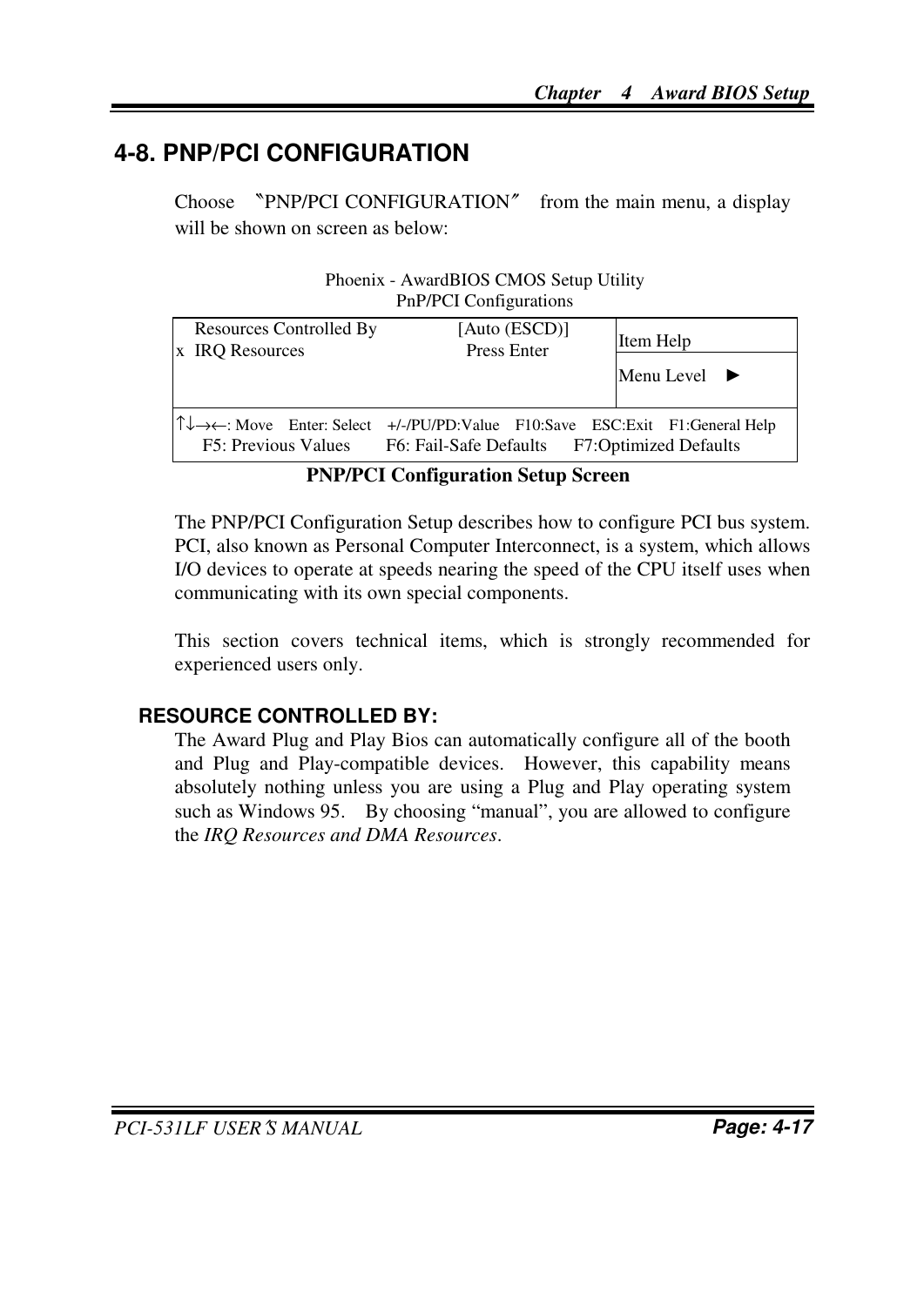## 4-8. PNP/PCI CONFIGURATION

Choose 〝PNP/PCI CONFIGURATION〞 from the main menu, a display will be shown on screen as below:

Phoenix - AwardBIOS CMOS Setup Utility
PnP/PCI Configurations

| | | |
|---|---|---|
| Resources Controlled By<br>x IRQ Resources | [Auto (ESCD)]<br>Press Enter | Item Help<br>Menu Level ► |
| ↑↓→←: Move Enter: Select +/-/PU/PD:Value F10:Save ESC:Exit F1:General Help<br>F5: Previous Values F6: Fail-Safe Defaults F7:Optimized Defaults | | |

**PNP/PCI Configuration Setup Screen**

The PNP/PCI Configuration Setup describes how to configure PCI bus system. PCI, also known as Personal Computer Interconnect, is a system, which allows I/O devices to operate at speeds nearing the speed of the CPU itself uses when communicating with its own special components.

This section covers technical items, which is strongly recommended for experienced users only.

### RESOURCE CONTROLLED BY:

The Award Plug and Play Bios can automatically configure all of the booth and Plug and Play-compatible devices. However, this capability means absolutely nothing unless you are using a Plug and Play operating system such as Windows 95. By choosing “manual”, you are allowed to configure the *IRQ Resources and DMA Resources*.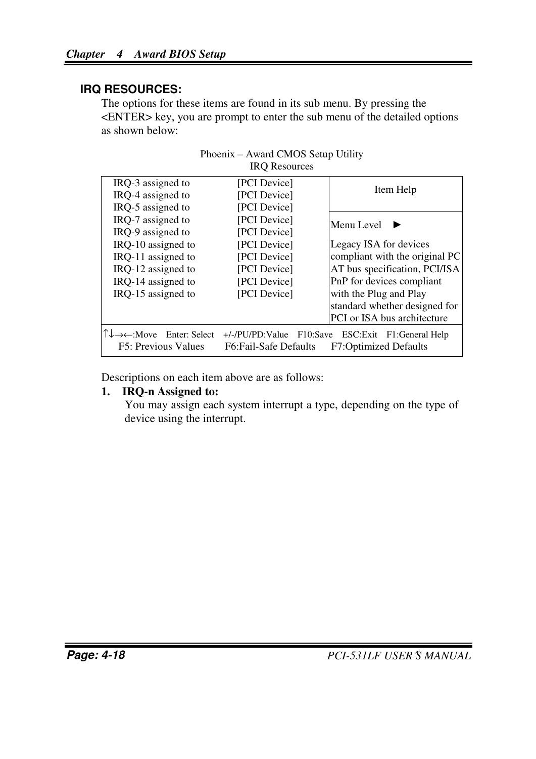## IRQ RESOURCES:

The options for these items are found in its sub menu. By pressing the <ENTER> key, you are prompt to enter the sub menu of the detailed options as shown below:

Phoenix – Award CMOS Setup Utility
IRQ Resources

| Item | Setting | Item Help |
|---|---|---|
| IRQ-3 assigned to | [PCI Device] | Item Help |
| IRQ-4 assigned to | [PCI Device] | |
| IRQ-5 assigned to | [PCI Device] | |
| IRQ-7 assigned to | [PCI Device] | Menu Level ► |
| IRQ-9 assigned to | [PCI Device] | |
| IRQ-10 assigned to | [PCI Device] | Legacy ISA for devices compliant with the original PC AT bus specification, PCI/ISA PnP for devices compliant with the Plug and Play standard whether designed for PCI or ISA bus architecture |
| IRQ-11 assigned to | [PCI Device] | |
| IRQ-12 assigned to | [PCI Device] | |
| IRQ-14 assigned to | [PCI Device] | |
| IRQ-15 assigned to | [PCI Device] | |

↑↓→←:Move  Enter: Select  +/-/PU/PD:Value  F10:Save  ESC:Exit  F1:General Help
F5: Previous Values  F6:Fail-Safe Defaults  F7:Optimized Defaults

Descriptions on each item above are as follows:

1. **IRQ-n Assigned to:**
   You may assign each system interrupt a type, depending on the type of device using the interrupt.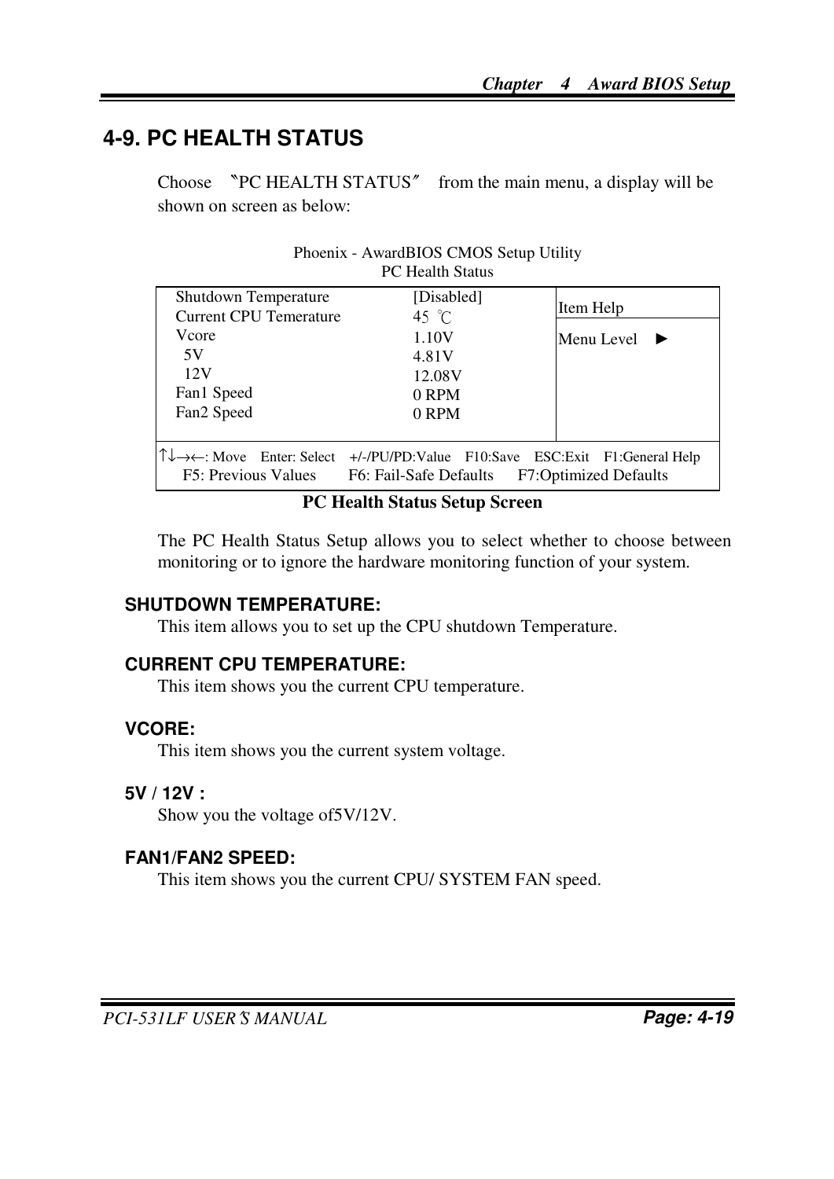## 4-9. PC HEALTH STATUS

Choose "PC HEALTH STATUS" from the main menu, a display will be shown on screen as below:

Phoenix - AwardBIOS CMOS Setup Utility
PC Health Status

| | | |
|---|---|---|
| Shutdown Temperature | [Disabled] | Item Help |
| Current CPU Temerature | 45 ℃ | Menu Level ► |
| Vcore | 1.10V | |
| 5V | 4.81V | |
| 12V | 12.08V | |
| Fan1 Speed | 0 RPM | |
| Fan2 Speed | 0 RPM | |

↑↓→←: Move Enter: Select +/-/PU/PD:Value F10:Save ESC:Exit F1:General Help
F5: Previous Values F6: Fail-Safe Defaults F7:Optimized Defaults

**PC Health Status Setup Screen**

The PC Health Status Setup allows you to select whether to choose between monitoring or to ignore the hardware monitoring function of your system.

**SHUTDOWN TEMPERATURE:**

This item allows you to set up the CPU shutdown Temperature.

**CURRENT CPU TEMPERATURE:**

This item shows you the current CPU temperature.

**VCORE:**

This item shows you the current system voltage.

**5V / 12V :**

Show you the voltage of5V/12V.

**FAN1/FAN2 SPEED:**

This item shows you the current CPU/ SYSTEM FAN speed.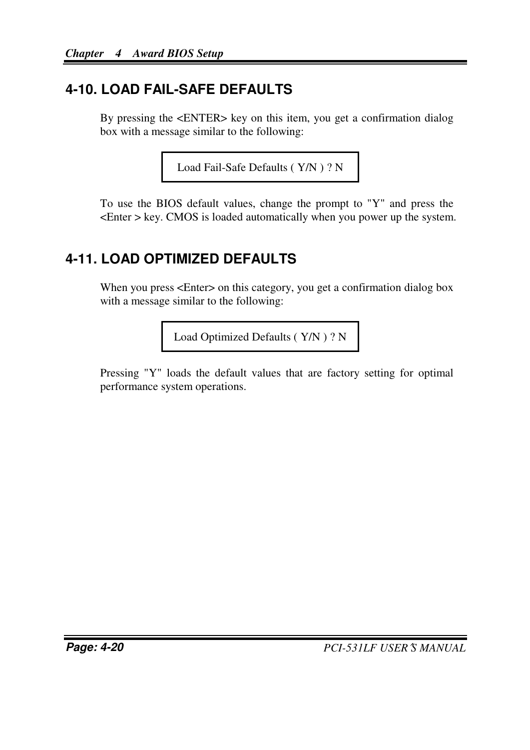## 4-10. LOAD FAIL-SAFE DEFAULTS

By pressing the <ENTER> key on this item, you get a confirmation dialog box with a message similar to the following:

```
Load Fail-Safe Defaults ( Y/N ) ? N
```

To use the BIOS default values, change the prompt to "Y" and press the <Enter > key. CMOS is loaded automatically when you power up the system.

## 4-11. LOAD OPTIMIZED DEFAULTS

When you press <Enter> on this category, you get a confirmation dialog box with a message similar to the following:

```
Load Optimized Defaults ( Y/N ) ? N
```

Pressing "Y" loads the default values that are factory setting for optimal performance system operations.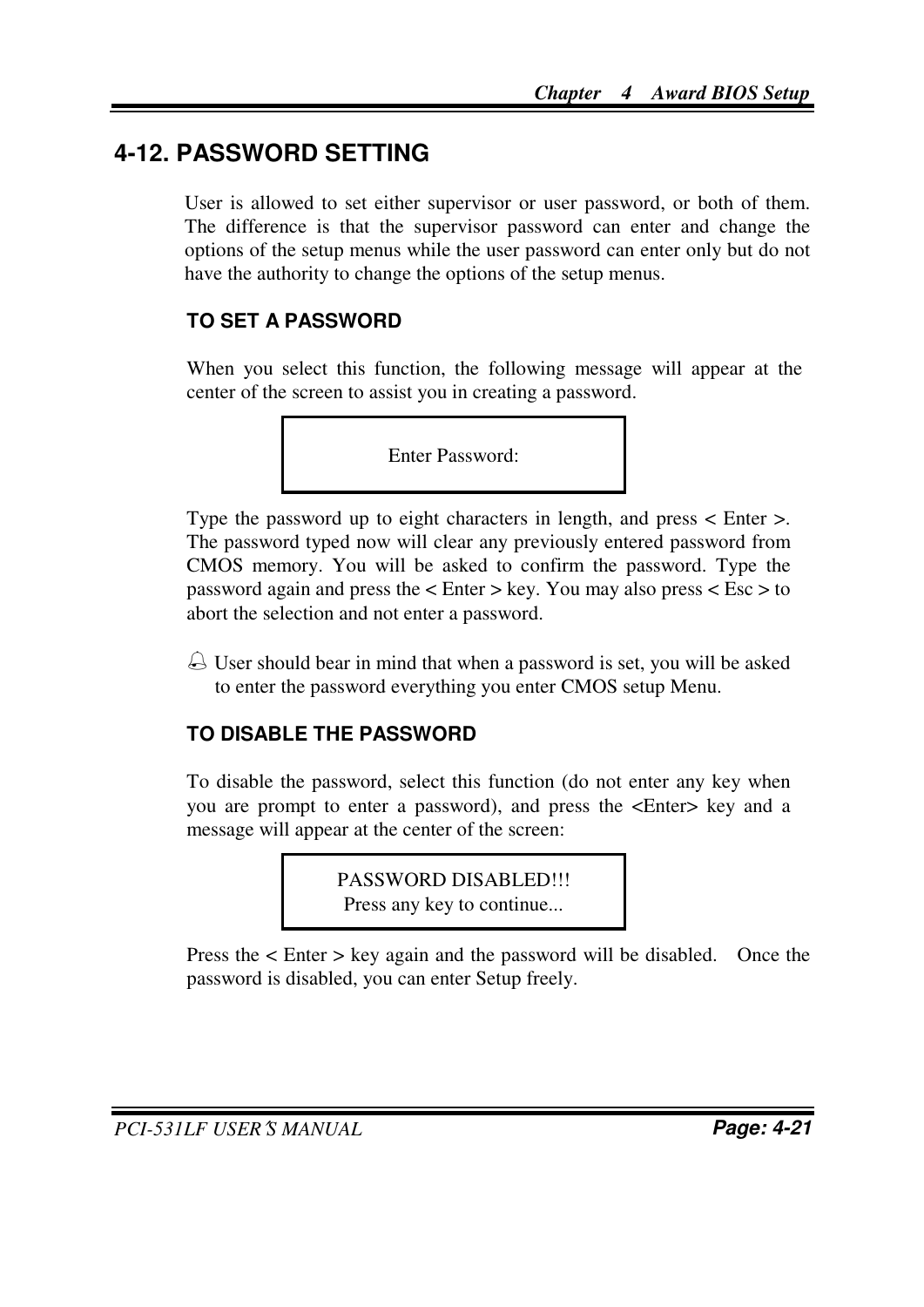## 4-12. PASSWORD SETTING

User is allowed to set either supervisor or user password, or both of them. The difference is that the supervisor password can enter and change the options of the setup menus while the user password can enter only but do not have the authority to change the options of the setup menus.

### TO SET A PASSWORD

When you select this function, the following message will appear at the center of the screen to assist you in creating a password.

```
Enter Password:
```

Type the password up to eight characters in length, and press < Enter >. The password typed now will clear any previously entered password from CMOS memory. You will be asked to confirm the password. Type the password again and press the < Enter > key. You may also press < Esc > to abort the selection and not enter a password.

☞ User should bear in mind that when a password is set, you will be asked to enter the password everything you enter CMOS setup Menu.

### TO DISABLE THE PASSWORD

To disable the password, select this function (do not enter any key when you are prompt to enter a password), and press the <Enter> key and a message will appear at the center of the screen:

```
PASSWORD DISABLED!!!
Press any key to continue...
```

Press the < Enter > key again and the password will be disabled. Once the password is disabled, you can enter Setup freely.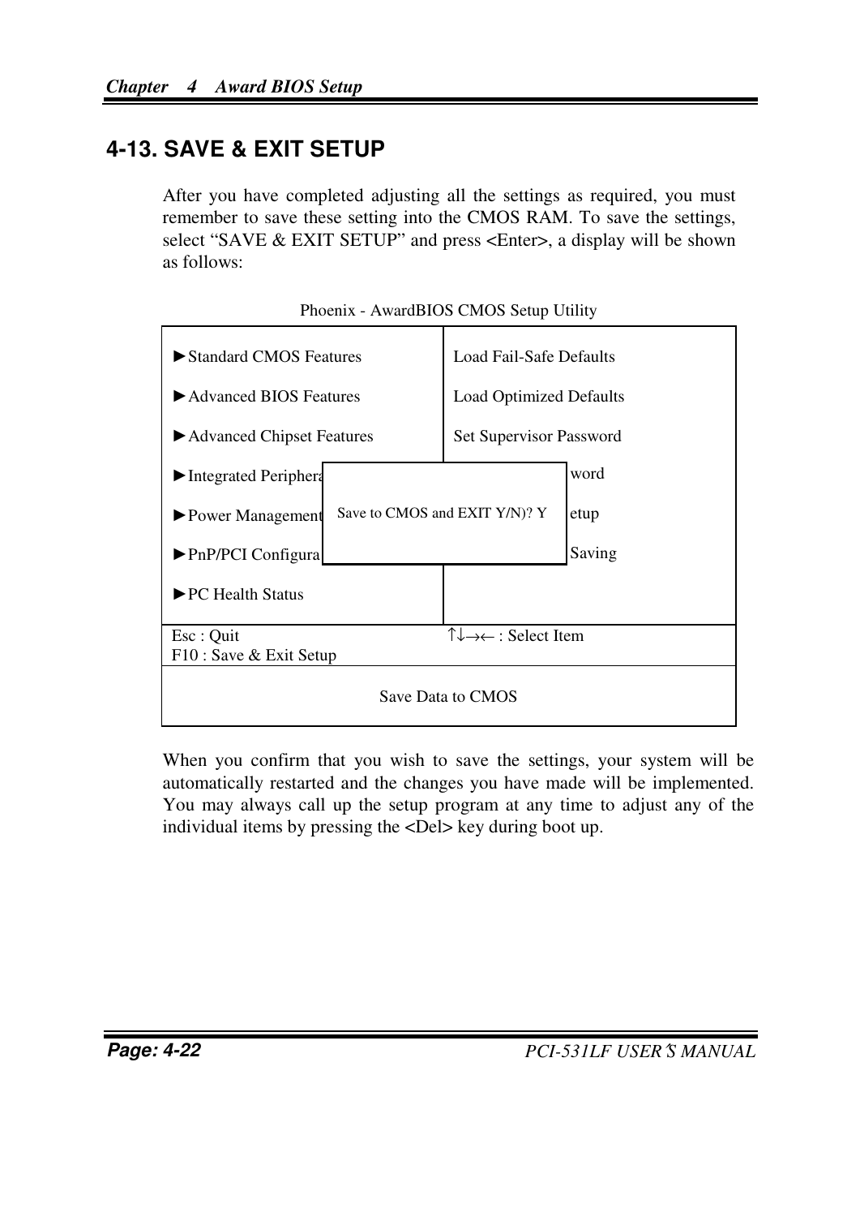## 4-13. SAVE & EXIT SETUP

After you have completed adjusting all the settings as required, you must remember to save these setting into the CMOS RAM. To save the settings, select "SAVE & EXIT SETUP" and press <Enter>, a display will be shown as follows:

Phoenix - AwardBIOS CMOS Setup Utility

| | |
|---|---|
| ►Standard CMOS Features | Load Fail-Safe Defaults |
| ►Advanced BIOS Features | Load Optimized Defaults |
| ►Advanced Chipset Features | Set Supervisor Password |
| ►Integrated Periphera | word |
| ►Power Management | etup |
| ►PnP/PCI Configura | Saving |
| ►PC Health Status | |
| Esc : Quit<br>F10 : Save & Exit Setup | ↑↓→← : Select Item |
| Save Data to CMOS | |

Save to CMOS and EXIT Y/N)? Y

When you confirm that you wish to save the settings, your system will be automatically restarted and the changes you have made will be implemented. You may always call up the setup program at any time to adjust any of the individual items by pressing the <Del> key during boot up.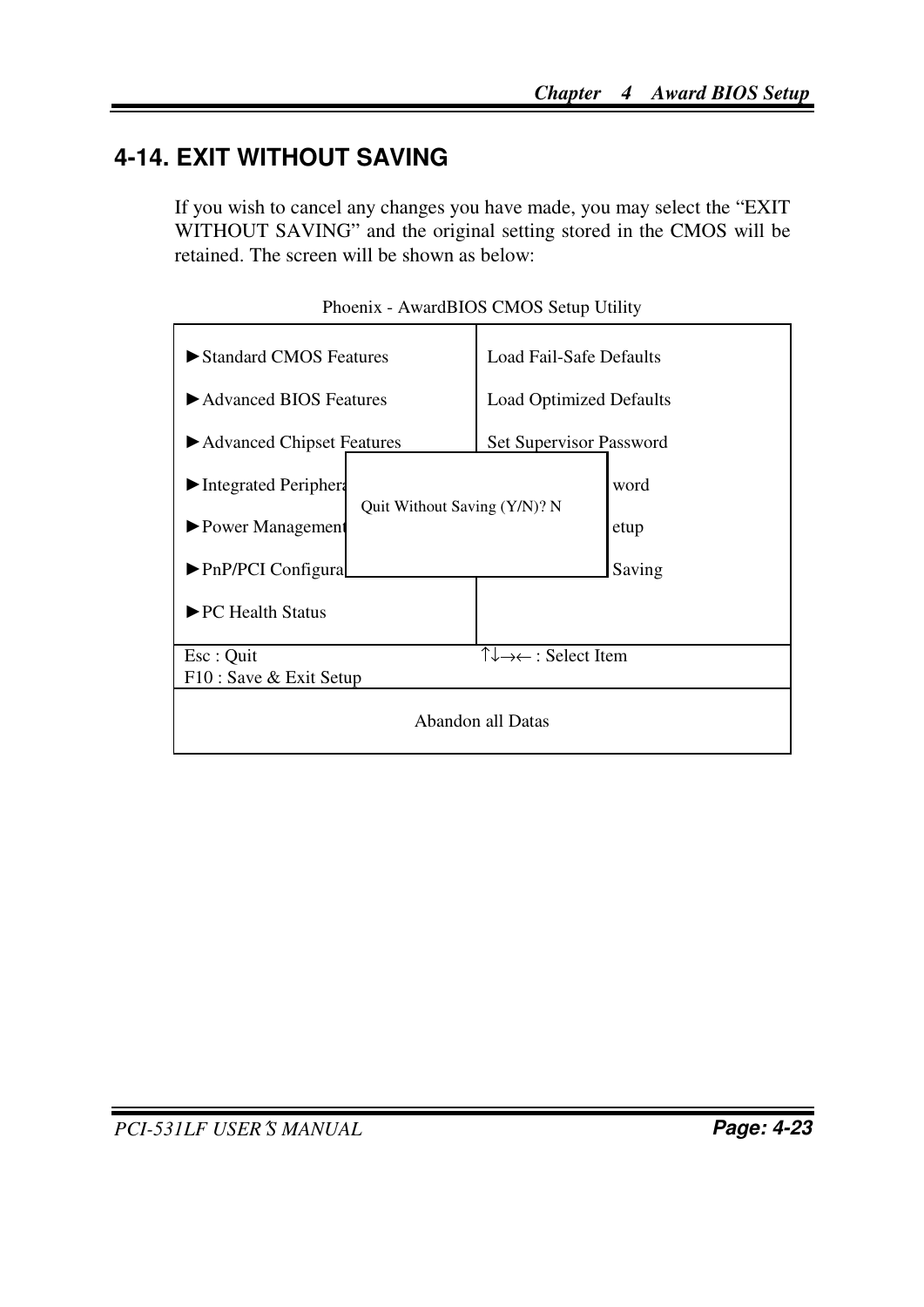## 4-14. EXIT WITHOUT SAVING

If you wish to cancel any changes you have made, you may select the "EXIT WITHOUT SAVING" and the original setting stored in the CMOS will be retained. The screen will be shown as below:

Phoenix - AwardBIOS CMOS Setup Utility

| | |
|---|---|
| ►Standard CMOS Features | Load Fail-Safe Defaults |
| ►Advanced BIOS Features | Load Optimized Defaults |
| ►Advanced Chipset Features | Set Supervisor Password |
| ►Integrated Periphera | word |
| ►Power Management | etup |
| ►PnP/PCI Configura | Saving |
| ►PC Health Status | |
| Esc : Quit<br>F10 : Save & Exit Setup | ↑↓→← : Select Item |
| Abandon all Datas | |

Quit Without Saving (Y/N)? N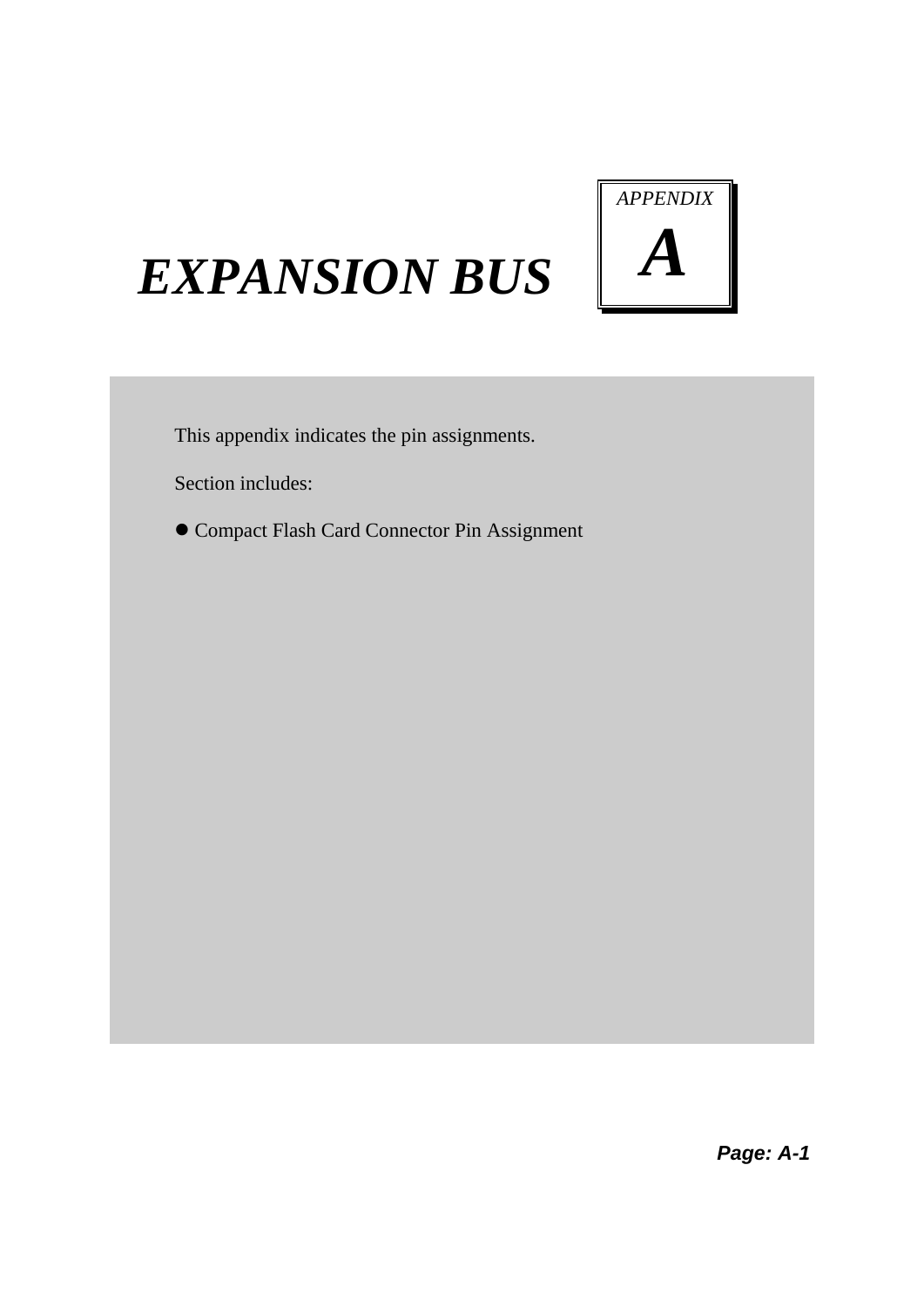# EXPANSION BUS

*APPENDIX*

**A**

This appendix indicates the pin assignments.

Section includes:

- Compact Flash Card Connector Pin Assignment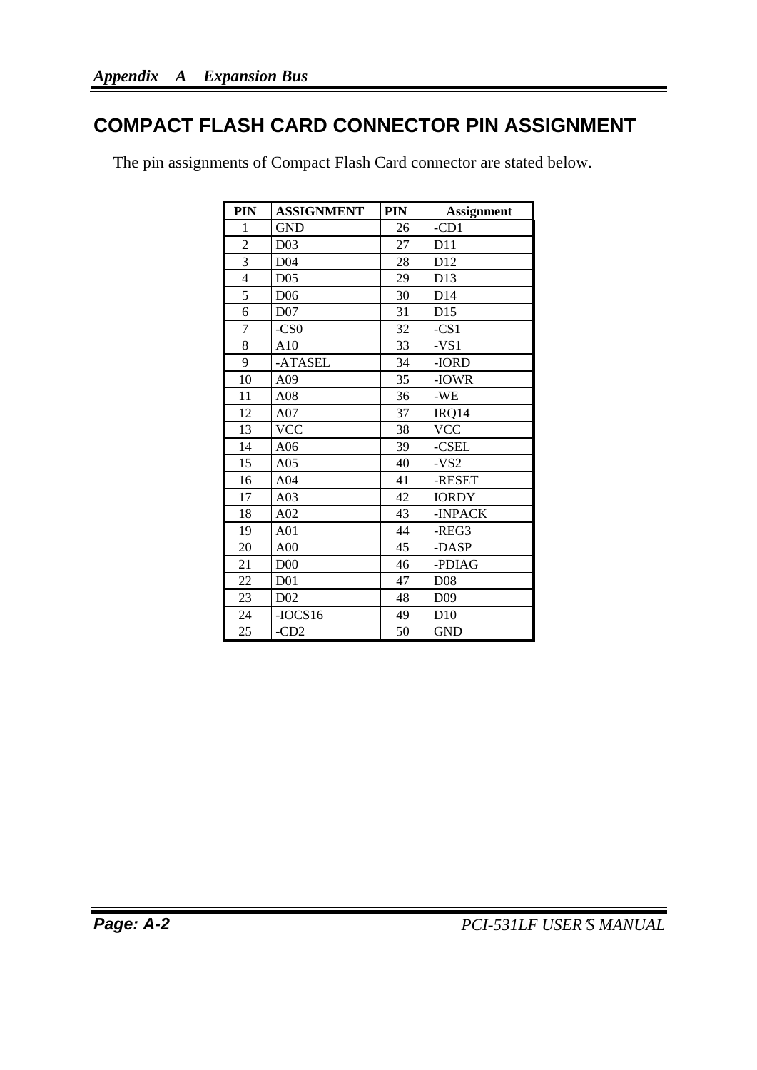# COMPACT FLASH CARD CONNECTOR PIN ASSIGNMENT

The pin assignments of Compact Flash Card connector are stated below.

| PIN | ASSIGNMENT | PIN | Assignment |
|---|---|---|---|
| 1 | GND | 26 | -CD1 |
| 2 | D03 | 27 | D11 |
| 3 | D04 | 28 | D12 |
| 4 | D05 | 29 | D13 |
| 5 | D06 | 30 | D14 |
| 6 | D07 | 31 | D15 |
| 7 | -CS0 | 32 | -CS1 |
| 8 | A10 | 33 | -VS1 |
| 9 | -ATASEL | 34 | -IORD |
| 10 | A09 | 35 | -IOWR |
| 11 | A08 | 36 | -WE |
| 12 | A07 | 37 | IRQ14 |
| 13 | VCC | 38 | VCC |
| 14 | A06 | 39 | -CSEL |
| 15 | A05 | 40 | -VS2 |
| 16 | A04 | 41 | -RESET |
| 17 | A03 | 42 | IORDY |
| 18 | A02 | 43 | -INPACK |
| 19 | A01 | 44 | -REG3 |
| 20 | A00 | 45 | -DASP |
| 21 | D00 | 46 | -PDIAG |
| 22 | D01 | 47 | D08 |
| 23 | D02 | 48 | D09 |
| 24 | -IOCS16 | 49 | D10 |
| 25 | -CD2 | 50 | GND |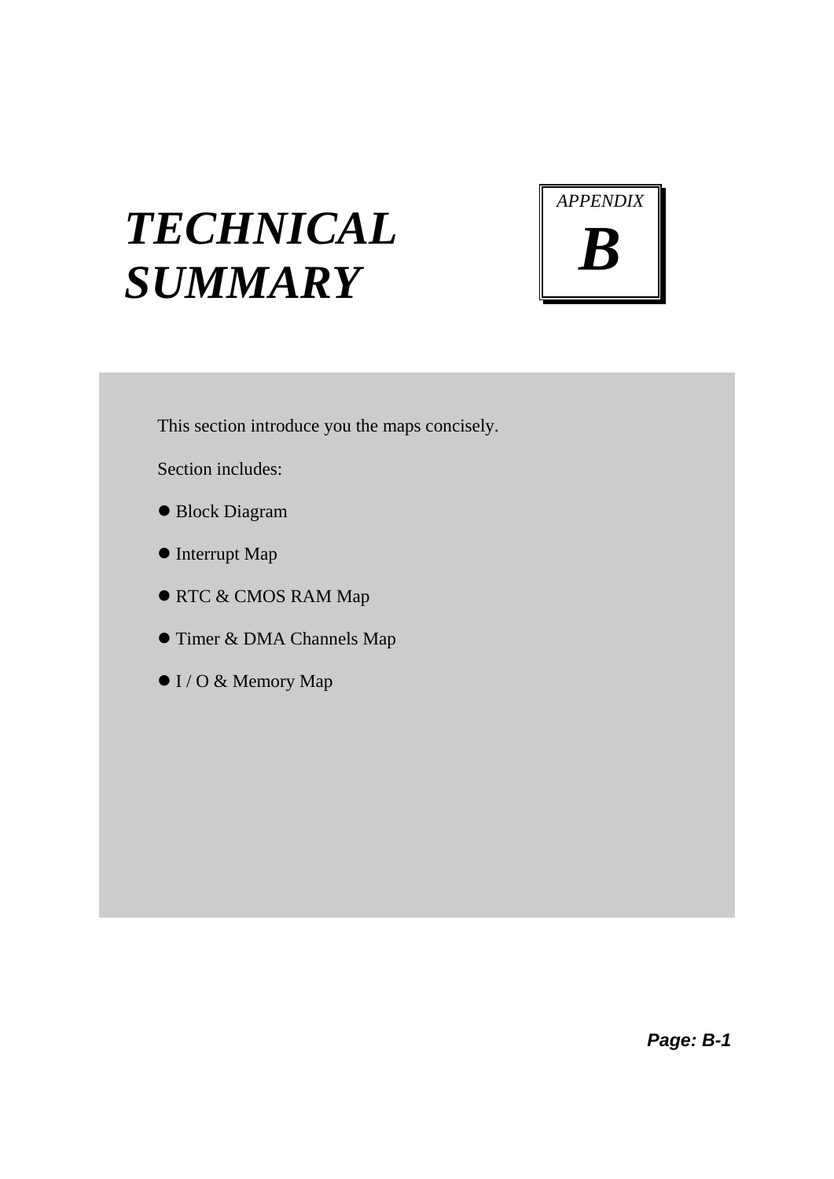# *TECHNICAL SUMMARY*

*APPENDIX*

# B

This section introduce you the maps concisely.

Section includes:

- Block Diagram
- Interrupt Map
- RTC & CMOS RAM Map
- Timer & DMA Channels Map
- I / O & Memory Map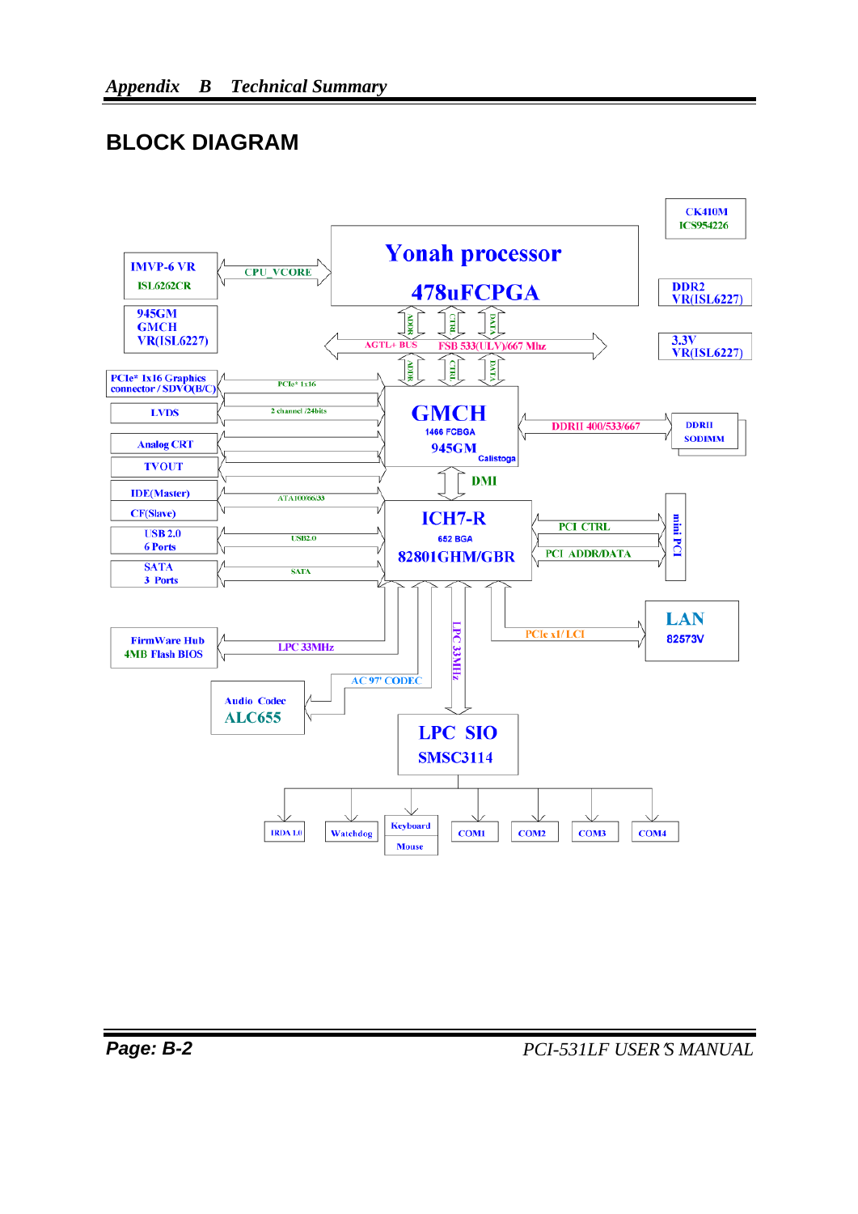## BLOCK DIAGRAM

Yonah processor
478uFCPGA

CK410M
ICS954226

IMVP-6 VR
ISL6262CR

CPU_VCORE

DDR2
VR(ISL6227)

945GM
GMCH
VR(ISL6227)

ADDR CTRL DATA

AGTL+ BUS FSB 533(ULV)/667 Mhz

3.3V
VR(ISL6227)

PCIe* Ix16 Graphics connector / SDVO(B/C)

PCIe* 1x16

LVDS

2 channel /24bits

GMCH
1466 FCBGA
945GM
Calistoga

DDRII 400/533/667

DDRII
SODIMM

Analog CRT

TVOUT

DMI

IDE(Master)

ATA100/66/33

CF(Slave)

ICH7-R
652 BGA
82801GHM/GBR

PCI CTRL

PCI ADDR/DATA

mini PCI

USB 2.0
6 Ports

USB2.0

SATA
3 Ports

SATA

LAN
82573V

PCIe x1/ LCI

FirmWare Hub
4MB Flash BIOS

LPC 33MHz

LPC 33MHz

AC 97' CODEC

Audio Codec
ALC655

LPC SIO
SMSC3114

IRDA 1.0 | Watchdog | Keyboard / Mouse | COM1 | COM2 | COM3 | COM4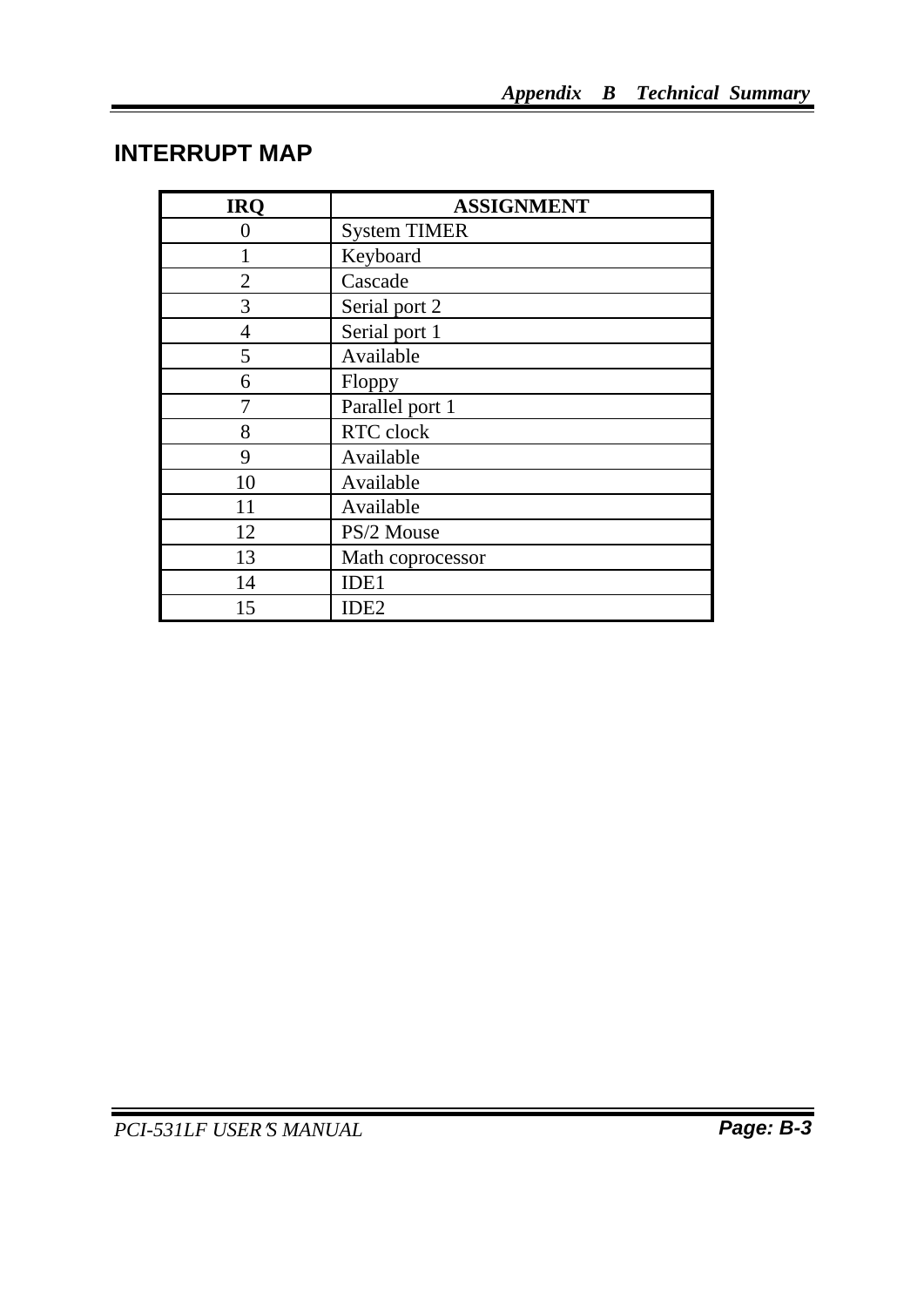## INTERRUPT MAP

| IRQ | ASSIGNMENT |
|---|---|
| 0 | System TIMER |
| 1 | Keyboard |
| 2 | Cascade |
| 3 | Serial port 2 |
| 4 | Serial port 1 |
| 5 | Available |
| 6 | Floppy |
| 7 | Parallel port 1 |
| 8 | RTC clock |
| 9 | Available |
| 10 | Available |
| 11 | Available |
| 12 | PS/2 Mouse |
| 13 | Math coprocessor |
| 14 | IDE1 |
| 15 | IDE2 |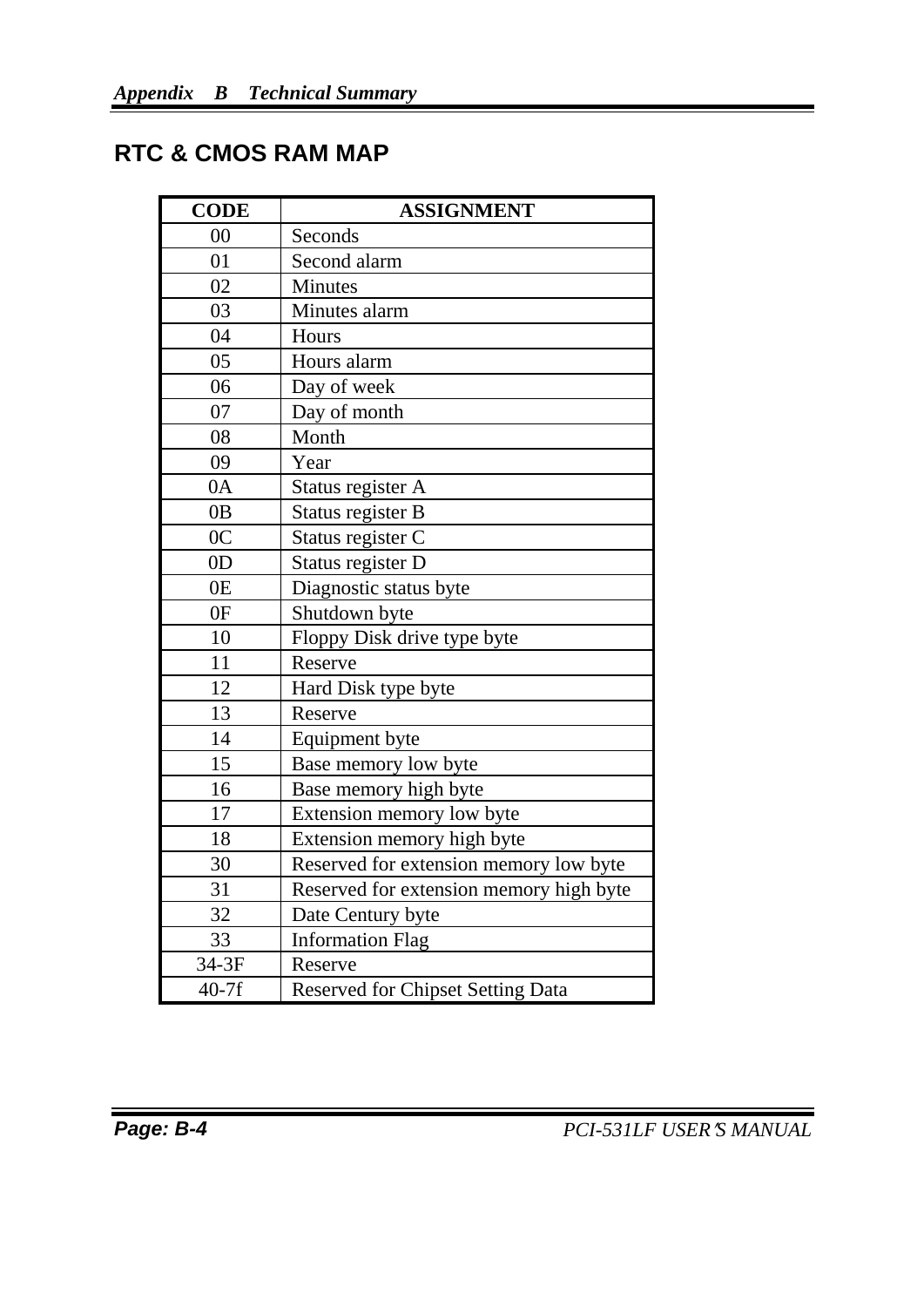## RTC & CMOS RAM MAP

| CODE | ASSIGNMENT |
|---|---|
| 00 | Seconds |
| 01 | Second alarm |
| 02 | Minutes |
| 03 | Minutes alarm |
| 04 | Hours |
| 05 | Hours alarm |
| 06 | Day of week |
| 07 | Day of month |
| 08 | Month |
| 09 | Year |
| 0A | Status register A |
| 0B | Status register B |
| 0C | Status register C |
| 0D | Status register D |
| 0E | Diagnostic status byte |
| 0F | Shutdown byte |
| 10 | Floppy Disk drive type byte |
| 11 | Reserve |
| 12 | Hard Disk type byte |
| 13 | Reserve |
| 14 | Equipment byte |
| 15 | Base memory low byte |
| 16 | Base memory high byte |
| 17 | Extension memory low byte |
| 18 | Extension memory high byte |
| 30 | Reserved for extension memory low byte |
| 31 | Reserved for extension memory high byte |
| 32 | Date Century byte |
| 33 | Information Flag |
| 34-3F | Reserve |
| 40-7f | Reserved for Chipset Setting Data |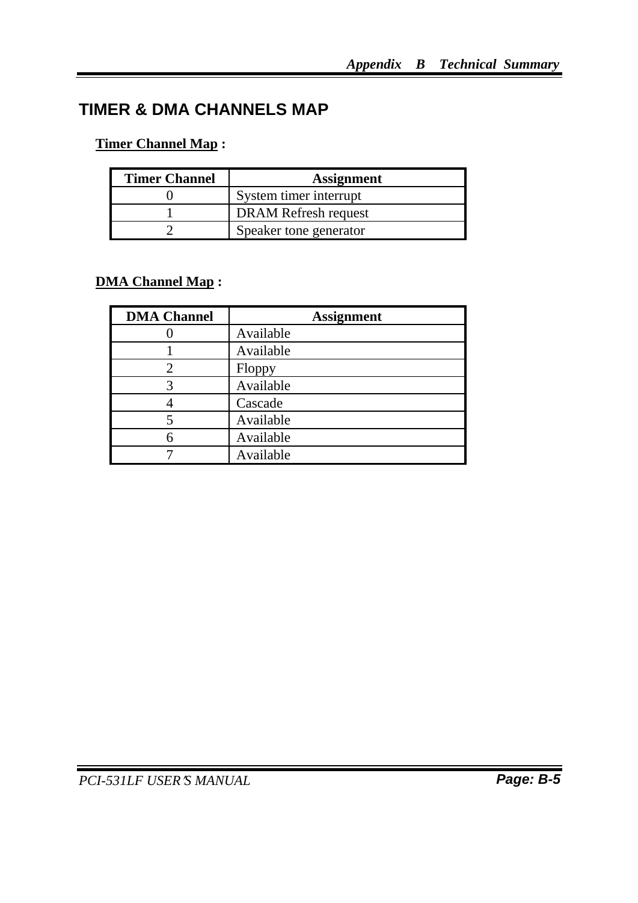# TIMER & DMA CHANNELS MAP

**Timer Channel Map :**

| Timer Channel | Assignment |
|---|---|
| 0 | System timer interrupt |
| 1 | DRAM Refresh request |
| 2 | Speaker tone generator |

**DMA Channel Map :**

| DMA Channel | Assignment |
|---|---|
| 0 | Available |
| 1 | Available |
| 2 | Floppy |
| 3 | Available |
| 4 | Cascade |
| 5 | Available |
| 6 | Available |
| 7 | Available |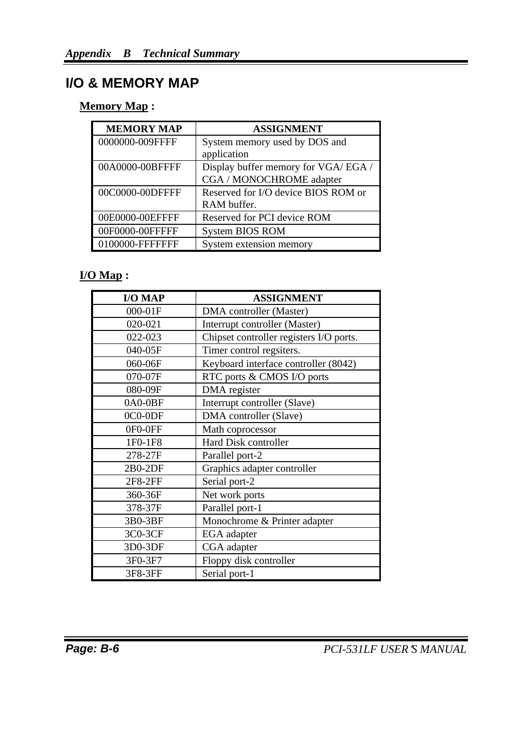# I/O & MEMORY MAP

**Memory Map :**

| MEMORY MAP | ASSIGNMENT |
|---|---|
| 0000000-009FFFF | System memory used by DOS and application |
| 00A0000-00BFFFF | Display buffer memory for VGA/ EGA / CGA / MONOCHROME adapter |
| 00C0000-00DFFFF | Reserved for I/O device BIOS ROM or RAM buffer. |
| 00E0000-00EFFFF | Reserved for PCI device ROM |
| 00F0000-00FFFFF | System BIOS ROM |
| 0100000-FFFFFFF | System extension memory |

**I/O Map :**

| I/O MAP | ASSIGNMENT |
|---|---|
| 000-01F | DMA controller (Master) |
| 020-021 | Interrupt controller (Master) |
| 022-023 | Chipset controller registers I/O ports. |
| 040-05F | Timer control regsiters. |
| 060-06F | Keyboard interface controller (8042) |
| 070-07F | RTC ports & CMOS I/O ports |
| 080-09F | DMA register |
| 0A0-0BF | Interrupt controller (Slave) |
| 0C0-0DF | DMA controller (Slave) |
| 0F0-0FF | Math coprocessor |
| 1F0-1F8 | Hard Disk controller |
| 278-27F | Parallel port-2 |
| 2B0-2DF | Graphics adapter controller |
| 2F8-2FF | Serial port-2 |
| 360-36F | Net work ports |
| 378-37F | Parallel port-1 |
| 3B0-3BF | Monochrome & Printer adapter |
| 3C0-3CF | EGA adapter |
| 3D0-3DF | CGA adapter |
| 3F0-3F7 | Floppy disk controller |
| 3F8-3FF | Serial port-1 |